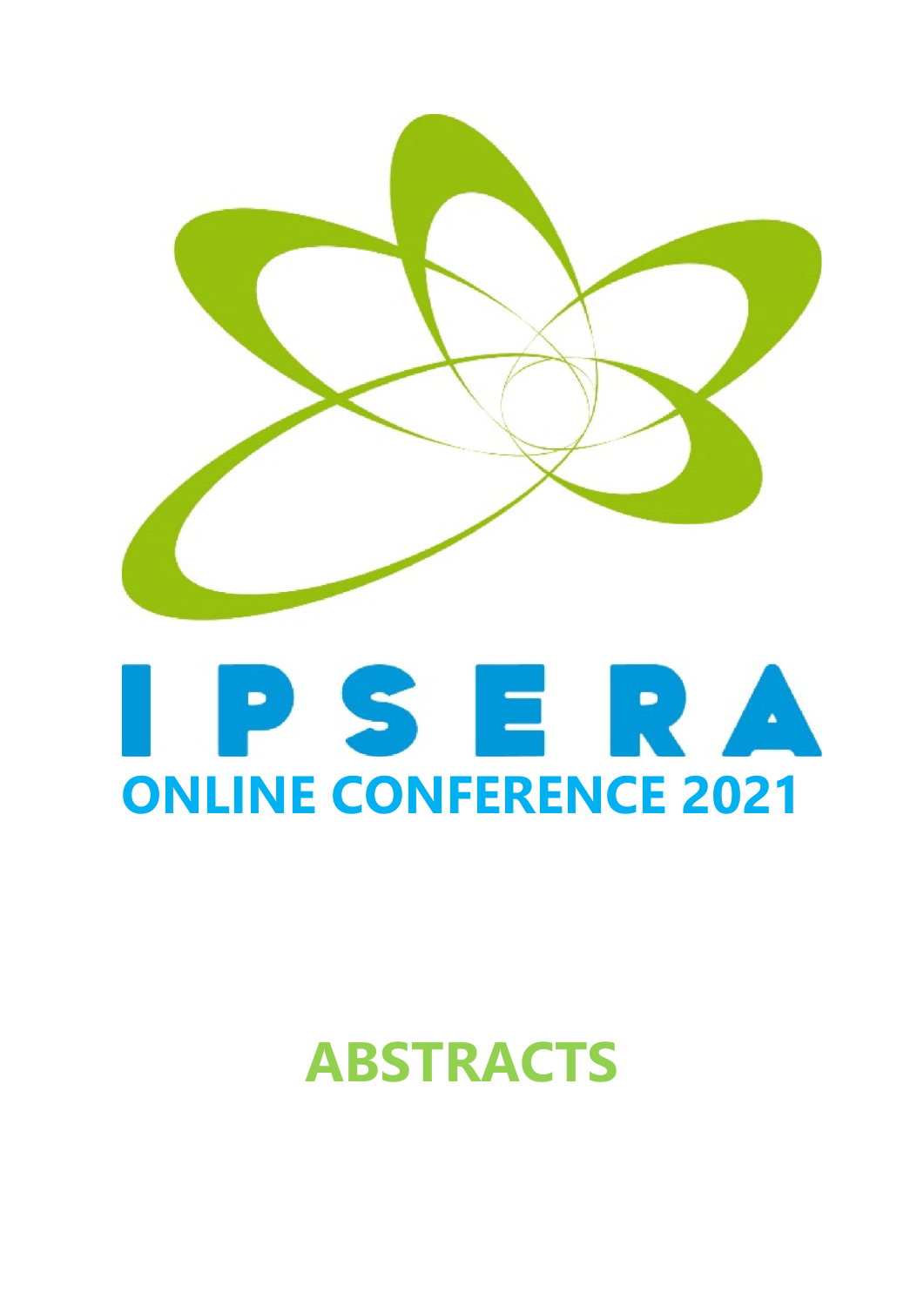# IPSERA

## ONLINE CONFERENCE 2021

# ABSTRACTS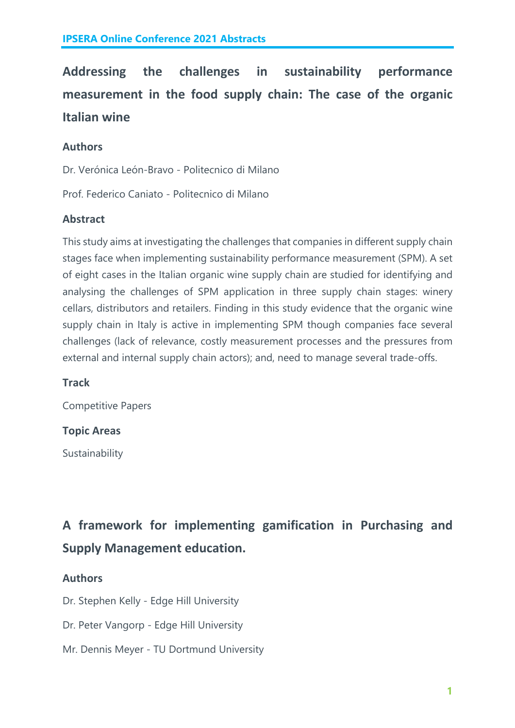# Addressing the challenges in sustainability performance measurement in the food supply chain: The case of the organic Italian wine

### Authors

Dr. Verónica León-Bravo - Politecnico di Milano

Prof. Federico Caniato - Politecnico di Milano

### Abstract

This study aims at investigating the challenges that companies in different supply chain stages face when implementing sustainability performance measurement (SPM). A set of eight cases in the Italian organic wine supply chain are studied for identifying and analysing the challenges of SPM application in three supply chain stages: winery cellars, distributors and retailers. Finding in this study evidence that the organic wine supply chain in Italy is active in implementing SPM though companies face several challenges (lack of relevance, costly measurement processes and the pressures from external and internal supply chain actors); and, need to manage several trade-offs.

### Track

Competitive Papers

### Topic Areas

Sustainability

# A framework for implementing gamification in Purchasing and Supply Management education.

### Authors

Dr. Stephen Kelly - Edge Hill University

Dr. Peter Vangorp - Edge Hill University

Mr. Dennis Meyer - TU Dortmund University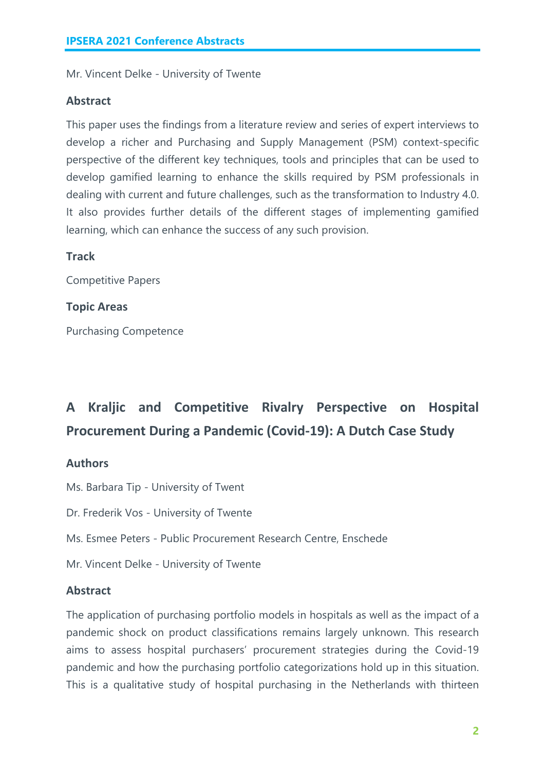Mr. Vincent Delke - University of Twente

### Abstract

This paper uses the findings from a literature review and series of expert interviews to develop a richer and Purchasing and Supply Management (PSM) context-specific perspective of the different key techniques, tools and principles that can be used to develop gamified learning to enhance the skills required by PSM professionals in dealing with current and future challenges, such as the transformation to Industry 4.0. It also provides further details of the different stages of implementing gamified learning, which can enhance the success of any such provision.

### Track

Competitive Papers

### Topic Areas

Purchasing Competence

## A Kraljic and Competitive Rivalry Perspective on Hospital Procurement During a Pandemic (Covid-19): A Dutch Case Study

### Authors

Ms. Barbara Tip - University of Twent

Dr. Frederik Vos - University of Twente

Ms. Esmee Peters - Public Procurement Research Centre, Enschede

Mr. Vincent Delke - University of Twente

### Abstract

The application of purchasing portfolio models in hospitals as well as the impact of a pandemic shock on product classifications remains largely unknown. This research aims to assess hospital purchasers' procurement strategies during the Covid-19 pandemic and how the purchasing portfolio categorizations hold up in this situation. This is a qualitative study of hospital purchasing in the Netherlands with thirteen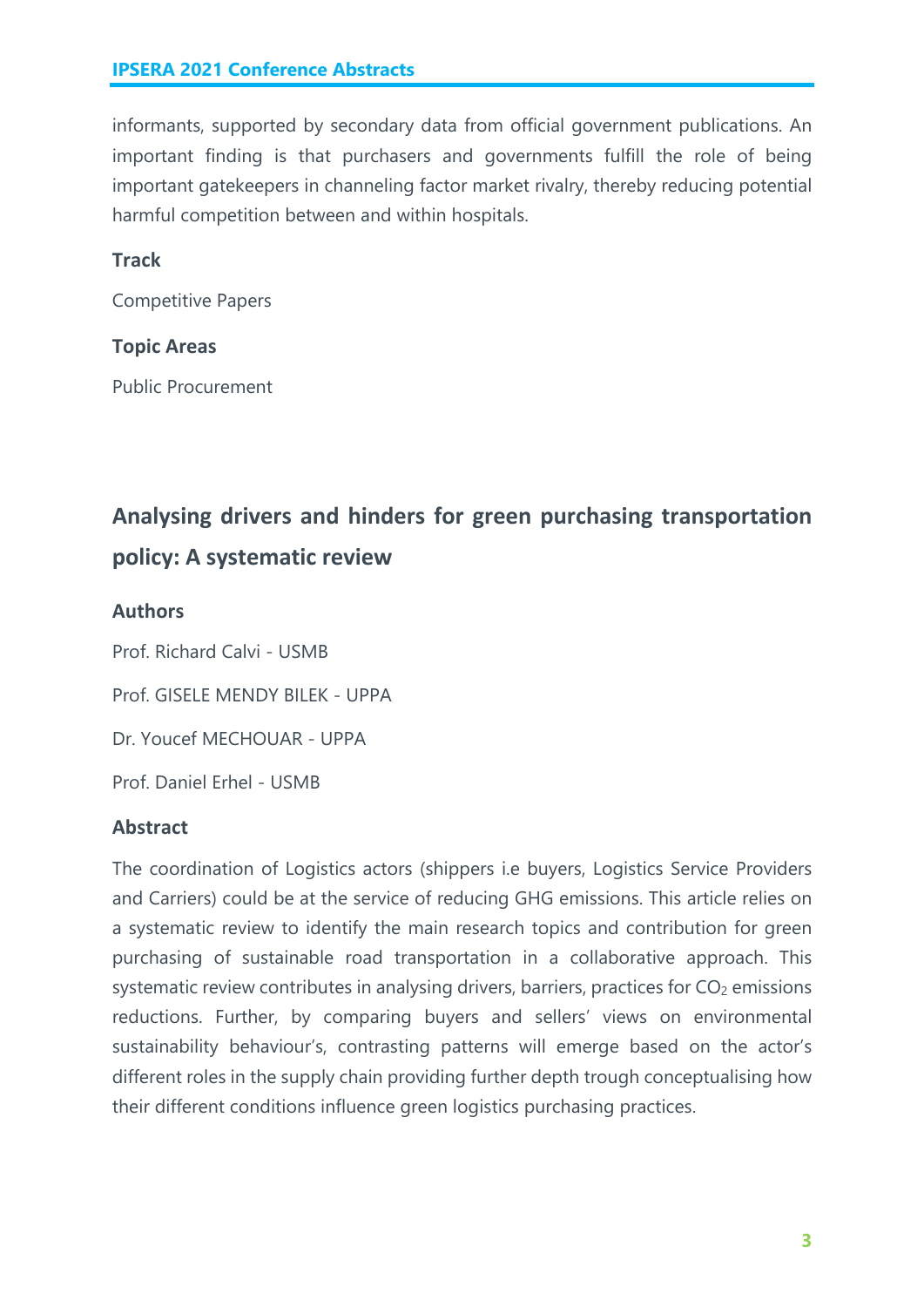informants, supported by secondary data from official government publications. An important finding is that purchasers and governments fulfill the role of being important gatekeepers in channeling factor market rivalry, thereby reducing potential harmful competition between and within hospitals.

### Track

Competitive Papers

### Topic Areas

Public Procurement

## Analysing drivers and hinders for green purchasing transportation policy: A systematic review

### Authors

Prof. Richard Calvi - USMB

Prof. GISELE MENDY BILEK - UPPA

Dr. Youcef MECHOUAR - UPPA

Prof. Daniel Erhel - USMB

### Abstract

The coordination of Logistics actors (shippers i.e buyers, Logistics Service Providers and Carriers) could be at the service of reducing GHG emissions. This article relies on a systematic review to identify the main research topics and contribution for green purchasing of sustainable road transportation in a collaborative approach. This systematic review contributes in analysing drivers, barriers, practices for $CO_2$ emissions reductions. Further, by comparing buyers and sellers' views on environmental sustainability behaviour's, contrasting patterns will emerge based on the actor's different roles in the supply chain providing further depth trough conceptualising how their different conditions influence green logistics purchasing practices.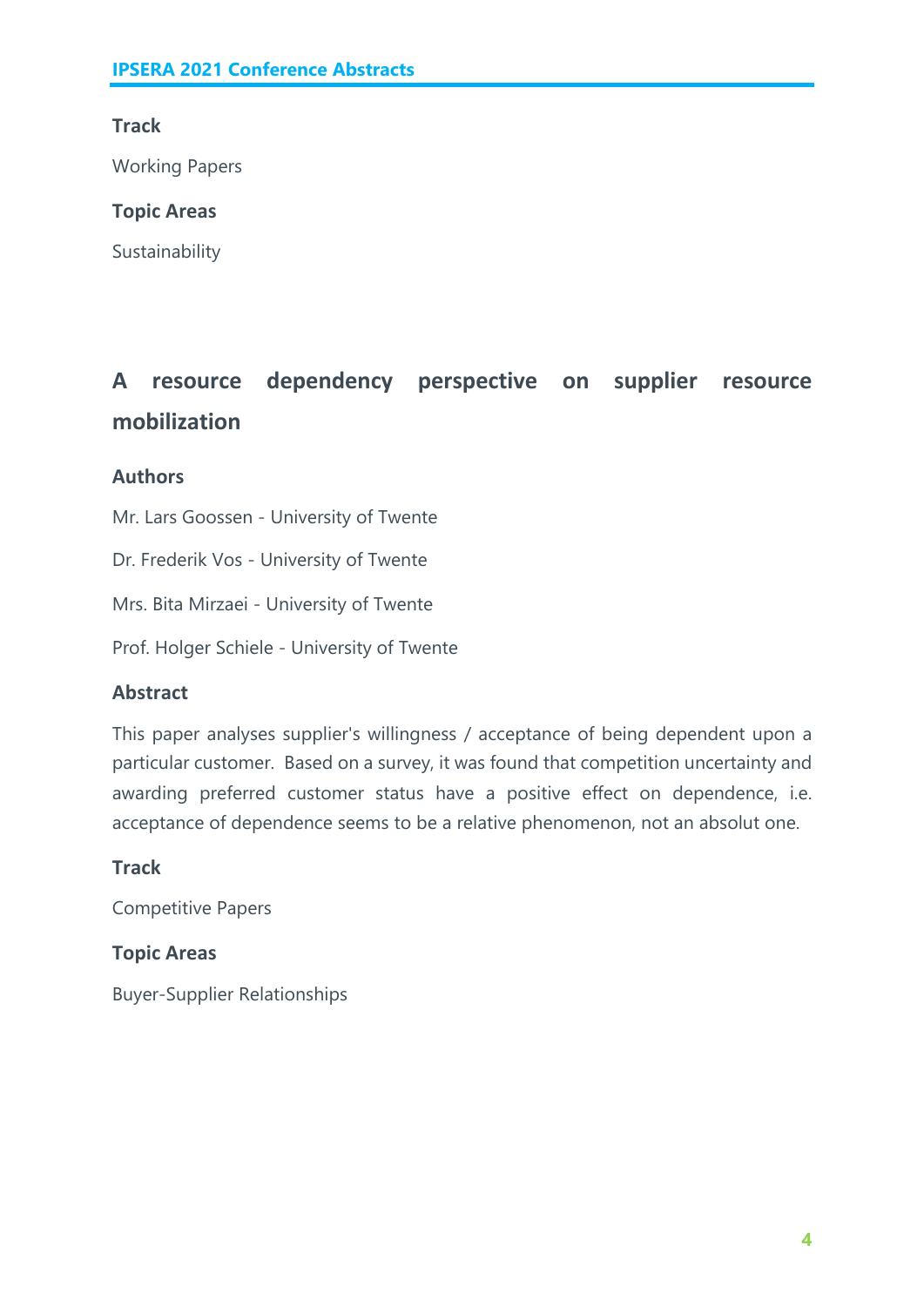**Track**

Working Papers

**Topic Areas**

Sustainability

## A resource dependency perspective on supplier resource mobilization

**Authors**

Mr. Lars Goossen - University of Twente

Dr. Frederik Vos - University of Twente

Mrs. Bita Mirzaei - University of Twente

Prof. Holger Schiele - University of Twente

**Abstract**

This paper analyses supplier's willingness / acceptance of being dependent upon a particular customer. Based on a survey, it was found that competition uncertainty and awarding preferred customer status have a positive effect on dependence, i.e. acceptance of dependence seems to be a relative phenomenon, not an absolut one.

**Track**

Competitive Papers

**Topic Areas**

Buyer-Supplier Relationships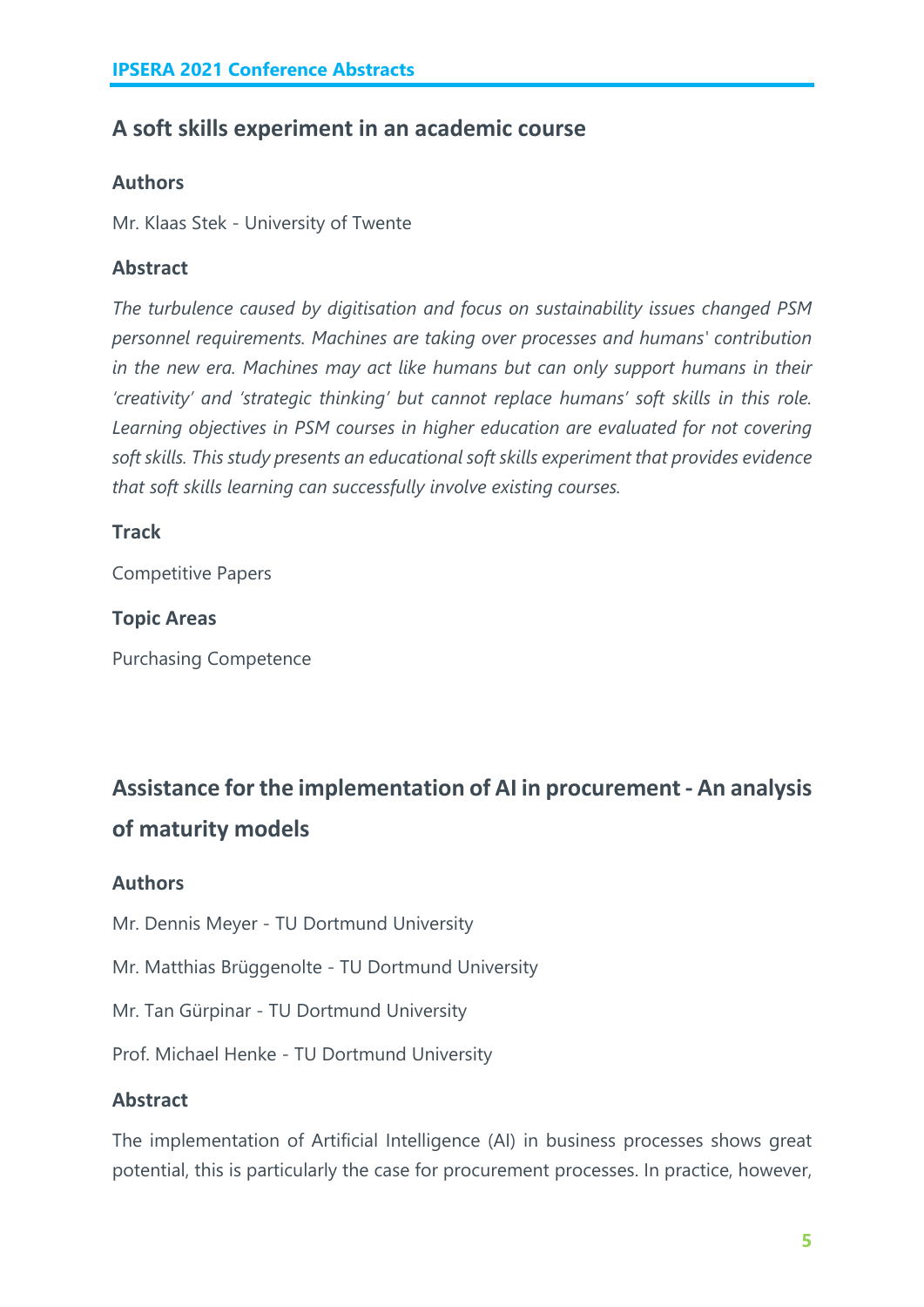## A soft skills experiment in an academic course

### Authors

Mr. Klaas Stek - University of Twente

### Abstract

*The turbulence caused by digitisation and focus on sustainability issues changed PSM personnel requirements. Machines are taking over processes and humans' contribution in the new era. Machines may act like humans but can only support humans in their 'creativity' and 'strategic thinking' but cannot replace humans' soft skills in this role. Learning objectives in PSM courses in higher education are evaluated for not covering soft skills. This study presents an educational soft skills experiment that provides evidence that soft skills learning can successfully involve existing courses.*

### Track

Competitive Papers

### Topic Areas

Purchasing Competence

## Assistance for the implementation of AI in procurement - An analysis of maturity models

### Authors

Mr. Dennis Meyer - TU Dortmund University

Mr. Matthias Brüggenolte - TU Dortmund University

Mr. Tan Gürpinar - TU Dortmund University

Prof. Michael Henke - TU Dortmund University

### Abstract

The implementation of Artificial Intelligence (AI) in business processes shows great potential, this is particularly the case for procurement processes. In practice, however,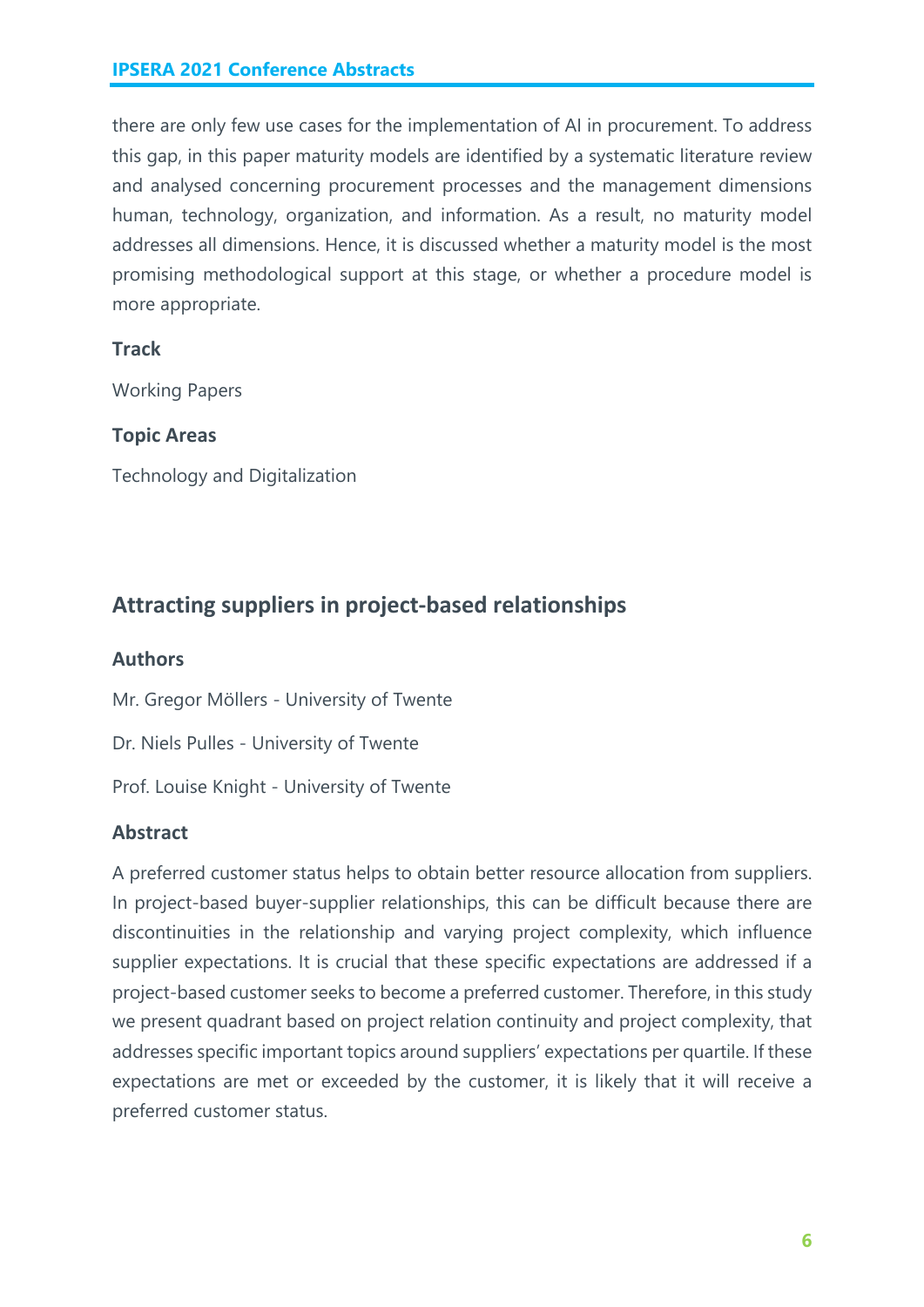there are only few use cases for the implementation of AI in procurement. To address this gap, in this paper maturity models are identified by a systematic literature review and analysed concerning procurement processes and the management dimensions human, technology, organization, and information. As a result, no maturity model addresses all dimensions. Hence, it is discussed whether a maturity model is the most promising methodological support at this stage, or whether a procedure model is more appropriate.

### Track

Working Papers

### Topic Areas

Technology and Digitalization

## Attracting suppliers in project-based relationships

### Authors

Mr. Gregor Möllers - University of Twente

Dr. Niels Pulles - University of Twente

Prof. Louise Knight - University of Twente

### Abstract

A preferred customer status helps to obtain better resource allocation from suppliers. In project-based buyer-supplier relationships, this can be difficult because there are discontinuities in the relationship and varying project complexity, which influence supplier expectations. It is crucial that these specific expectations are addressed if a project-based customer seeks to become a preferred customer. Therefore, in this study we present quadrant based on project relation continuity and project complexity, that addresses specific important topics around suppliers' expectations per quartile. If these expectations are met or exceeded by the customer, it is likely that it will receive a preferred customer status.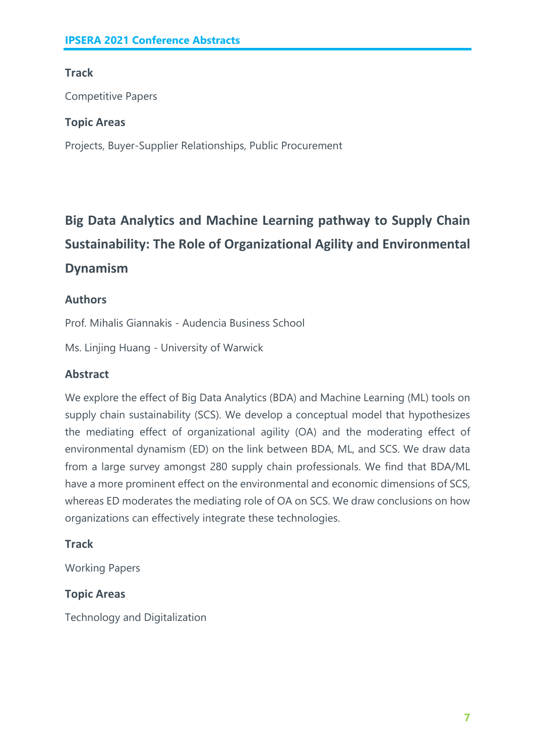### Track

Competitive Papers

### Topic Areas

Projects, Buyer-Supplier Relationships, Public Procurement

## Big Data Analytics and Machine Learning pathway to Supply Chain Sustainability: The Role of Organizational Agility and Environmental Dynamism

### Authors

Prof. Mihalis Giannakis - Audencia Business School

Ms. Linjing Huang - University of Warwick

### Abstract

We explore the effect of Big Data Analytics (BDA) and Machine Learning (ML) tools on supply chain sustainability (SCS). We develop a conceptual model that hypothesizes the mediating effect of organizational agility (OA) and the moderating effect of environmental dynamism (ED) on the link between BDA, ML, and SCS. We draw data from a large survey amongst 280 supply chain professionals. We find that BDA/ML have a more prominent effect on the environmental and economic dimensions of SCS, whereas ED moderates the mediating role of OA on SCS. We draw conclusions on how organizations can effectively integrate these technologies.

### Track

Working Papers

### Topic Areas

Technology and Digitalization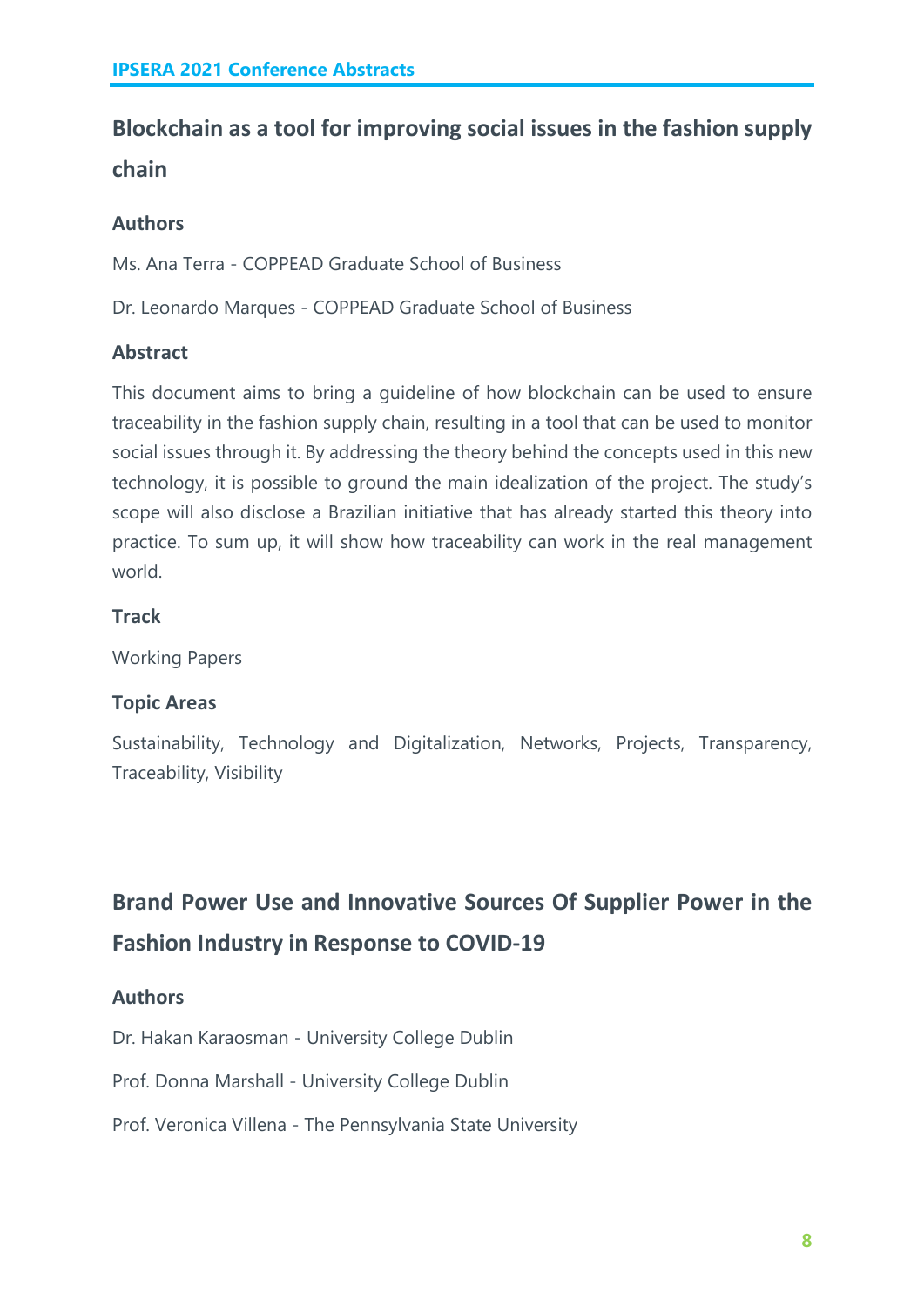## Blockchain as a tool for improving social issues in the fashion supply chain

### Authors

Ms. Ana Terra - COPPEAD Graduate School of Business

Dr. Leonardo Marques - COPPEAD Graduate School of Business

### Abstract

This document aims to bring a guideline of how blockchain can be used to ensure traceability in the fashion supply chain, resulting in a tool that can be used to monitor social issues through it. By addressing the theory behind the concepts used in this new technology, it is possible to ground the main idealization of the project. The study's scope will also disclose a Brazilian initiative that has already started this theory into practice. To sum up, it will show how traceability can work in the real management world.

### Track

Working Papers

### Topic Areas

Sustainability, Technology and Digitalization, Networks, Projects, Transparency, Traceability, Visibility

## Brand Power Use and Innovative Sources Of Supplier Power in the Fashion Industry in Response to COVID-19

### Authors

Dr. Hakan Karaosman - University College Dublin

Prof. Donna Marshall - University College Dublin

Prof. Veronica Villena - The Pennsylvania State University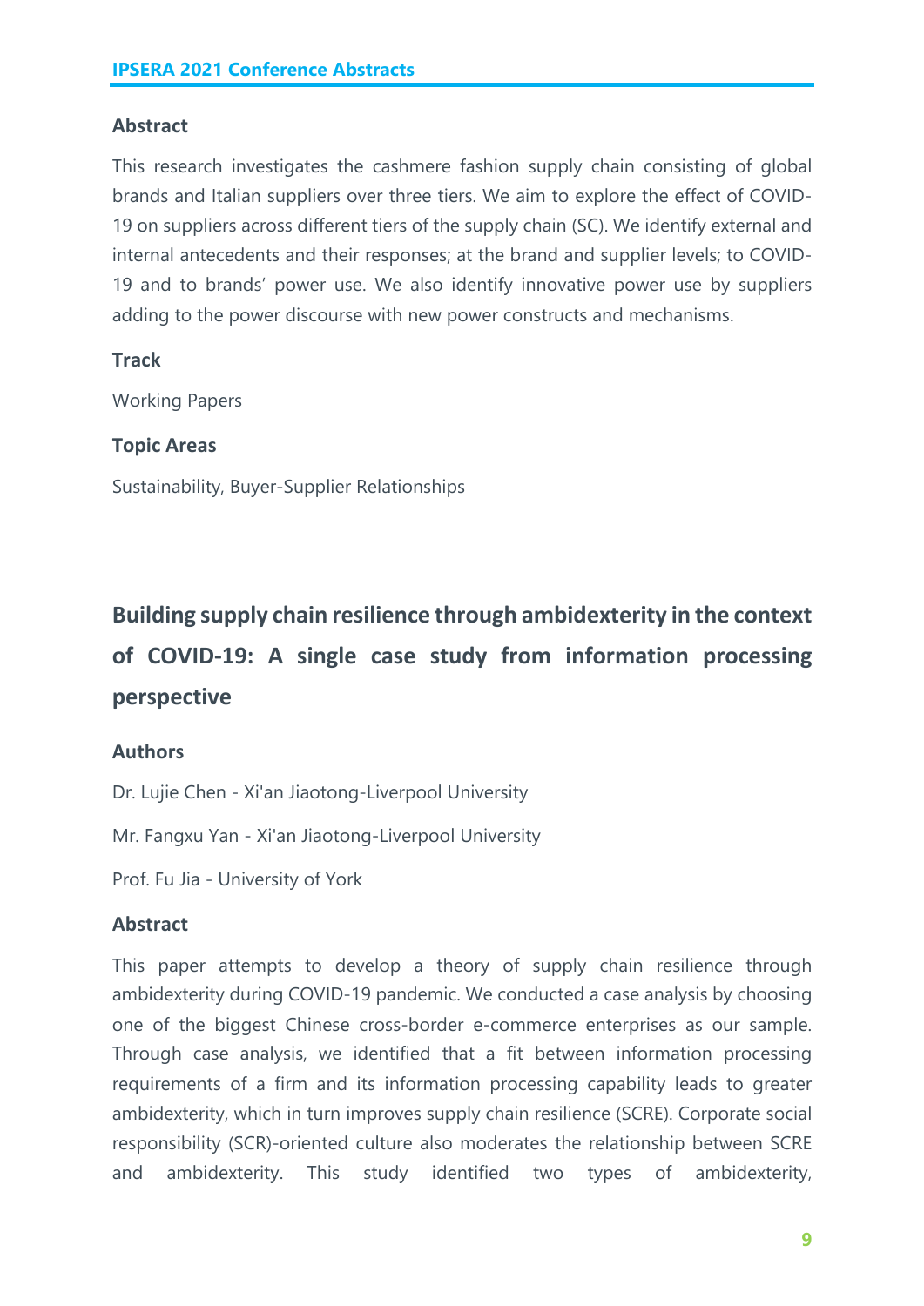### Abstract

This research investigates the cashmere fashion supply chain consisting of global brands and Italian suppliers over three tiers. We aim to explore the effect of COVID-19 on suppliers across different tiers of the supply chain (SC). We identify external and internal antecedents and their responses; at the brand and supplier levels; to COVID-19 and to brands' power use. We also identify innovative power use by suppliers adding to the power discourse with new power constructs and mechanisms.

### Track

Working Papers

### Topic Areas

Sustainability, Buyer-Supplier Relationships

## Building supply chain resilience through ambidexterity in the context of COVID-19: A single case study from information processing perspective

### Authors

Dr. Lujie Chen - Xi'an Jiaotong-Liverpool University

Mr. Fangxu Yan - Xi'an Jiaotong-Liverpool University

Prof. Fu Jia - University of York

### Abstract

This paper attempts to develop a theory of supply chain resilience through ambidexterity during COVID-19 pandemic. We conducted a case analysis by choosing one of the biggest Chinese cross-border e-commerce enterprises as our sample. Through case analysis, we identified that a fit between information processing requirements of a firm and its information processing capability leads to greater ambidexterity, which in turn improves supply chain resilience (SCRE). Corporate social responsibility (SCR)-oriented culture also moderates the relationship between SCRE and ambidexterity. This study identified two types of ambidexterity,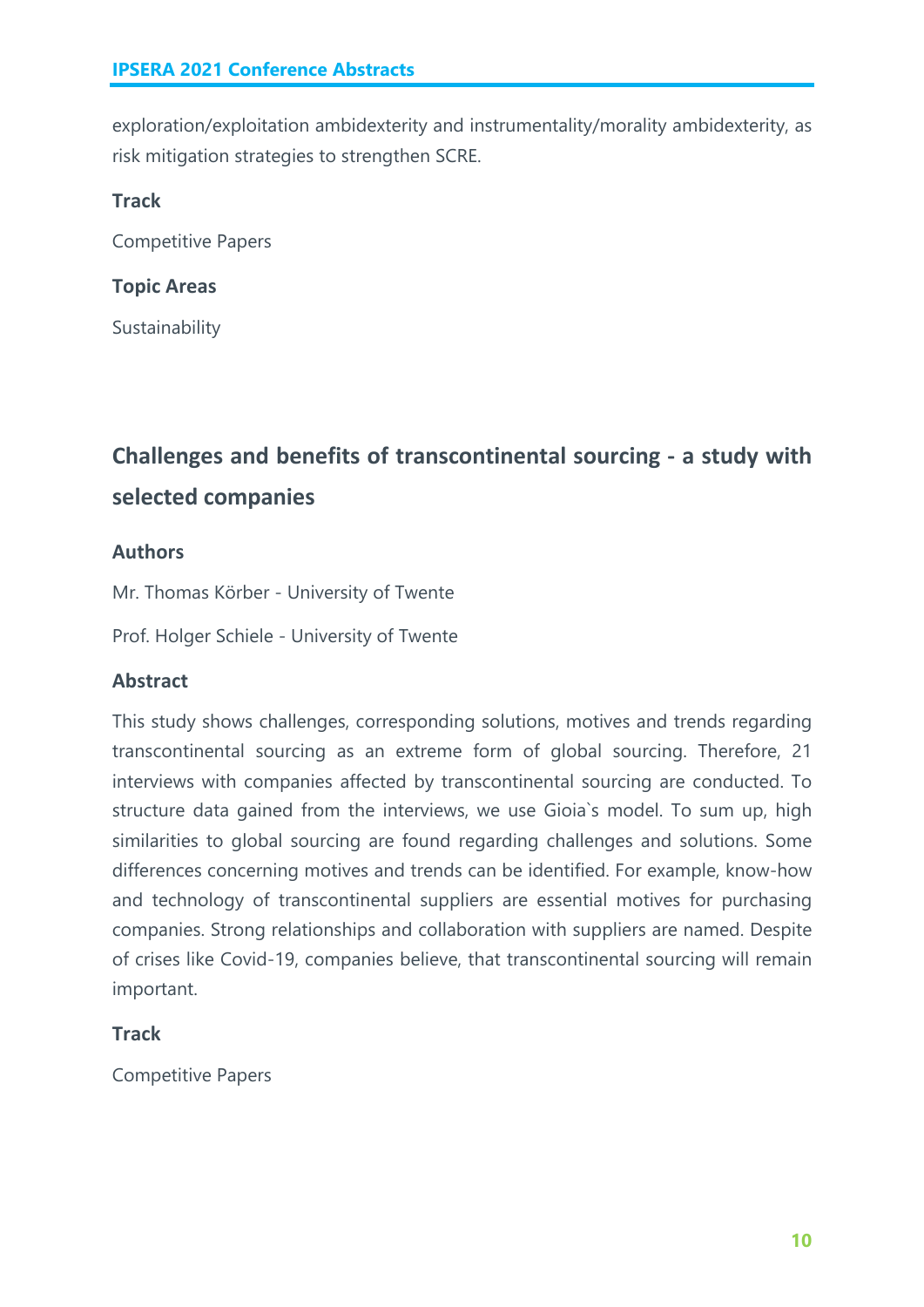exploration/exploitation ambidexterity and instrumentality/morality ambidexterity, as risk mitigation strategies to strengthen SCRE.

### Track

Competitive Papers

### Topic Areas

Sustainability

## Challenges and benefits of transcontinental sourcing - a study with selected companies

### Authors

Mr. Thomas Körber - University of Twente

Prof. Holger Schiele - University of Twente

### Abstract

This study shows challenges, corresponding solutions, motives and trends regarding transcontinental sourcing as an extreme form of global sourcing. Therefore, 21 interviews with companies affected by transcontinental sourcing are conducted. To structure data gained from the interviews, we use Gioia`s model. To sum up, high similarities to global sourcing are found regarding challenges and solutions. Some differences concerning motives and trends can be identified. For example, know-how and technology of transcontinental suppliers are essential motives for purchasing companies. Strong relationships and collaboration with suppliers are named. Despite of crises like Covid-19, companies believe, that transcontinental sourcing will remain important.

### Track

Competitive Papers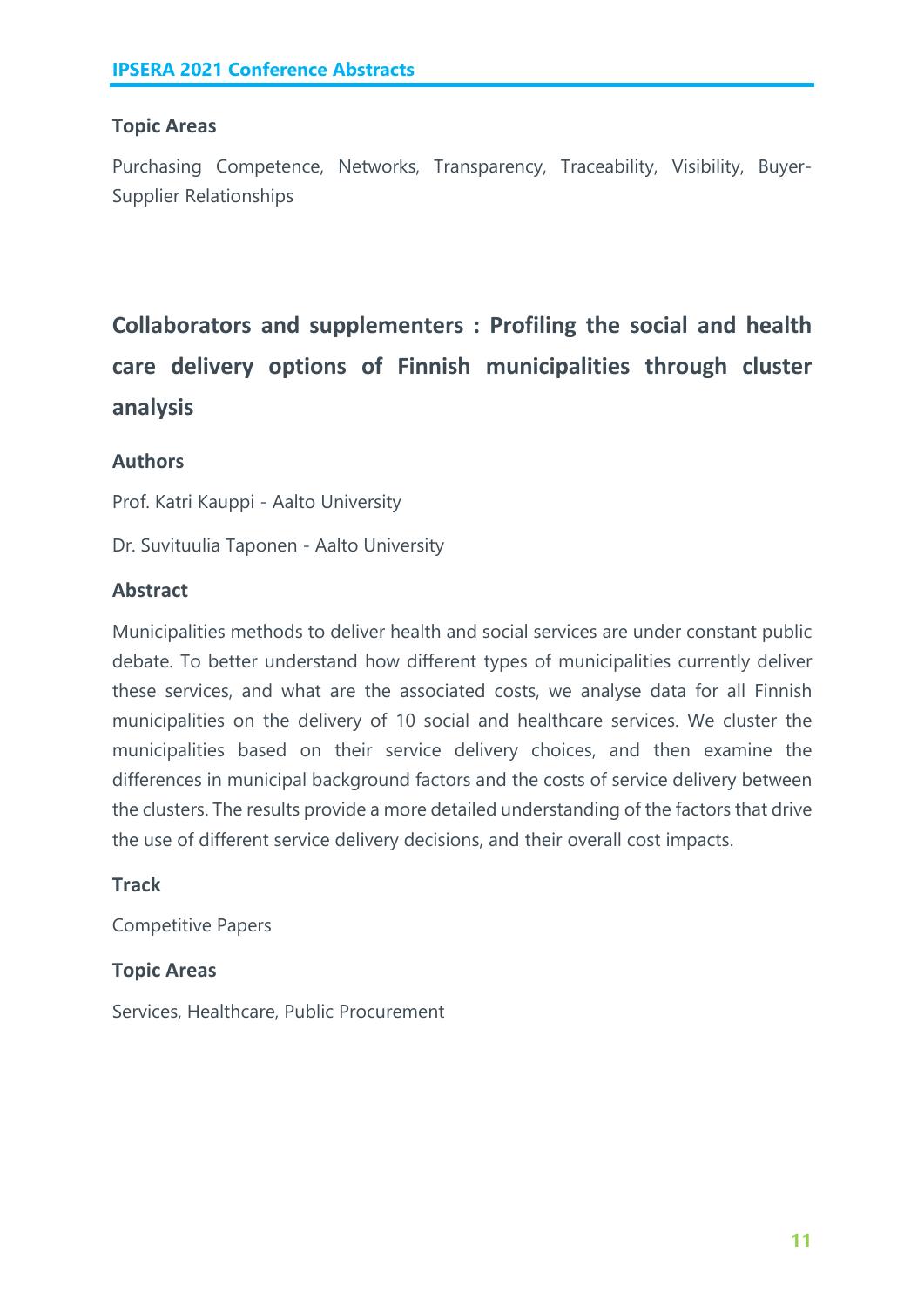### Topic Areas

Purchasing Competence, Networks, Transparency, Traceability, Visibility, Buyer-Supplier Relationships

## Collaborators and supplementers : Profiling the social and health care delivery options of Finnish municipalities through cluster analysis

### Authors

Prof. Katri Kauppi - Aalto University

Dr. Suvituulia Taponen - Aalto University

### Abstract

Municipalities methods to deliver health and social services are under constant public debate. To better understand how different types of municipalities currently deliver these services, and what are the associated costs, we analyse data for all Finnish municipalities on the delivery of 10 social and healthcare services. We cluster the municipalities based on their service delivery choices, and then examine the differences in municipal background factors and the costs of service delivery between the clusters. The results provide a more detailed understanding of the factors that drive the use of different service delivery decisions, and their overall cost impacts.

### Track

Competitive Papers

### Topic Areas

Services, Healthcare, Public Procurement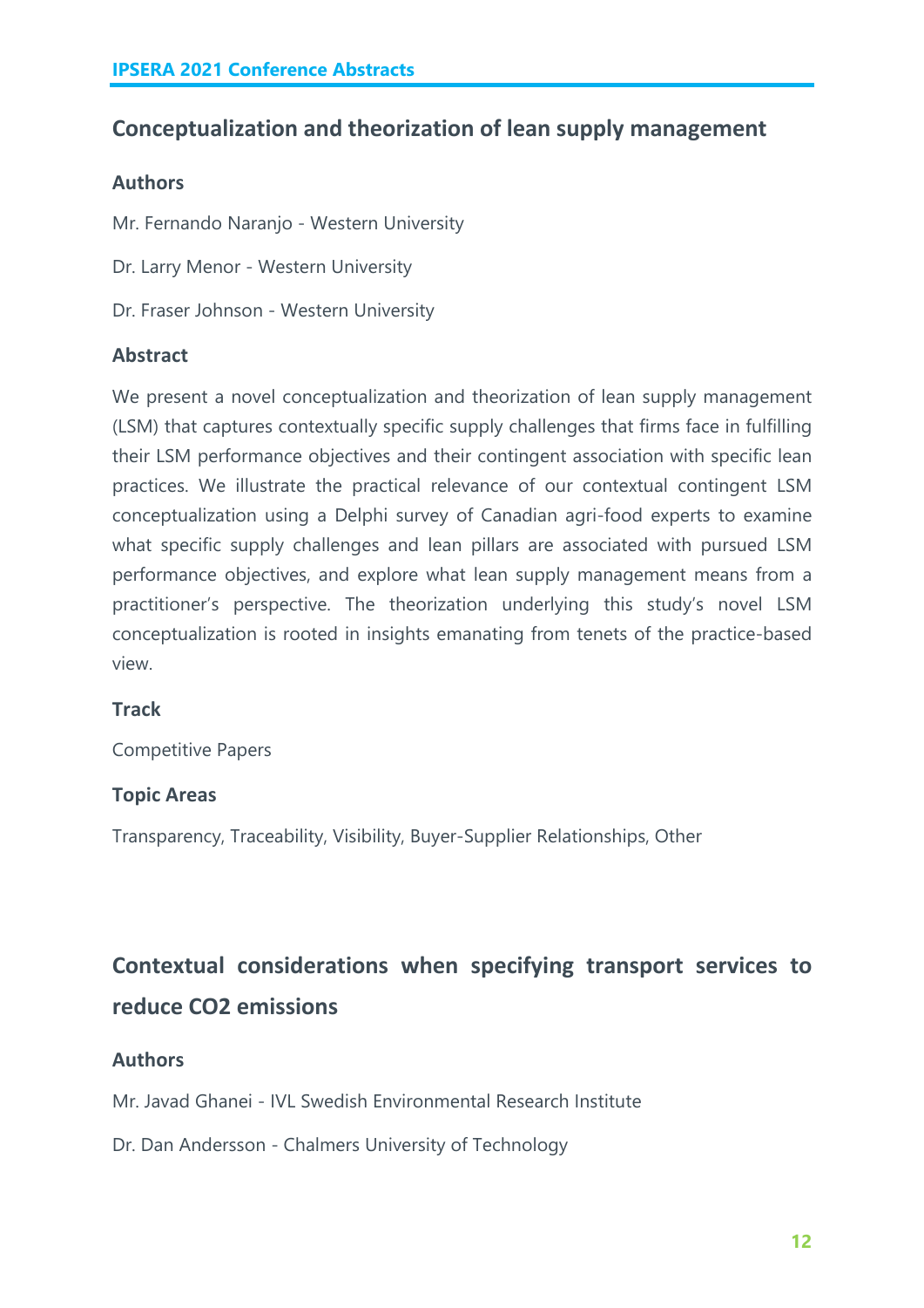## Conceptualization and theorization of lean supply management

### Authors

Mr. Fernando Naranjo - Western University

Dr. Larry Menor - Western University

Dr. Fraser Johnson - Western University

### Abstract

We present a novel conceptualization and theorization of lean supply management (LSM) that captures contextually specific supply challenges that firms face in fulfilling their LSM performance objectives and their contingent association with specific lean practices. We illustrate the practical relevance of our contextual contingent LSM conceptualization using a Delphi survey of Canadian agri-food experts to examine what specific supply challenges and lean pillars are associated with pursued LSM performance objectives, and explore what lean supply management means from a practitioner's perspective. The theorization underlying this study's novel LSM conceptualization is rooted in insights emanating from tenets of the practice-based view.

### Track

Competitive Papers

### Topic Areas

Transparency, Traceability, Visibility, Buyer-Supplier Relationships, Other

## Contextual considerations when specifying transport services to reduce CO2 emissions

### Authors

Mr. Javad Ghanei - IVL Swedish Environmental Research Institute

Dr. Dan Andersson - Chalmers University of Technology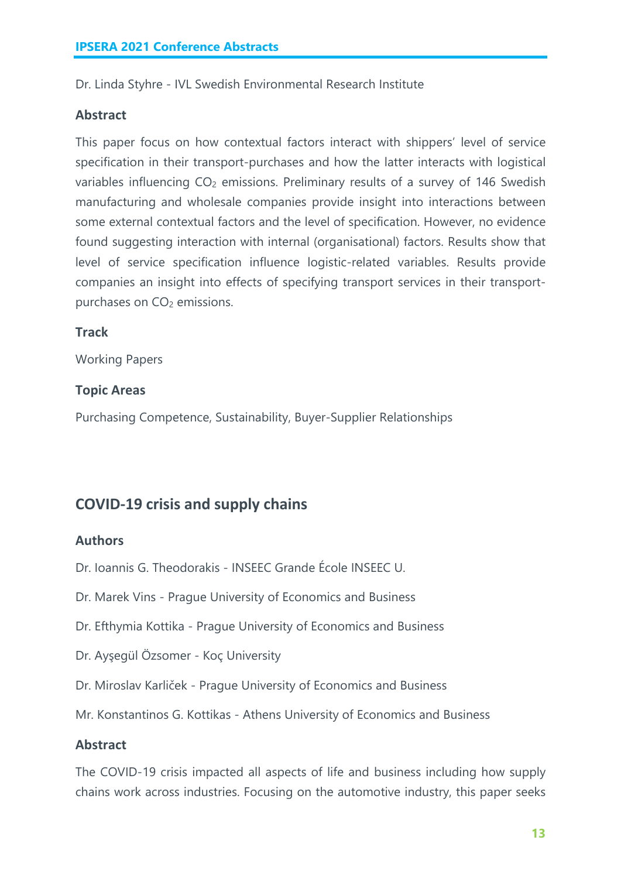Dr. Linda Styhre - IVL Swedish Environmental Research Institute

### Abstract

This paper focus on how contextual factors interact with shippers' level of service specification in their transport-purchases and how the latter interacts with logistical variables influencing $CO_2$ emissions. Preliminary results of a survey of 146 Swedish manufacturing and wholesale companies provide insight into interactions between some external contextual factors and the level of specification. However, no evidence found suggesting interaction with internal (organisational) factors. Results show that level of service specification influence logistic-related variables. Results provide companies an insight into effects of specifying transport services in their transport-purchases on $CO_2$ emissions.

### Track

Working Papers

### Topic Areas

Purchasing Competence, Sustainability, Buyer-Supplier Relationships

## COVID-19 crisis and supply chains

### Authors

Dr. Ioannis G. Theodorakis - INSEEC Grande École INSEEC U.

Dr. Marek Vins - Prague University of Economics and Business

Dr. Efthymia Kottika - Prague University of Economics and Business

Dr. Ayşegül Özsomer - Koç University

Dr. Miroslav Karliček - Prague University of Economics and Business

Mr. Konstantinos G. Kottikas - Athens University of Economics and Business

### Abstract

The COVID-19 crisis impacted all aspects of life and business including how supply chains work across industries. Focusing on the automotive industry, this paper seeks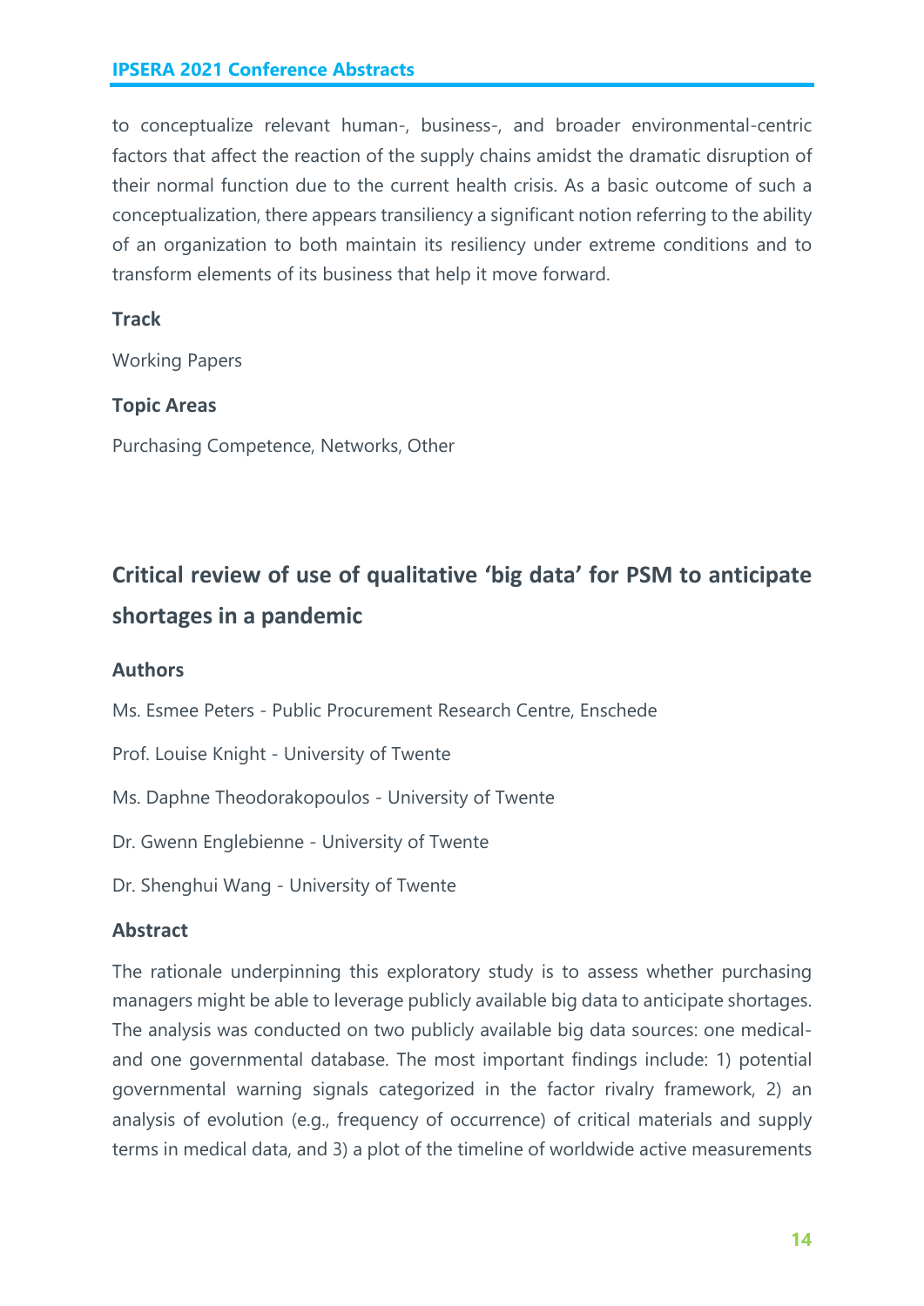to conceptualize relevant human-, business-, and broader environmental-centric factors that affect the reaction of the supply chains amidst the dramatic disruption of their normal function due to the current health crisis. As a basic outcome of such a conceptualization, there appears transiliency a significant notion referring to the ability of an organization to both maintain its resiliency under extreme conditions and to transform elements of its business that help it move forward.

### Track

Working Papers

### Topic Areas

Purchasing Competence, Networks, Other

## Critical review of use of qualitative 'big data' for PSM to anticipate shortages in a pandemic

### Authors

Ms. Esmee Peters - Public Procurement Research Centre, Enschede

Prof. Louise Knight - University of Twente

Ms. Daphne Theodorakopoulos - University of Twente

Dr. Gwenn Englebienne - University of Twente

Dr. Shenghui Wang - University of Twente

### Abstract

The rationale underpinning this exploratory study is to assess whether purchasing managers might be able to leverage publicly available big data to anticipate shortages. The analysis was conducted on two publicly available big data sources: one medical- and one governmental database. The most important findings include: 1) potential governmental warning signals categorized in the factor rivalry framework, 2) an analysis of evolution (e.g., frequency of occurrence) of critical materials and supply terms in medical data, and 3) a plot of the timeline of worldwide active measurements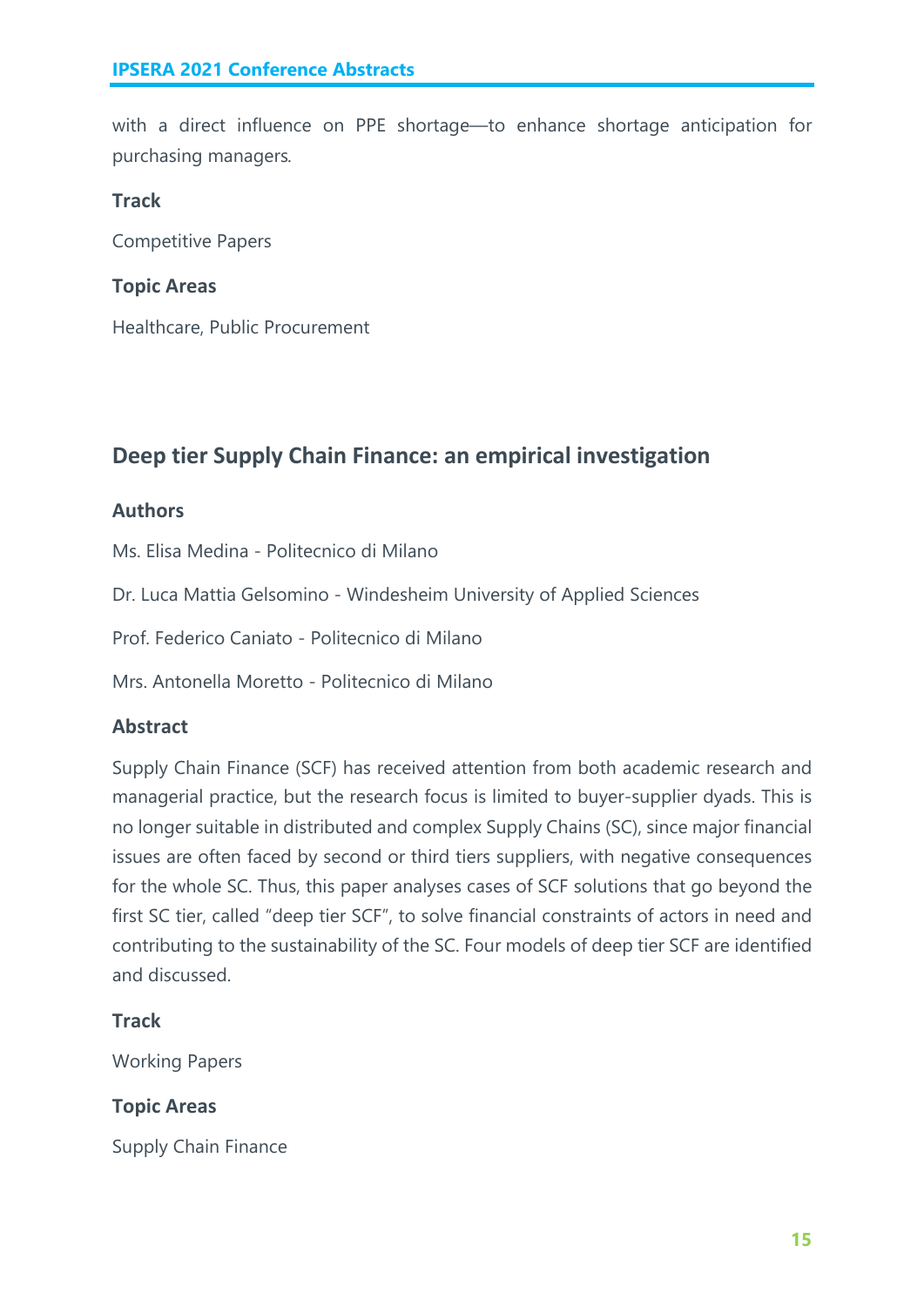with a direct influence on PPE shortage—to enhance shortage anticipation for purchasing managers.

### Track

Competitive Papers

### Topic Areas

Healthcare, Public Procurement

## Deep tier Supply Chain Finance: an empirical investigation

### Authors

Ms. Elisa Medina - Politecnico di Milano

Dr. Luca Mattia Gelsomino - Windesheim University of Applied Sciences

Prof. Federico Caniato - Politecnico di Milano

Mrs. Antonella Moretto - Politecnico di Milano

### Abstract

Supply Chain Finance (SCF) has received attention from both academic research and managerial practice, but the research focus is limited to buyer-supplier dyads. This is no longer suitable in distributed and complex Supply Chains (SC), since major financial issues are often faced by second or third tiers suppliers, with negative consequences for the whole SC. Thus, this paper analyses cases of SCF solutions that go beyond the first SC tier, called "deep tier SCF", to solve financial constraints of actors in need and contributing to the sustainability of the SC. Four models of deep tier SCF are identified and discussed.

### Track

Working Papers

### Topic Areas

Supply Chain Finance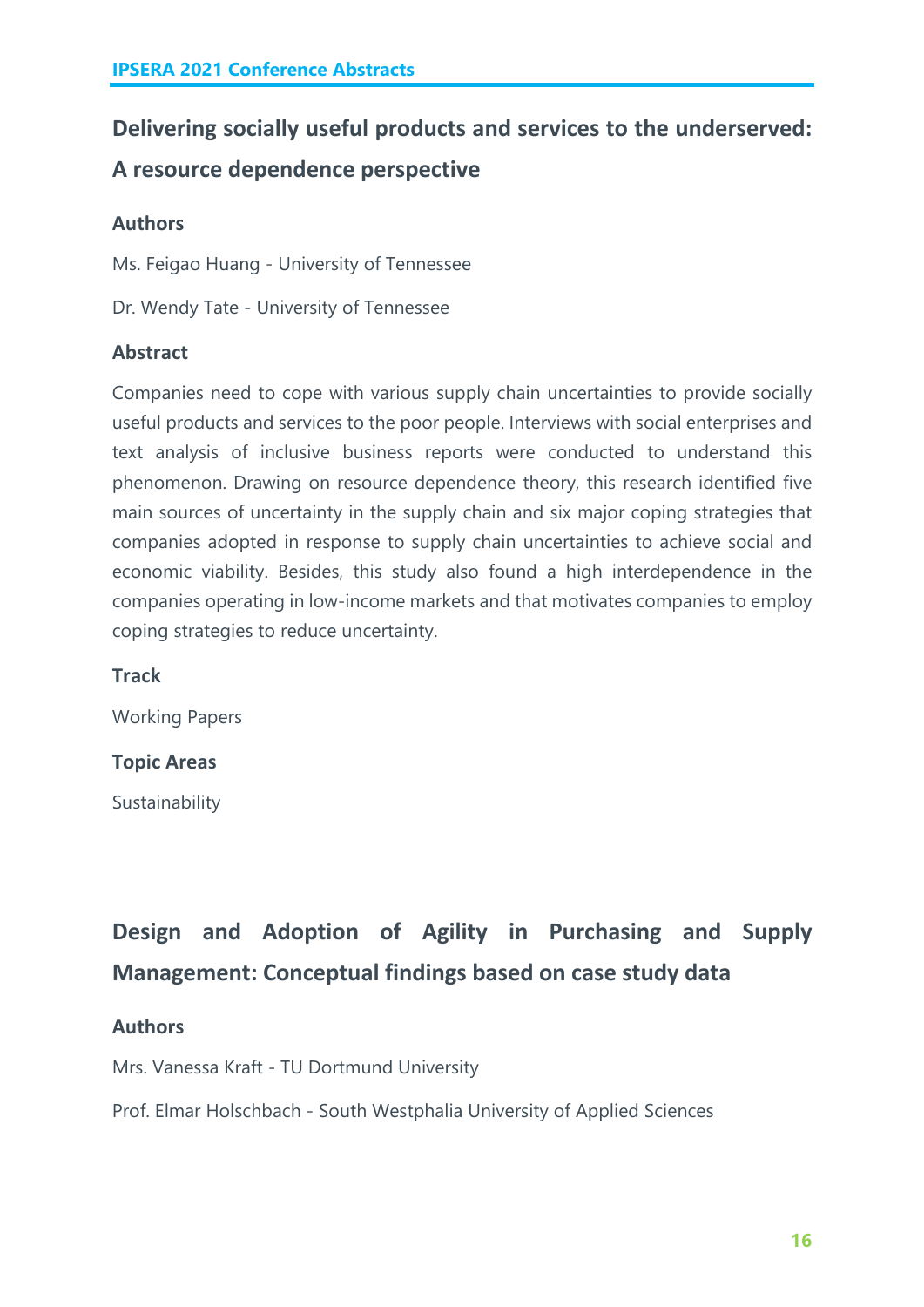## Delivering socially useful products and services to the underserved: A resource dependence perspective

### Authors

Ms. Feigao Huang - University of Tennessee

Dr. Wendy Tate - University of Tennessee

### Abstract

Companies need to cope with various supply chain uncertainties to provide socially useful products and services to the poor people. Interviews with social enterprises and text analysis of inclusive business reports were conducted to understand this phenomenon. Drawing on resource dependence theory, this research identified five main sources of uncertainty in the supply chain and six major coping strategies that companies adopted in response to supply chain uncertainties to achieve social and economic viability. Besides, this study also found a high interdependence in the companies operating in low-income markets and that motivates companies to employ coping strategies to reduce uncertainty.

### Track

Working Papers

### Topic Areas

Sustainability

## Design and Adoption of Agility in Purchasing and Supply Management: Conceptual findings based on case study data

### Authors

Mrs. Vanessa Kraft - TU Dortmund University

Prof. Elmar Holschbach - South Westphalia University of Applied Sciences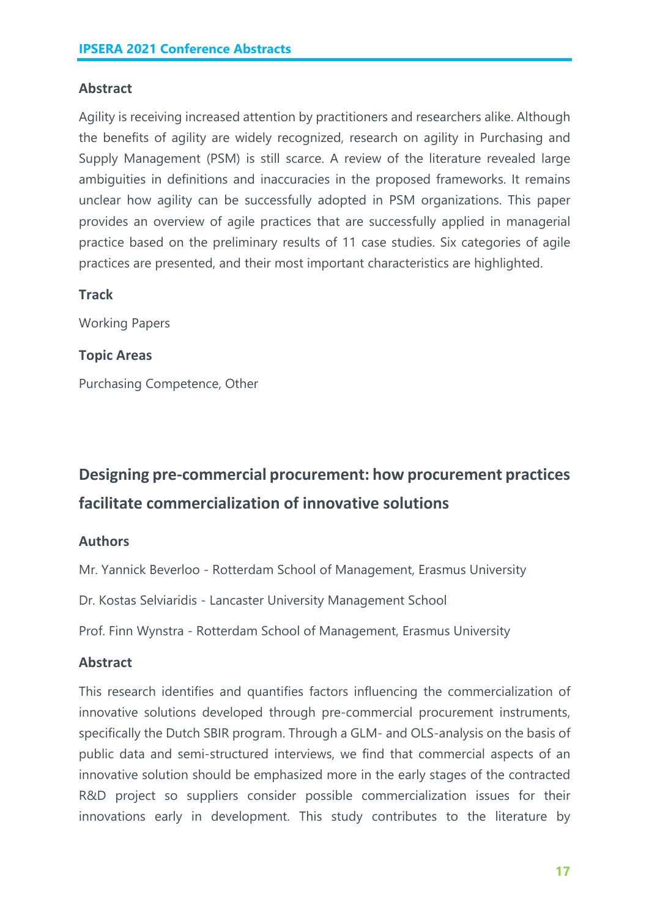### Abstract

Agility is receiving increased attention by practitioners and researchers alike. Although the benefits of agility are widely recognized, research on agility in Purchasing and Supply Management (PSM) is still scarce. A review of the literature revealed large ambiguities in definitions and inaccuracies in the proposed frameworks. It remains unclear how agility can be successfully adopted in PSM organizations. This paper provides an overview of agile practices that are successfully applied in managerial practice based on the preliminary results of 11 case studies. Six categories of agile practices are presented, and their most important characteristics are highlighted.

### Track

Working Papers

### Topic Areas

Purchasing Competence, Other

## Designing pre-commercial procurement: how procurement practices facilitate commercialization of innovative solutions

### Authors

Mr. Yannick Beverloo - Rotterdam School of Management, Erasmus University

Dr. Kostas Selviaridis - Lancaster University Management School

Prof. Finn Wynstra - Rotterdam School of Management, Erasmus University

### Abstract

This research identifies and quantifies factors influencing the commercialization of innovative solutions developed through pre-commercial procurement instruments, specifically the Dutch SBIR program. Through a GLM- and OLS-analysis on the basis of public data and semi-structured interviews, we find that commercial aspects of an innovative solution should be emphasized more in the early stages of the contracted R&D project so suppliers consider possible commercialization issues for their innovations early in development. This study contributes to the literature by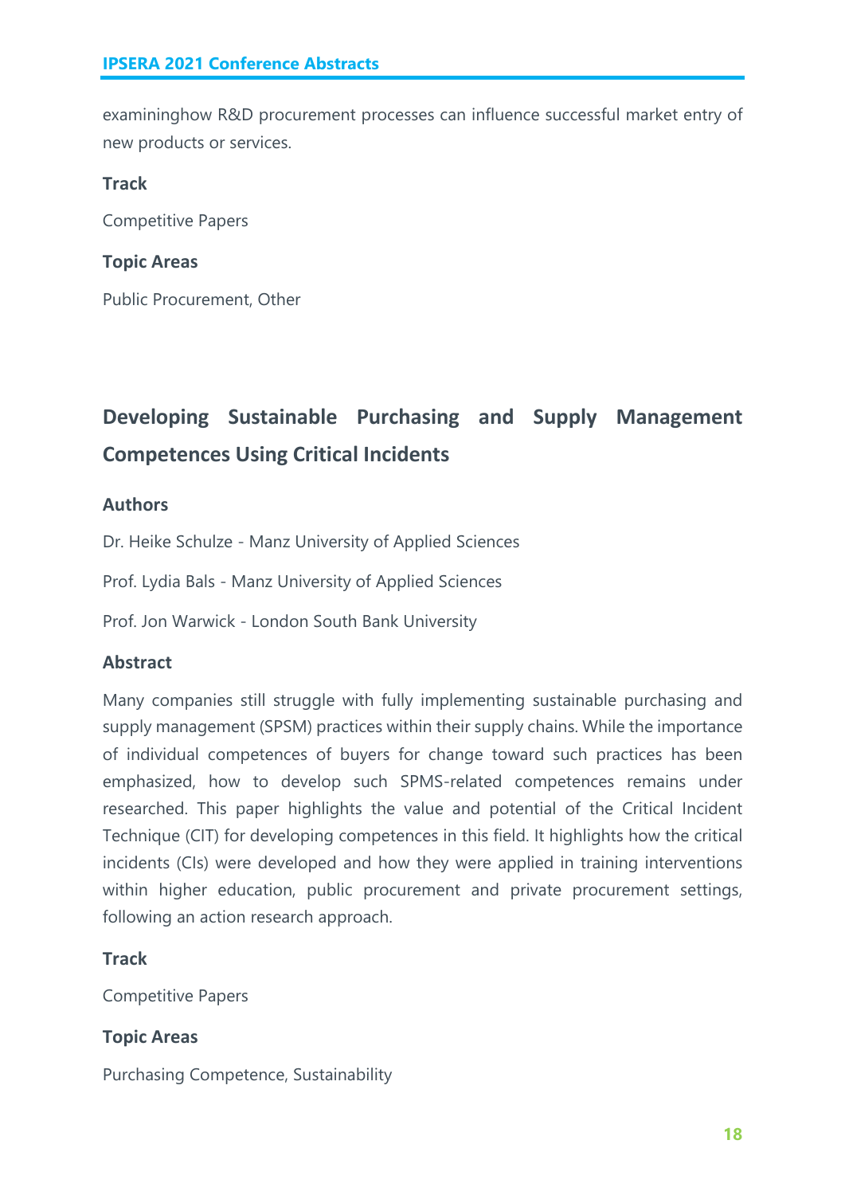examininghow R&D procurement processes can influence successful market entry of new products or services.

### Track

Competitive Papers

### Topic Areas

Public Procurement, Other

## Developing Sustainable Purchasing and Supply Management Competences Using Critical Incidents

### Authors

Dr. Heike Schulze - Manz University of Applied Sciences

Prof. Lydia Bals - Manz University of Applied Sciences

Prof. Jon Warwick - London South Bank University

### Abstract

Many companies still struggle with fully implementing sustainable purchasing and supply management (SPSM) practices within their supply chains. While the importance of individual competences of buyers for change toward such practices has been emphasized, how to develop such SPMS-related competences remains under researched. This paper highlights the value and potential of the Critical Incident Technique (CIT) for developing competences in this field. It highlights how the critical incidents (CIs) were developed and how they were applied in training interventions within higher education, public procurement and private procurement settings, following an action research approach.

### Track

Competitive Papers

### Topic Areas

Purchasing Competence, Sustainability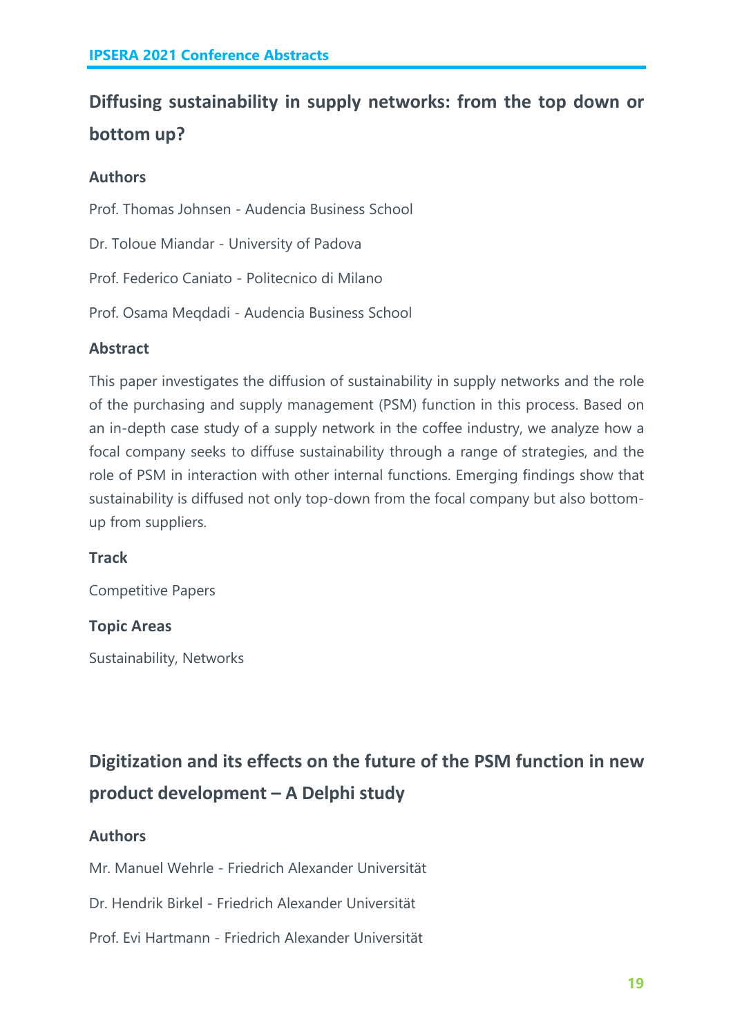## Diffusing sustainability in supply networks: from the top down or bottom up?

### Authors

Prof. Thomas Johnsen - Audencia Business School

Dr. Toloue Miandar - University of Padova

Prof. Federico Caniato - Politecnico di Milano

Prof. Osama Meqdadi - Audencia Business School

### Abstract

This paper investigates the diffusion of sustainability in supply networks and the role of the purchasing and supply management (PSM) function in this process. Based on an in-depth case study of a supply network in the coffee industry, we analyze how a focal company seeks to diffuse sustainability through a range of strategies, and the role of PSM in interaction with other internal functions. Emerging findings show that sustainability is diffused not only top-down from the focal company but also bottom-up from suppliers.

### Track

Competitive Papers

### Topic Areas

Sustainability, Networks

## Digitization and its effects on the future of the PSM function in new product development – A Delphi study

### Authors

Mr. Manuel Wehrle - Friedrich Alexander Universität

Dr. Hendrik Birkel - Friedrich Alexander Universität

Prof. Evi Hartmann - Friedrich Alexander Universität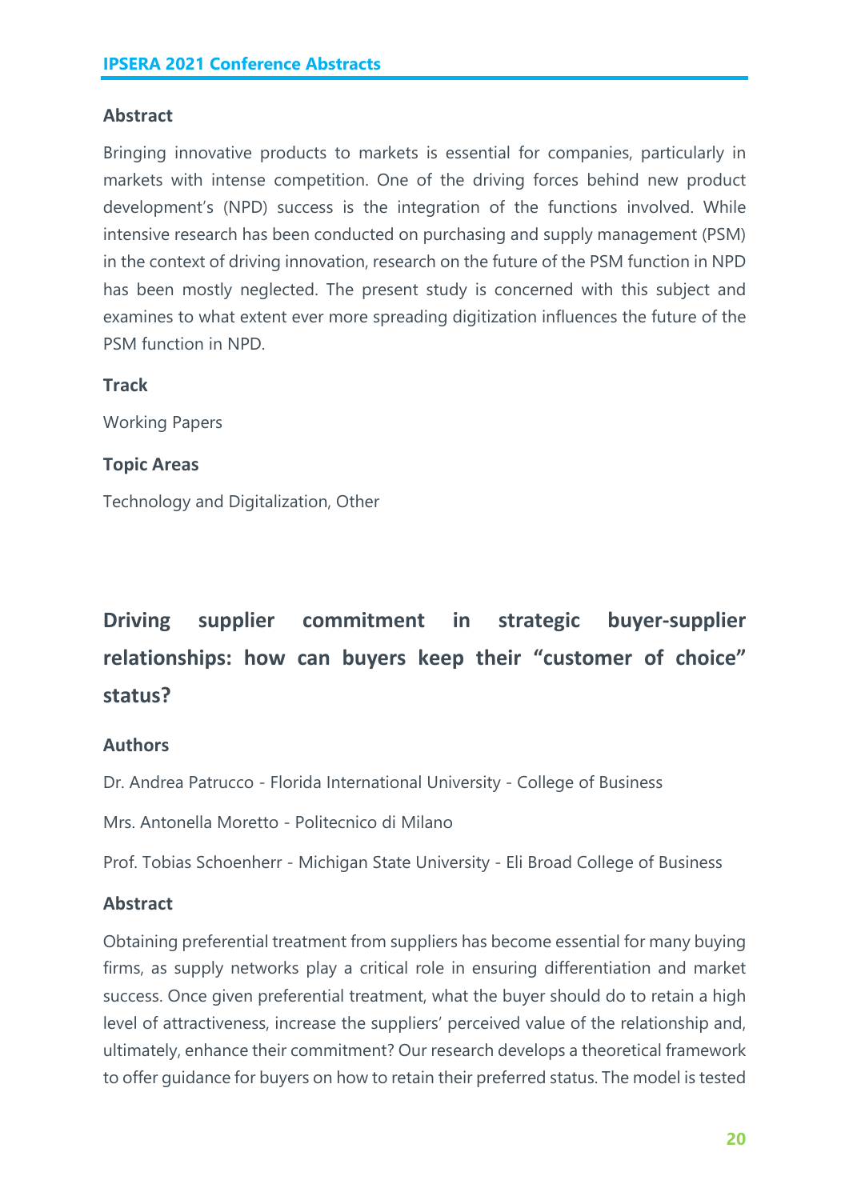### Abstract

Bringing innovative products to markets is essential for companies, particularly in markets with intense competition. One of the driving forces behind new product development's (NPD) success is the integration of the functions involved. While intensive research has been conducted on purchasing and supply management (PSM) in the context of driving innovation, research on the future of the PSM function in NPD has been mostly neglected. The present study is concerned with this subject and examines to what extent ever more spreading digitization influences the future of the PSM function in NPD.

### Track

Working Papers

### Topic Areas

Technology and Digitalization, Other

## Driving supplier commitment in strategic buyer-supplier relationships: how can buyers keep their "customer of choice" status?

### Authors

Dr. Andrea Patrucco - Florida International University - College of Business

Mrs. Antonella Moretto - Politecnico di Milano

Prof. Tobias Schoenherr - Michigan State University - Eli Broad College of Business

### Abstract

Obtaining preferential treatment from suppliers has become essential for many buying firms, as supply networks play a critical role in ensuring differentiation and market success. Once given preferential treatment, what the buyer should do to retain a high level of attractiveness, increase the suppliers' perceived value of the relationship and, ultimately, enhance their commitment? Our research develops a theoretical framework to offer guidance for buyers on how to retain their preferred status. The model is tested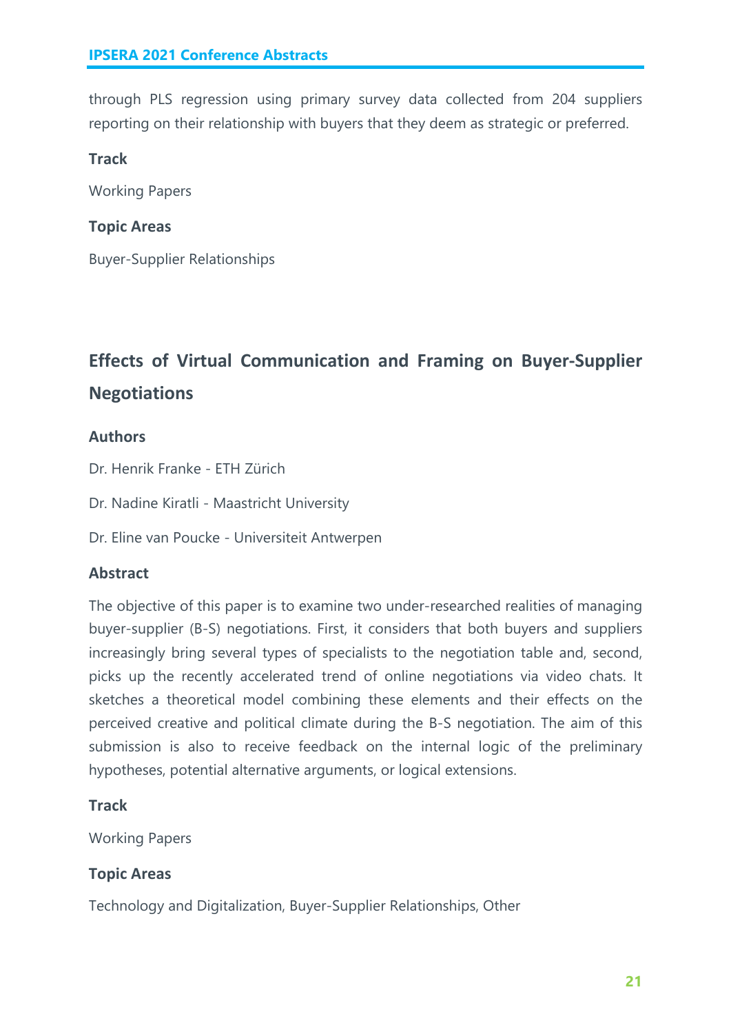through PLS regression using primary survey data collected from 204 suppliers reporting on their relationship with buyers that they deem as strategic or preferred.

### Track

Working Papers

### Topic Areas

Buyer-Supplier Relationships

## Effects of Virtual Communication and Framing on Buyer-Supplier Negotiations

### Authors

Dr. Henrik Franke - ETH Zürich

Dr. Nadine Kiratli - Maastricht University

Dr. Eline van Poucke - Universiteit Antwerpen

### Abstract

The objective of this paper is to examine two under-researched realities of managing buyer-supplier (B-S) negotiations. First, it considers that both buyers and suppliers increasingly bring several types of specialists to the negotiation table and, second, picks up the recently accelerated trend of online negotiations via video chats. It sketches a theoretical model combining these elements and their effects on the perceived creative and political climate during the B-S negotiation. The aim of this submission is also to receive feedback on the internal logic of the preliminary hypotheses, potential alternative arguments, or logical extensions.

### Track

Working Papers

### Topic Areas

Technology and Digitalization, Buyer-Supplier Relationships, Other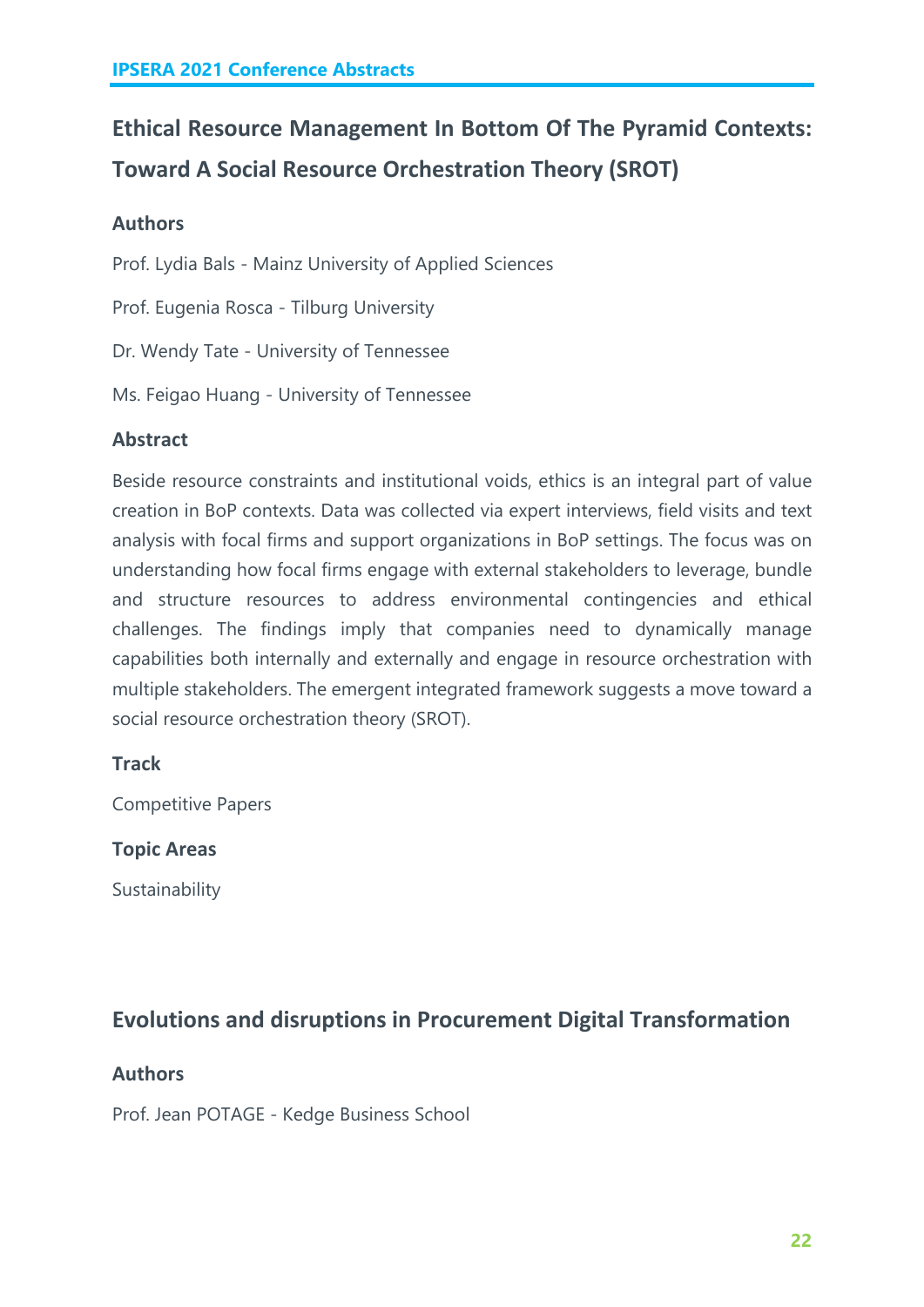## Ethical Resource Management In Bottom Of The Pyramid Contexts: Toward A Social Resource Orchestration Theory (SROT)

### Authors

Prof. Lydia Bals - Mainz University of Applied Sciences

Prof. Eugenia Rosca - Tilburg University

Dr. Wendy Tate - University of Tennessee

Ms. Feigao Huang - University of Tennessee

### Abstract

Beside resource constraints and institutional voids, ethics is an integral part of value creation in BoP contexts. Data was collected via expert interviews, field visits and text analysis with focal firms and support organizations in BoP settings. The focus was on understanding how focal firms engage with external stakeholders to leverage, bundle and structure resources to address environmental contingencies and ethical challenges. The findings imply that companies need to dynamically manage capabilities both internally and externally and engage in resource orchestration with multiple stakeholders. The emergent integrated framework suggests a move toward a social resource orchestration theory (SROT).

### Track

Competitive Papers

### Topic Areas

Sustainability

## Evolutions and disruptions in Procurement Digital Transformation

### Authors

Prof. Jean POTAGE - Kedge Business School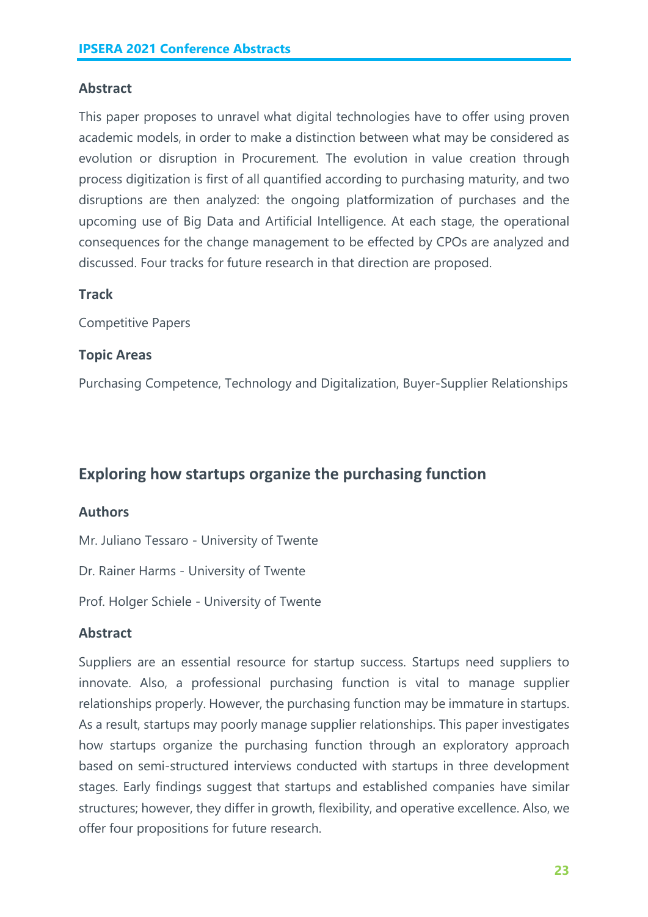### Abstract

This paper proposes to unravel what digital technologies have to offer using proven academic models, in order to make a distinction between what may be considered as evolution or disruption in Procurement. The evolution in value creation through process digitization is first of all quantified according to purchasing maturity, and two disruptions are then analyzed: the ongoing platformization of purchases and the upcoming use of Big Data and Artificial Intelligence. At each stage, the operational consequences for the change management to be effected by CPOs are analyzed and discussed. Four tracks for future research in that direction are proposed.

### Track

Competitive Papers

### Topic Areas

Purchasing Competence, Technology and Digitalization, Buyer-Supplier Relationships

## Exploring how startups organize the purchasing function

### Authors

Mr. Juliano Tessaro - University of Twente

Dr. Rainer Harms - University of Twente

Prof. Holger Schiele - University of Twente

### Abstract

Suppliers are an essential resource for startup success. Startups need suppliers to innovate. Also, a professional purchasing function is vital to manage supplier relationships properly. However, the purchasing function may be immature in startups. As a result, startups may poorly manage supplier relationships. This paper investigates how startups organize the purchasing function through an exploratory approach based on semi-structured interviews conducted with startups in three development stages. Early findings suggest that startups and established companies have similar structures; however, they differ in growth, flexibility, and operative excellence. Also, we offer four propositions for future research.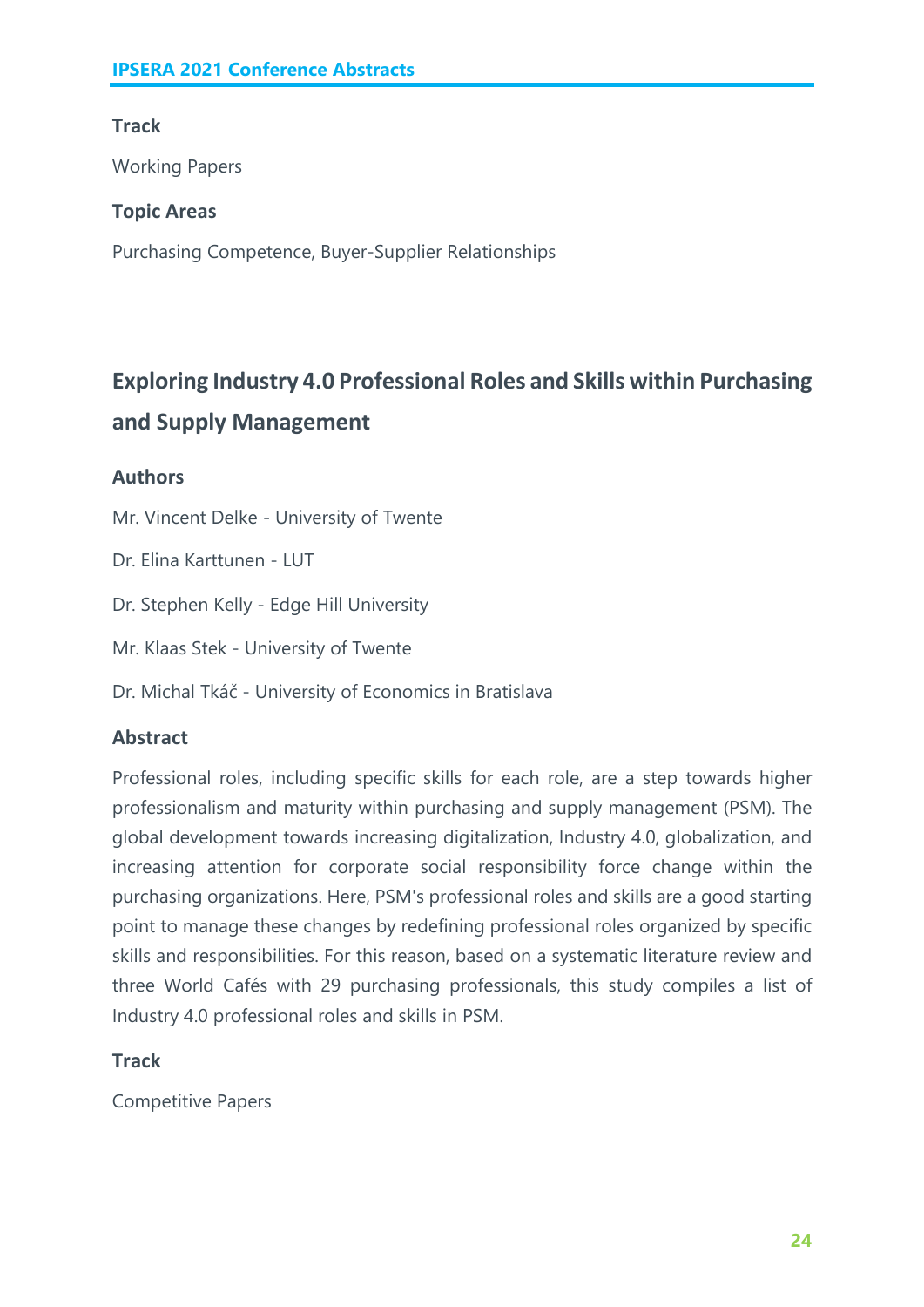### Track

Working Papers

### Topic Areas

Purchasing Competence, Buyer-Supplier Relationships

## Exploring Industry 4.0 Professional Roles and Skills within Purchasing and Supply Management

### Authors

Mr. Vincent Delke - University of Twente

Dr. Elina Karttunen - LUT

Dr. Stephen Kelly - Edge Hill University

Mr. Klaas Stek - University of Twente

Dr. Michal Tkáč - University of Economics in Bratislava

### Abstract

Professional roles, including specific skills for each role, are a step towards higher professionalism and maturity within purchasing and supply management (PSM). The global development towards increasing digitalization, Industry 4.0, globalization, and increasing attention for corporate social responsibility force change within the purchasing organizations. Here, PSM's professional roles and skills are a good starting point to manage these changes by redefining professional roles organized by specific skills and responsibilities. For this reason, based on a systematic literature review and three World Cafés with 29 purchasing professionals, this study compiles a list of Industry 4.0 professional roles and skills in PSM.

### Track

Competitive Papers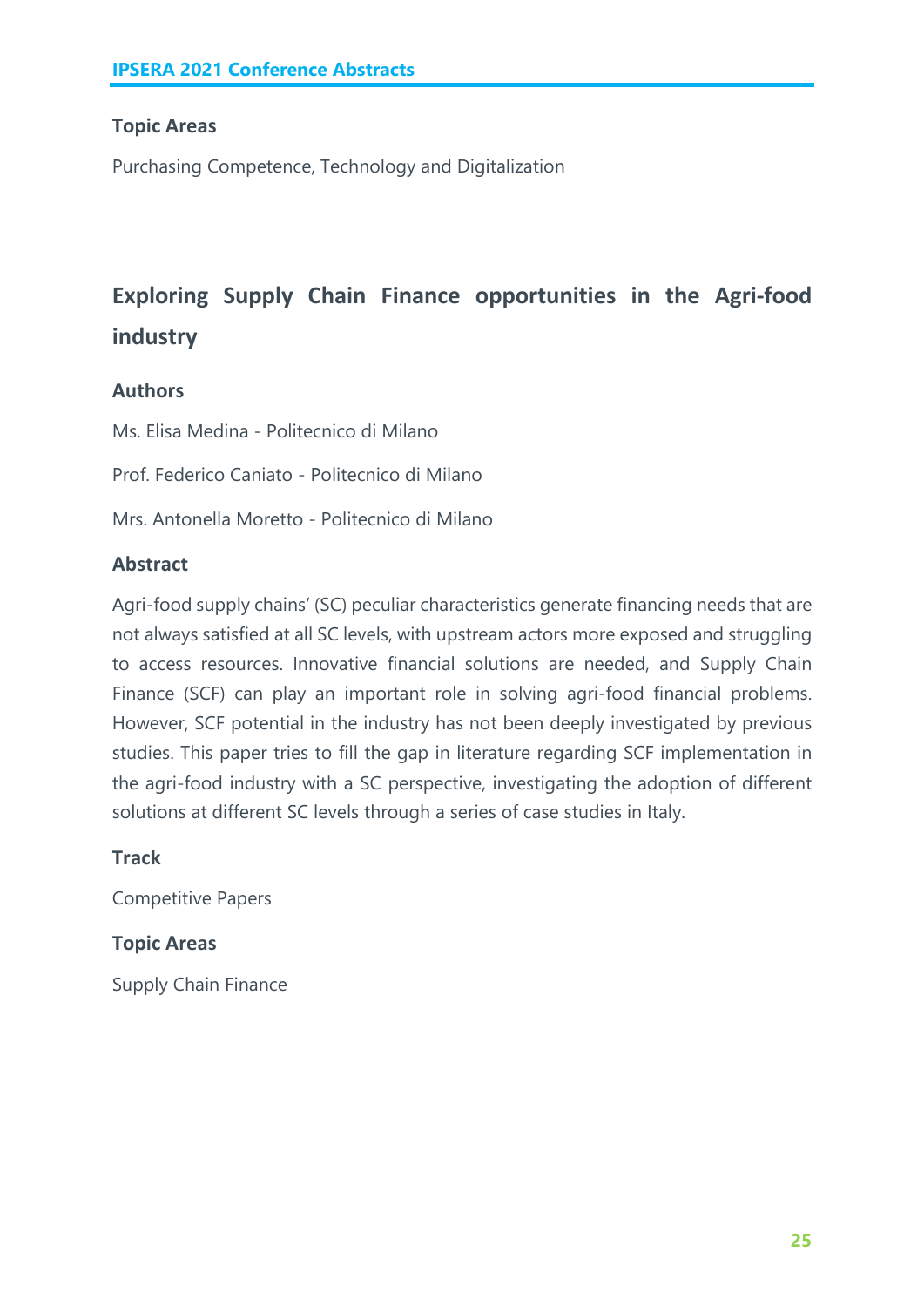### Topic Areas

Purchasing Competence, Technology and Digitalization

## Exploring Supply Chain Finance opportunities in the Agri-food industry

### Authors

Ms. Elisa Medina - Politecnico di Milano

Prof. Federico Caniato - Politecnico di Milano

Mrs. Antonella Moretto - Politecnico di Milano

### Abstract

Agri-food supply chains' (SC) peculiar characteristics generate financing needs that are not always satisfied at all SC levels, with upstream actors more exposed and struggling to access resources. Innovative financial solutions are needed, and Supply Chain Finance (SCF) can play an important role in solving agri-food financial problems. However, SCF potential in the industry has not been deeply investigated by previous studies. This paper tries to fill the gap in literature regarding SCF implementation in the agri-food industry with a SC perspective, investigating the adoption of different solutions at different SC levels through a series of case studies in Italy.

### Track

Competitive Papers

### Topic Areas

Supply Chain Finance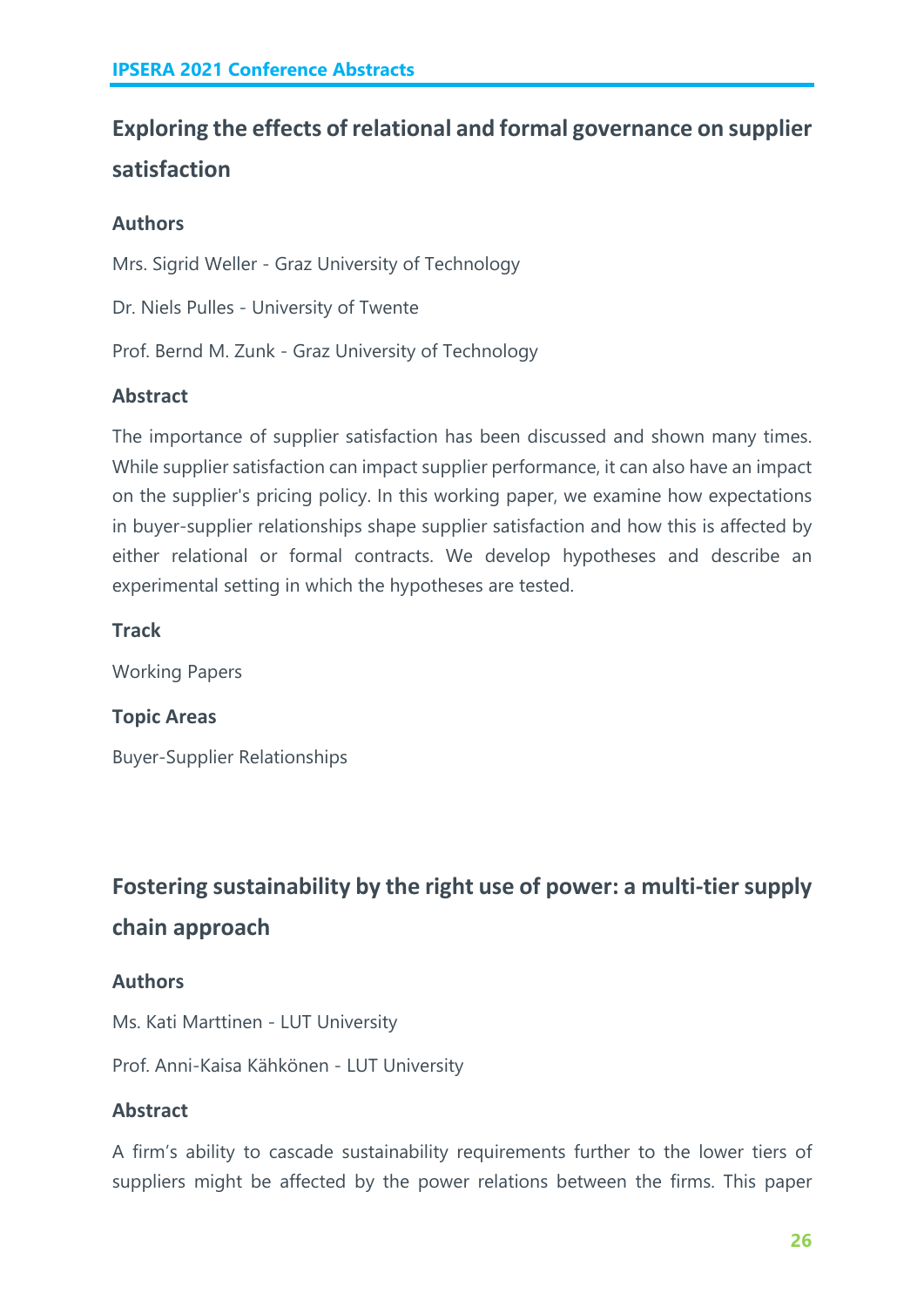## Exploring the effects of relational and formal governance on supplier satisfaction

### Authors

Mrs. Sigrid Weller - Graz University of Technology

Dr. Niels Pulles - University of Twente

Prof. Bernd M. Zunk - Graz University of Technology

### Abstract

The importance of supplier satisfaction has been discussed and shown many times. While supplier satisfaction can impact supplier performance, it can also have an impact on the supplier's pricing policy. In this working paper, we examine how expectations in buyer-supplier relationships shape supplier satisfaction and how this is affected by either relational or formal contracts. We develop hypotheses and describe an experimental setting in which the hypotheses are tested.

### Track

Working Papers

### Topic Areas

Buyer-Supplier Relationships

## Fostering sustainability by the right use of power: a multi-tier supply chain approach

### Authors

Ms. Kati Marttinen - LUT University

Prof. Anni-Kaisa Kähkönen - LUT University

### Abstract

A firm's ability to cascade sustainability requirements further to the lower tiers of suppliers might be affected by the power relations between the firms. This paper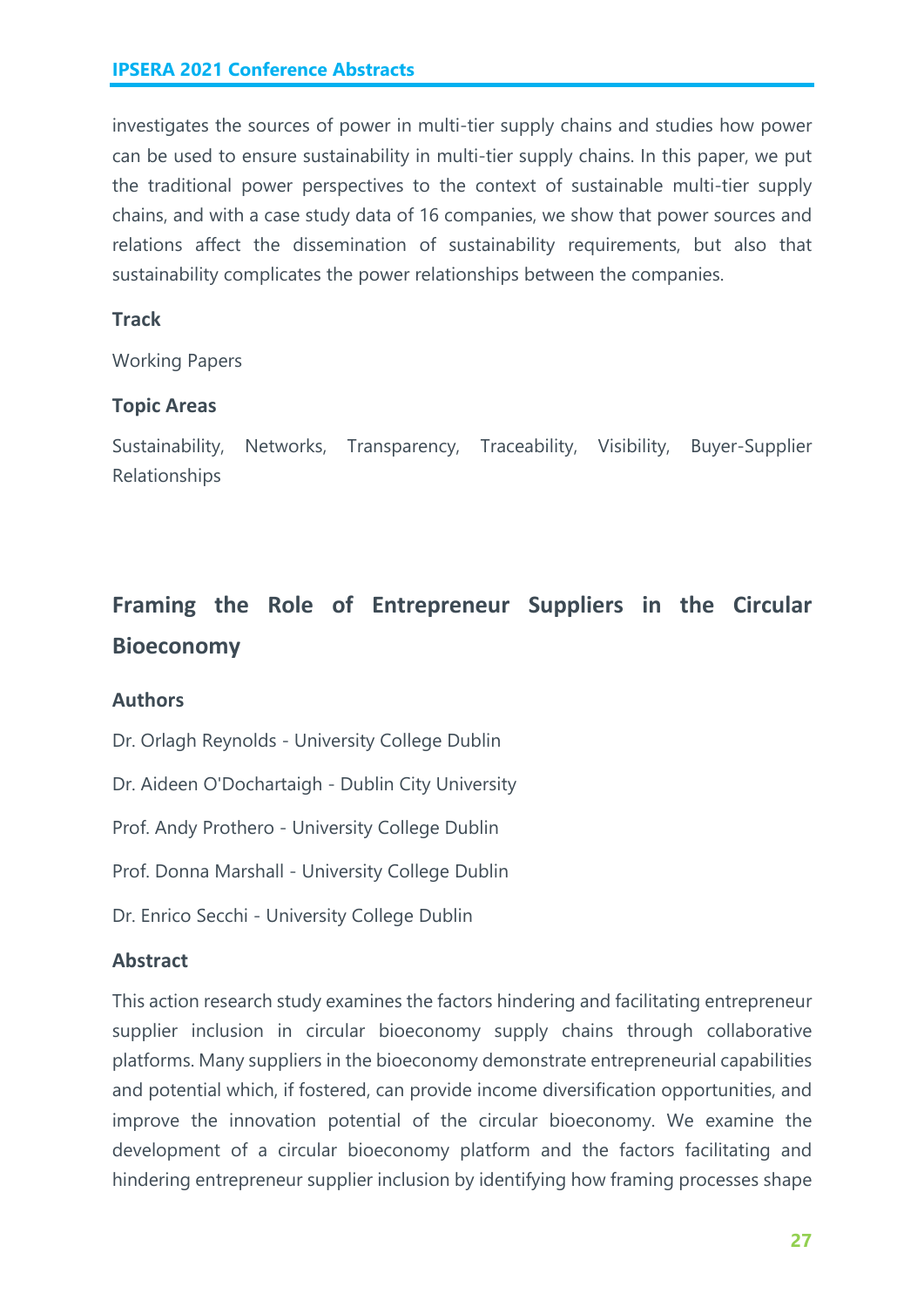investigates the sources of power in multi-tier supply chains and studies how power can be used to ensure sustainability in multi-tier supply chains. In this paper, we put the traditional power perspectives to the context of sustainable multi-tier supply chains, and with a case study data of 16 companies, we show that power sources and relations affect the dissemination of sustainability requirements, but also that sustainability complicates the power relationships between the companies.

### Track

Working Papers

### Topic Areas

Sustainability, Networks, Transparency, Traceability, Visibility, Buyer-Supplier Relationships

## Framing the Role of Entrepreneur Suppliers in the Circular Bioeconomy

### Authors

Dr. Orlagh Reynolds - University College Dublin

Dr. Aideen O'Dochartaigh - Dublin City University

Prof. Andy Prothero - University College Dublin

Prof. Donna Marshall - University College Dublin

Dr. Enrico Secchi - University College Dublin

### Abstract

This action research study examines the factors hindering and facilitating entrepreneur supplier inclusion in circular bioeconomy supply chains through collaborative platforms. Many suppliers in the bioeconomy demonstrate entrepreneurial capabilities and potential which, if fostered, can provide income diversification opportunities, and improve the innovation potential of the circular bioeconomy. We examine the development of a circular bioeconomy platform and the factors facilitating and hindering entrepreneur supplier inclusion by identifying how framing processes shape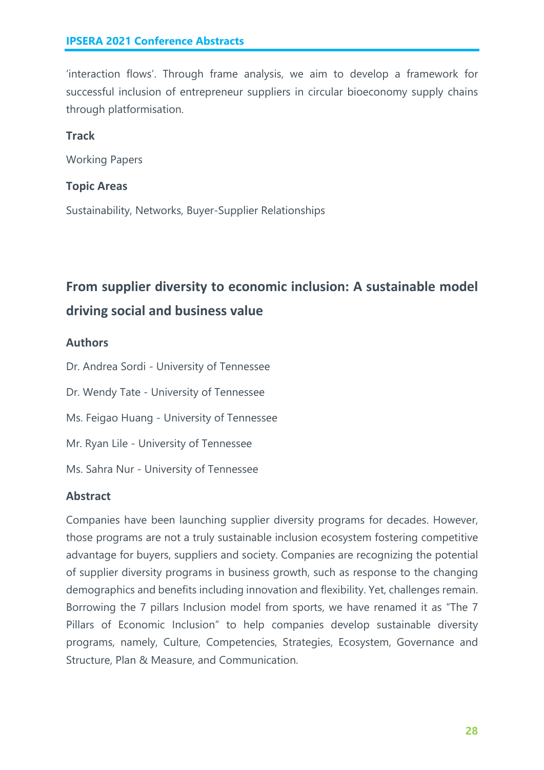'interaction flows'. Through frame analysis, we aim to develop a framework for successful inclusion of entrepreneur suppliers in circular bioeconomy supply chains through platformisation.

### Track

Working Papers

### Topic Areas

Sustainability, Networks, Buyer-Supplier Relationships

## From supplier diversity to economic inclusion: A sustainable model driving social and business value

### Authors

Dr. Andrea Sordi - University of Tennessee

Dr. Wendy Tate - University of Tennessee

Ms. Feigao Huang - University of Tennessee

Mr. Ryan Lile - University of Tennessee

Ms. Sahra Nur - University of Tennessee

### Abstract

Companies have been launching supplier diversity programs for decades. However, those programs are not a truly sustainable inclusion ecosystem fostering competitive advantage for buyers, suppliers and society. Companies are recognizing the potential of supplier diversity programs in business growth, such as response to the changing demographics and benefits including innovation and flexibility. Yet, challenges remain. Borrowing the 7 pillars Inclusion model from sports, we have renamed it as "The 7 Pillars of Economic Inclusion" to help companies develop sustainable diversity programs, namely, Culture, Competencies, Strategies, Ecosystem, Governance and Structure, Plan & Measure, and Communication.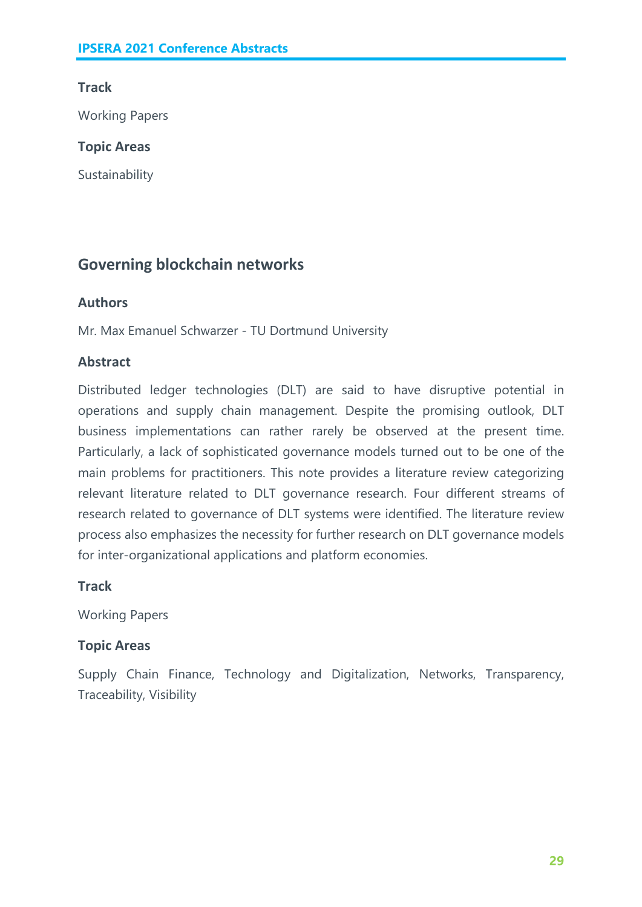### Track

Working Papers

### Topic Areas

Sustainability

## Governing blockchain networks

### Authors

Mr. Max Emanuel Schwarzer - TU Dortmund University

### Abstract

Distributed ledger technologies (DLT) are said to have disruptive potential in operations and supply chain management. Despite the promising outlook, DLT business implementations can rather rarely be observed at the present time. Particularly, a lack of sophisticated governance models turned out to be one of the main problems for practitioners. This note provides a literature review categorizing relevant literature related to DLT governance research. Four different streams of research related to governance of DLT systems were identified. The literature review process also emphasizes the necessity for further research on DLT governance models for inter-organizational applications and platform economies.

### Track

Working Papers

### Topic Areas

Supply Chain Finance, Technology and Digitalization, Networks, Transparency, Traceability, Visibility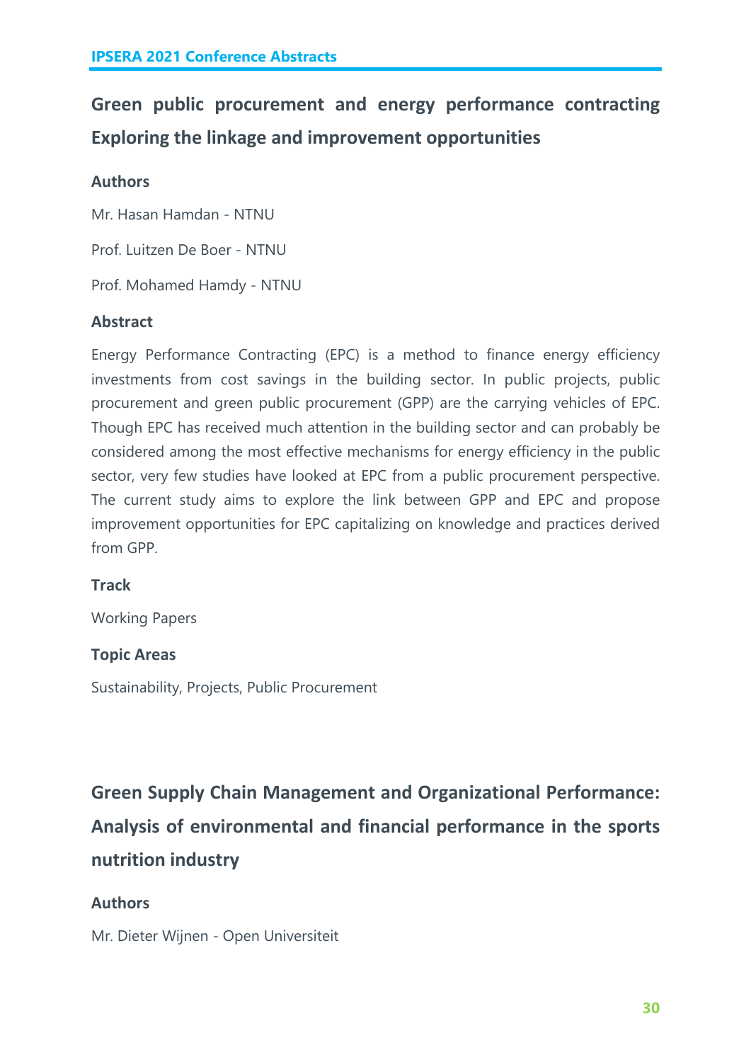## Green public procurement and energy performance contracting Exploring the linkage and improvement opportunities

### Authors

Mr. Hasan Hamdan - NTNU

Prof. Luitzen De Boer - NTNU

Prof. Mohamed Hamdy - NTNU

### Abstract

Energy Performance Contracting (EPC) is a method to finance energy efficiency investments from cost savings in the building sector. In public projects, public procurement and green public procurement (GPP) are the carrying vehicles of EPC. Though EPC has received much attention in the building sector and can probably be considered among the most effective mechanisms for energy efficiency in the public sector, very few studies have looked at EPC from a public procurement perspective. The current study aims to explore the link between GPP and EPC and propose improvement opportunities for EPC capitalizing on knowledge and practices derived from GPP.

### Track

Working Papers

### Topic Areas

Sustainability, Projects, Public Procurement

## Green Supply Chain Management and Organizational Performance: Analysis of environmental and financial performance in the sports nutrition industry

### Authors

Mr. Dieter Wijnen - Open Universiteit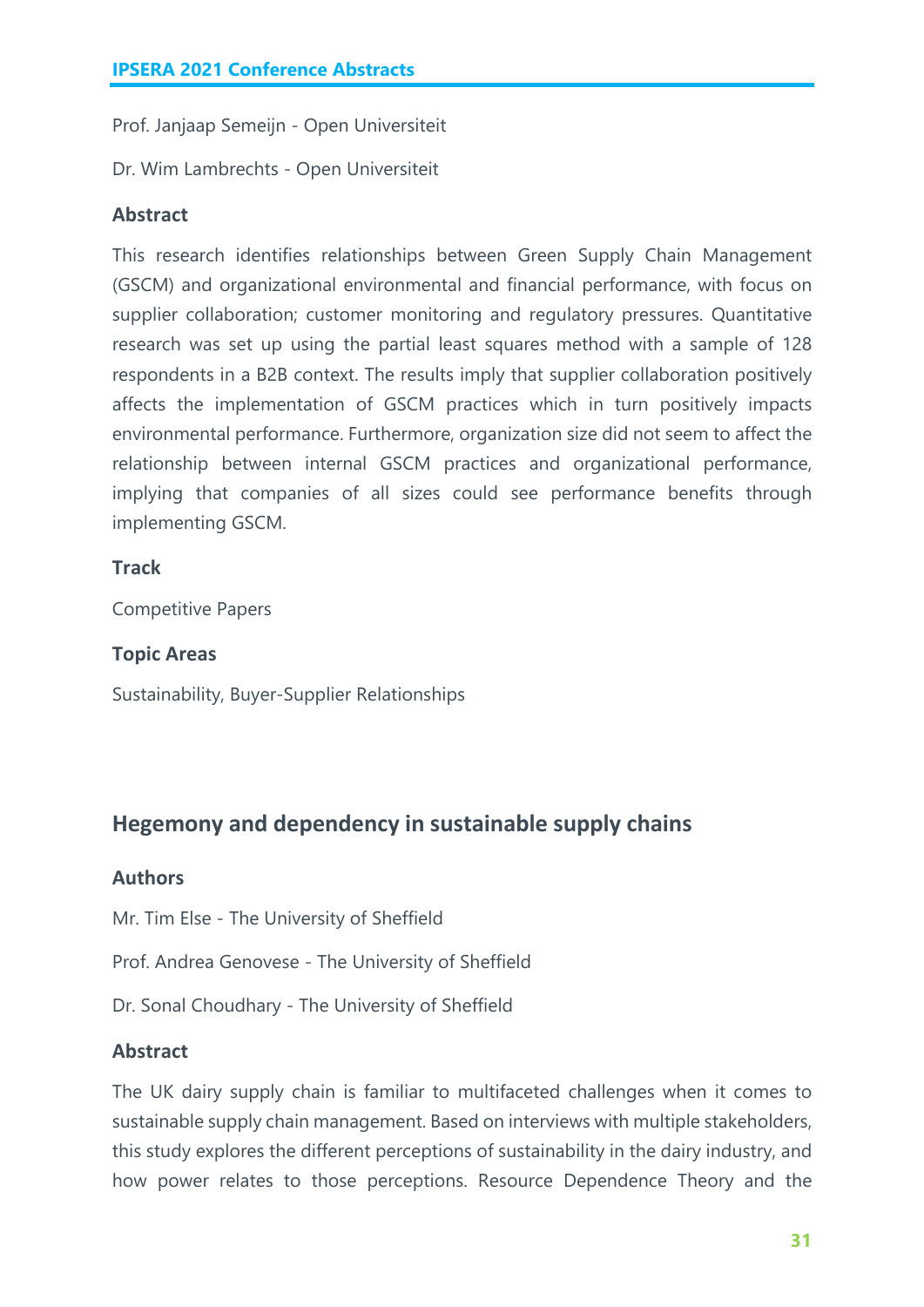Prof. Janjaap Semeijn - Open Universiteit

Dr. Wim Lambrechts - Open Universiteit

### Abstract

This research identifies relationships between Green Supply Chain Management (GSCM) and organizational environmental and financial performance, with focus on supplier collaboration; customer monitoring and regulatory pressures. Quantitative research was set up using the partial least squares method with a sample of 128 respondents in a B2B context. The results imply that supplier collaboration positively affects the implementation of GSCM practices which in turn positively impacts environmental performance. Furthermore, organization size did not seem to affect the relationship between internal GSCM practices and organizational performance, implying that companies of all sizes could see performance benefits through implementing GSCM.

### Track

Competitive Papers

### Topic Areas

Sustainability, Buyer-Supplier Relationships

## Hegemony and dependency in sustainable supply chains

### Authors

Mr. Tim Else - The University of Sheffield

Prof. Andrea Genovese - The University of Sheffield

Dr. Sonal Choudhary - The University of Sheffield

### Abstract

The UK dairy supply chain is familiar to multifaceted challenges when it comes to sustainable supply chain management. Based on interviews with multiple stakeholders, this study explores the different perceptions of sustainability in the dairy industry, and how power relates to those perceptions. Resource Dependence Theory and the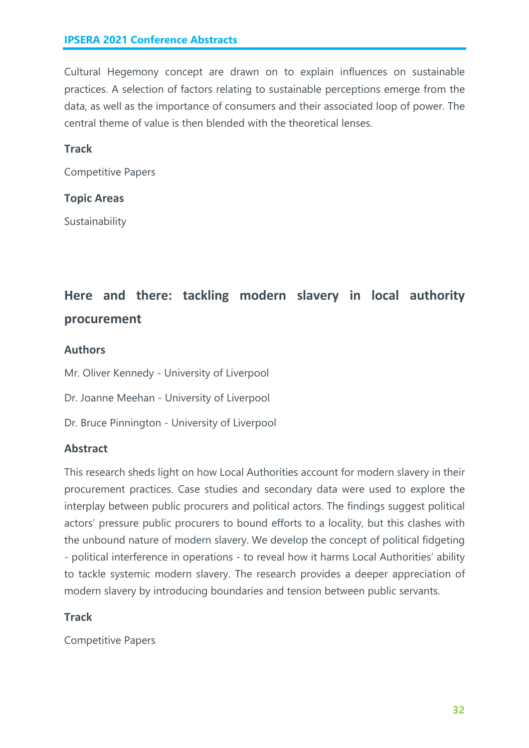Cultural Hegemony concept are drawn on to explain influences on sustainable practices. A selection of factors relating to sustainable perceptions emerge from the data, as well as the importance of consumers and their associated loop of power. The central theme of value is then blended with the theoretical lenses.

### Track

Competitive Papers

### Topic Areas

Sustainability

## Here and there: tackling modern slavery in local authority procurement

### Authors

Mr. Oliver Kennedy - University of Liverpool

Dr. Joanne Meehan - University of Liverpool

Dr. Bruce Pinnington - University of Liverpool

### Abstract

This research sheds light on how Local Authorities account for modern slavery in their procurement practices. Case studies and secondary data were used to explore the interplay between public procurers and political actors. The findings suggest political actors' pressure public procurers to bound efforts to a locality, but this clashes with the unbound nature of modern slavery. We develop the concept of political fidgeting - political interference in operations - to reveal how it harms Local Authorities' ability to tackle systemic modern slavery. The research provides a deeper appreciation of modern slavery by introducing boundaries and tension between public servants.

### Track

Competitive Papers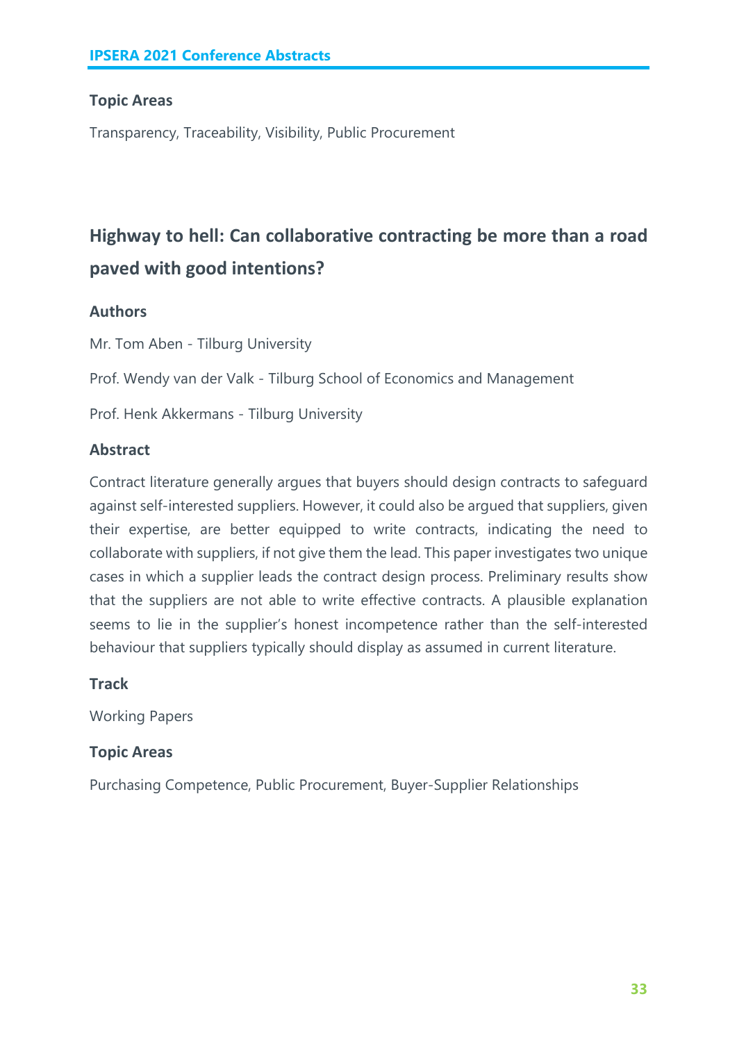### Topic Areas

Transparency, Traceability, Visibility, Public Procurement

## Highway to hell: Can collaborative contracting be more than a road paved with good intentions?

### Authors

Mr. Tom Aben - Tilburg University

Prof. Wendy van der Valk - Tilburg School of Economics and Management

Prof. Henk Akkermans - Tilburg University

### Abstract

Contract literature generally argues that buyers should design contracts to safeguard against self-interested suppliers. However, it could also be argued that suppliers, given their expertise, are better equipped to write contracts, indicating the need to collaborate with suppliers, if not give them the lead. This paper investigates two unique cases in which a supplier leads the contract design process. Preliminary results show that the suppliers are not able to write effective contracts. A plausible explanation seems to lie in the supplier's honest incompetence rather than the self-interested behaviour that suppliers typically should display as assumed in current literature.

### Track

Working Papers

### Topic Areas

Purchasing Competence, Public Procurement, Buyer-Supplier Relationships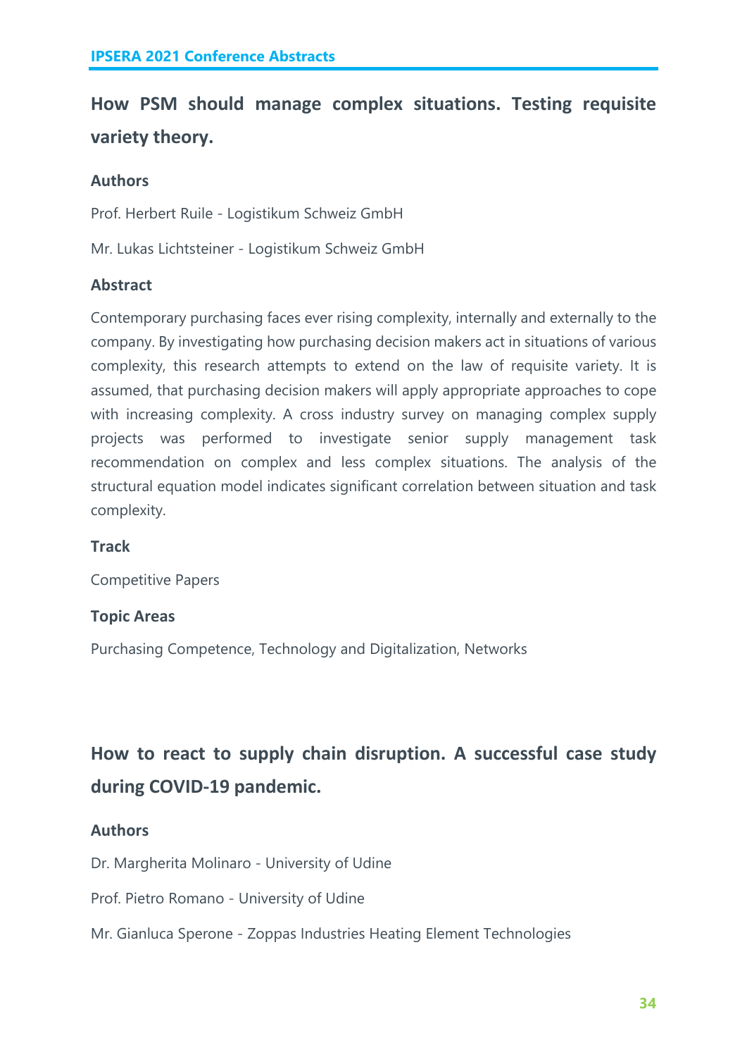## How PSM should manage complex situations. Testing requisite variety theory.

### Authors

Prof. Herbert Ruile - Logistikum Schweiz GmbH

Mr. Lukas Lichtsteiner - Logistikum Schweiz GmbH

### Abstract

Contemporary purchasing faces ever rising complexity, internally and externally to the company. By investigating how purchasing decision makers act in situations of various complexity, this research attempts to extend on the law of requisite variety. It is assumed, that purchasing decision makers will apply appropriate approaches to cope with increasing complexity. A cross industry survey on managing complex supply projects was performed to investigate senior supply management task recommendation on complex and less complex situations. The analysis of the structural equation model indicates significant correlation between situation and task complexity.

### Track

Competitive Papers

### Topic Areas

Purchasing Competence, Technology and Digitalization, Networks

## How to react to supply chain disruption. A successful case study during COVID-19 pandemic.

### Authors

Dr. Margherita Molinaro - University of Udine

Prof. Pietro Romano - University of Udine

Mr. Gianluca Sperone - Zoppas Industries Heating Element Technologies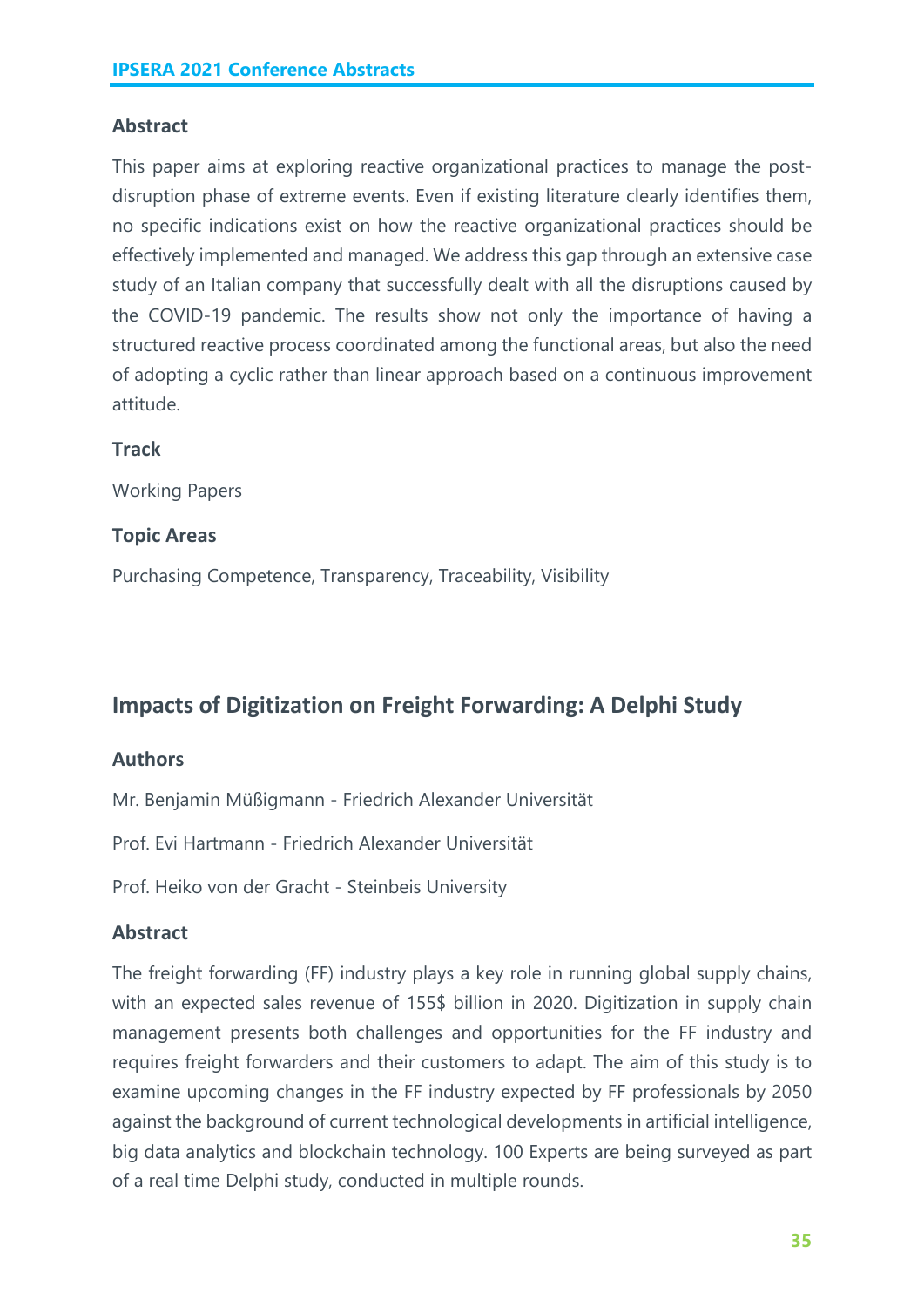### Abstract

This paper aims at exploring reactive organizational practices to manage the post-disruption phase of extreme events. Even if existing literature clearly identifies them, no specific indications exist on how the reactive organizational practices should be effectively implemented and managed. We address this gap through an extensive case study of an Italian company that successfully dealt with all the disruptions caused by the COVID-19 pandemic. The results show not only the importance of having a structured reactive process coordinated among the functional areas, but also the need of adopting a cyclic rather than linear approach based on a continuous improvement attitude.

### Track

Working Papers

### Topic Areas

Purchasing Competence, Transparency, Traceability, Visibility

## Impacts of Digitization on Freight Forwarding: A Delphi Study

### Authors

Mr. Benjamin Müßigmann - Friedrich Alexander Universität

Prof. Evi Hartmann - Friedrich Alexander Universität

Prof. Heiko von der Gracht - Steinbeis University

### Abstract

The freight forwarding (FF) industry plays a key role in running global supply chains, with an expected sales revenue of 155$ billion in 2020. Digitization in supply chain management presents both challenges and opportunities for the FF industry and requires freight forwarders and their customers to adapt. The aim of this study is to examine upcoming changes in the FF industry expected by FF professionals by 2050 against the background of current technological developments in artificial intelligence, big data analytics and blockchain technology. 100 Experts are being surveyed as part of a real time Delphi study, conducted in multiple rounds.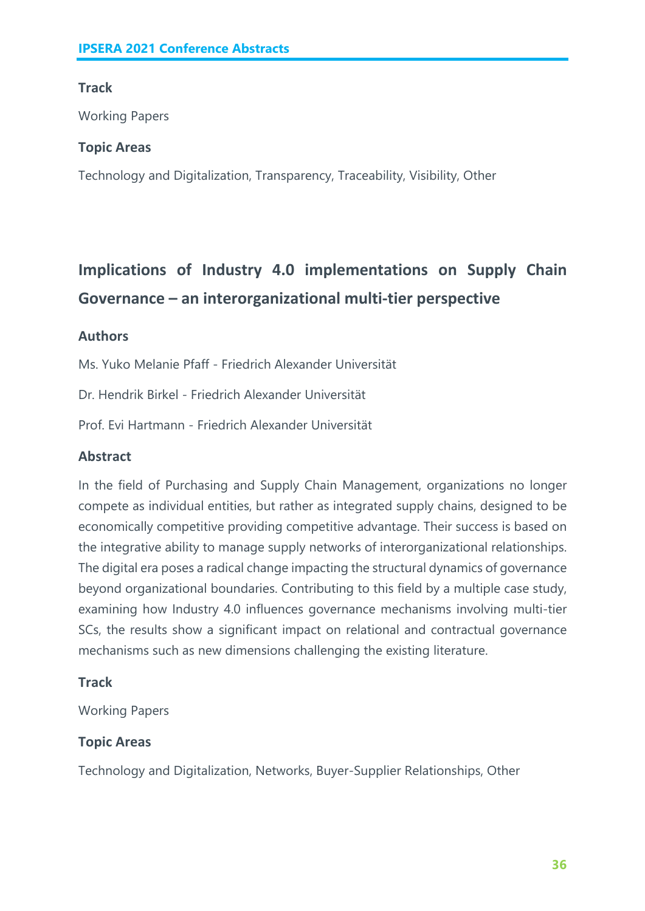### Track

Working Papers

### Topic Areas

Technology and Digitalization, Transparency, Traceability, Visibility, Other

## Implications of Industry 4.0 implementations on Supply Chain Governance – an interorganizational multi-tier perspective

### Authors

Ms. Yuko Melanie Pfaff - Friedrich Alexander Universität

Dr. Hendrik Birkel - Friedrich Alexander Universität

Prof. Evi Hartmann - Friedrich Alexander Universität

### Abstract

In the field of Purchasing and Supply Chain Management, organizations no longer compete as individual entities, but rather as integrated supply chains, designed to be economically competitive providing competitive advantage. Their success is based on the integrative ability to manage supply networks of interorganizational relationships. The digital era poses a radical change impacting the structural dynamics of governance beyond organizational boundaries. Contributing to this field by a multiple case study, examining how Industry 4.0 influences governance mechanisms involving multi-tier SCs, the results show a significant impact on relational and contractual governance mechanisms such as new dimensions challenging the existing literature.

### Track

Working Papers

### Topic Areas

Technology and Digitalization, Networks, Buyer-Supplier Relationships, Other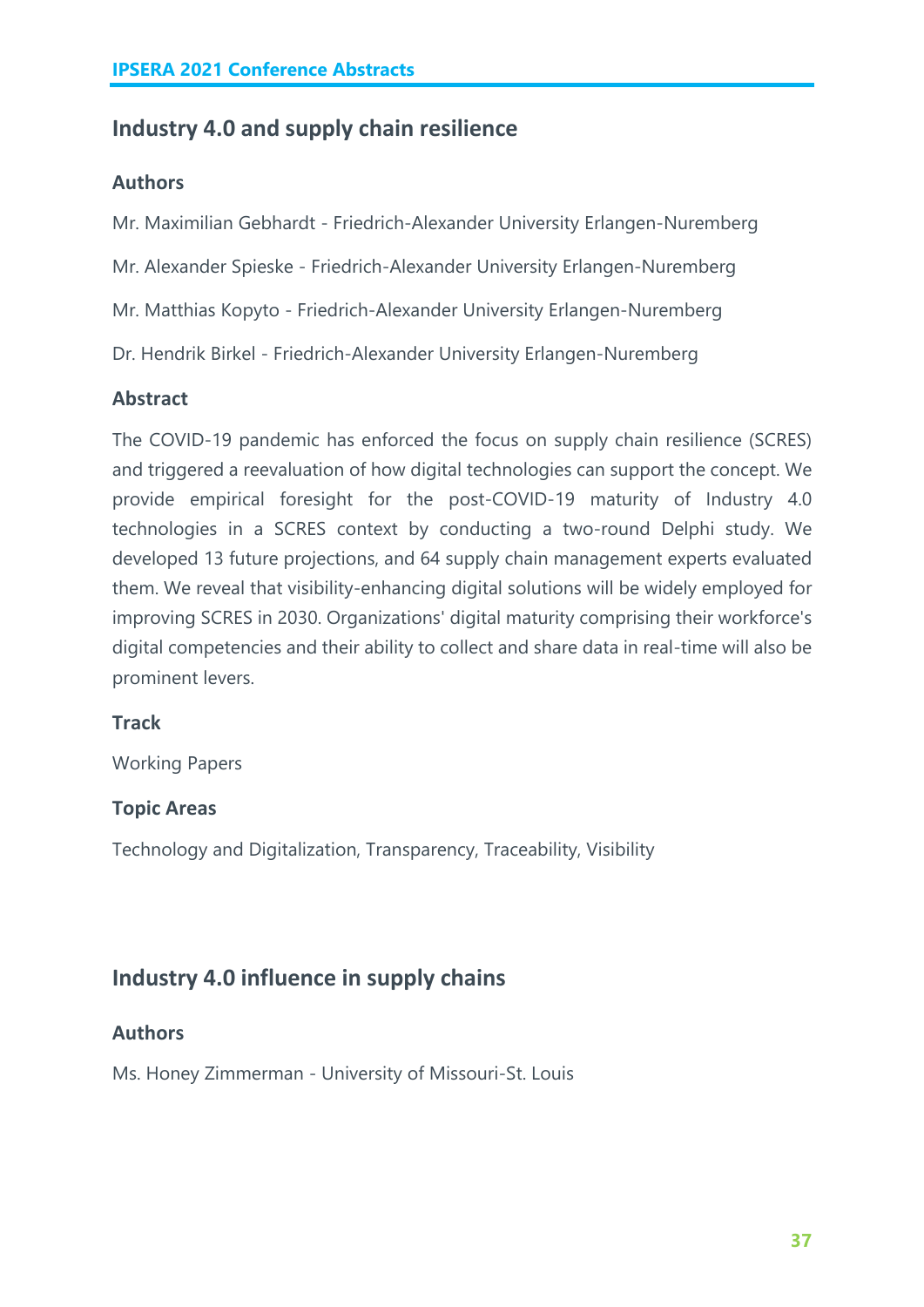## Industry 4.0 and supply chain resilience

### Authors

Mr. Maximilian Gebhardt - Friedrich-Alexander University Erlangen-Nuremberg

Mr. Alexander Spieske - Friedrich-Alexander University Erlangen-Nuremberg

Mr. Matthias Kopyto - Friedrich-Alexander University Erlangen-Nuremberg

Dr. Hendrik Birkel - Friedrich-Alexander University Erlangen-Nuremberg

### Abstract

The COVID-19 pandemic has enforced the focus on supply chain resilience (SCRES) and triggered a reevaluation of how digital technologies can support the concept. We provide empirical foresight for the post-COVID-19 maturity of Industry 4.0 technologies in a SCRES context by conducting a two-round Delphi study. We developed 13 future projections, and 64 supply chain management experts evaluated them. We reveal that visibility-enhancing digital solutions will be widely employed for improving SCRES in 2030. Organizations' digital maturity comprising their workforce's digital competencies and their ability to collect and share data in real-time will also be prominent levers.

### Track

Working Papers

### Topic Areas

Technology and Digitalization, Transparency, Traceability, Visibility

## Industry 4.0 influence in supply chains

### Authors

Ms. Honey Zimmerman - University of Missouri-St. Louis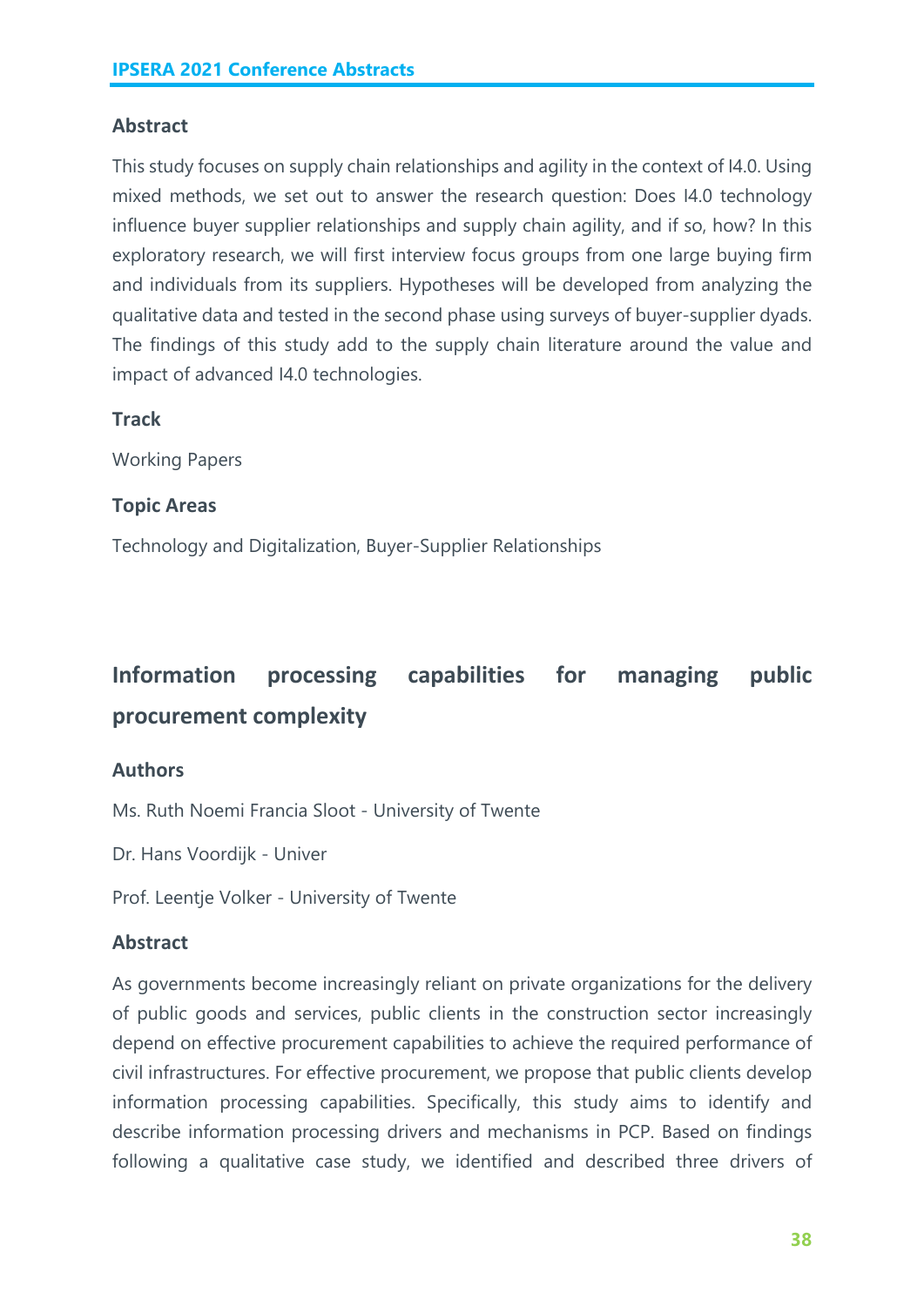### Abstract

This study focuses on supply chain relationships and agility in the context of I4.0. Using mixed methods, we set out to answer the research question: Does I4.0 technology influence buyer supplier relationships and supply chain agility, and if so, how? In this exploratory research, we will first interview focus groups from one large buying firm and individuals from its suppliers. Hypotheses will be developed from analyzing the qualitative data and tested in the second phase using surveys of buyer-supplier dyads. The findings of this study add to the supply chain literature around the value and impact of advanced I4.0 technologies.

### Track

Working Papers

### Topic Areas

Technology and Digitalization, Buyer-Supplier Relationships

## Information processing capabilities for managing public procurement complexity

### Authors

Ms. Ruth Noemi Francia Sloot - University of Twente

Dr. Hans Voordijk - Univer

Prof. Leentje Volker - University of Twente

### Abstract

As governments become increasingly reliant on private organizations for the delivery of public goods and services, public clients in the construction sector increasingly depend on effective procurement capabilities to achieve the required performance of civil infrastructures. For effective procurement, we propose that public clients develop information processing capabilities. Specifically, this study aims to identify and describe information processing drivers and mechanisms in PCP. Based on findings following a qualitative case study, we identified and described three drivers of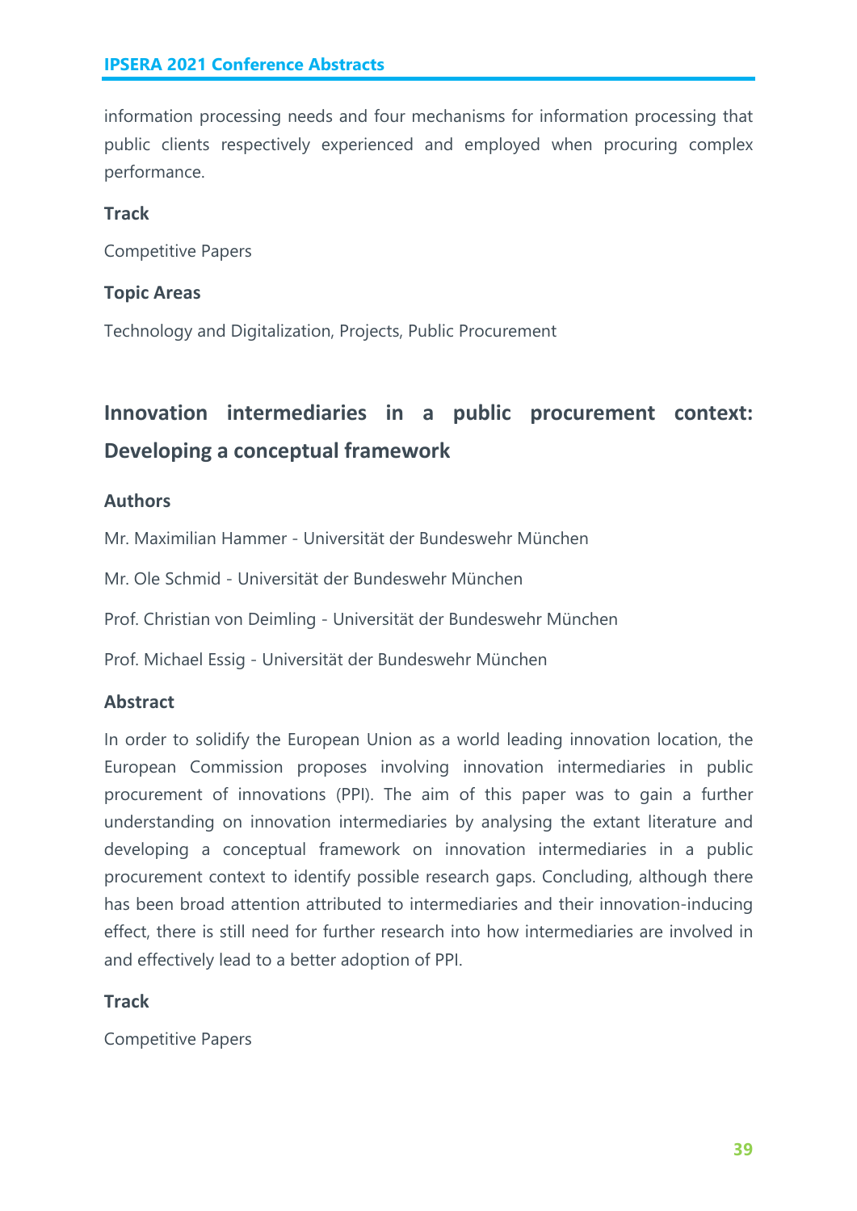information processing needs and four mechanisms for information processing that public clients respectively experienced and employed when procuring complex performance.

### Track

Competitive Papers

### Topic Areas

Technology and Digitalization, Projects, Public Procurement

## Innovation intermediaries in a public procurement context: Developing a conceptual framework

### Authors

Mr. Maximilian Hammer - Universität der Bundeswehr München

Mr. Ole Schmid - Universität der Bundeswehr München

Prof. Christian von Deimling - Universität der Bundeswehr München

Prof. Michael Essig - Universität der Bundeswehr München

### Abstract

In order to solidify the European Union as a world leading innovation location, the European Commission proposes involving innovation intermediaries in public procurement of innovations (PPI). The aim of this paper was to gain a further understanding on innovation intermediaries by analysing the extant literature and developing a conceptual framework on innovation intermediaries in a public procurement context to identify possible research gaps. Concluding, although there has been broad attention attributed to intermediaries and their innovation-inducing effect, there is still need for further research into how intermediaries are involved in and effectively lead to a better adoption of PPI.

### Track

Competitive Papers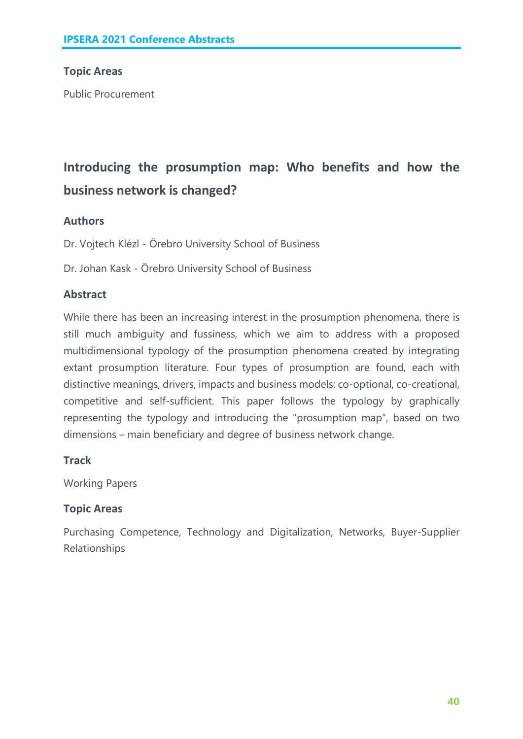### Topic Areas

Public Procurement

## Introducing the prosumption map: Who benefits and how the business network is changed?

### Authors

Dr. Vojtech Klézl - Örebro University School of Business

Dr. Johan Kask - Örebro University School of Business

### Abstract

While there has been an increasing interest in the prosumption phenomena, there is still much ambiguity and fussiness, which we aim to address with a proposed multidimensional typology of the prosumption phenomena created by integrating extant prosumption literature. Four types of prosumption are found, each with distinctive meanings, drivers, impacts and business models: co-optional, co-creational, competitive and self-sufficient. This paper follows the typology by graphically representing the typology and introducing the "prosumption map", based on two dimensions – main beneficiary and degree of business network change.

### Track

Working Papers

### Topic Areas

Purchasing Competence, Technology and Digitalization, Networks, Buyer-Supplier Relationships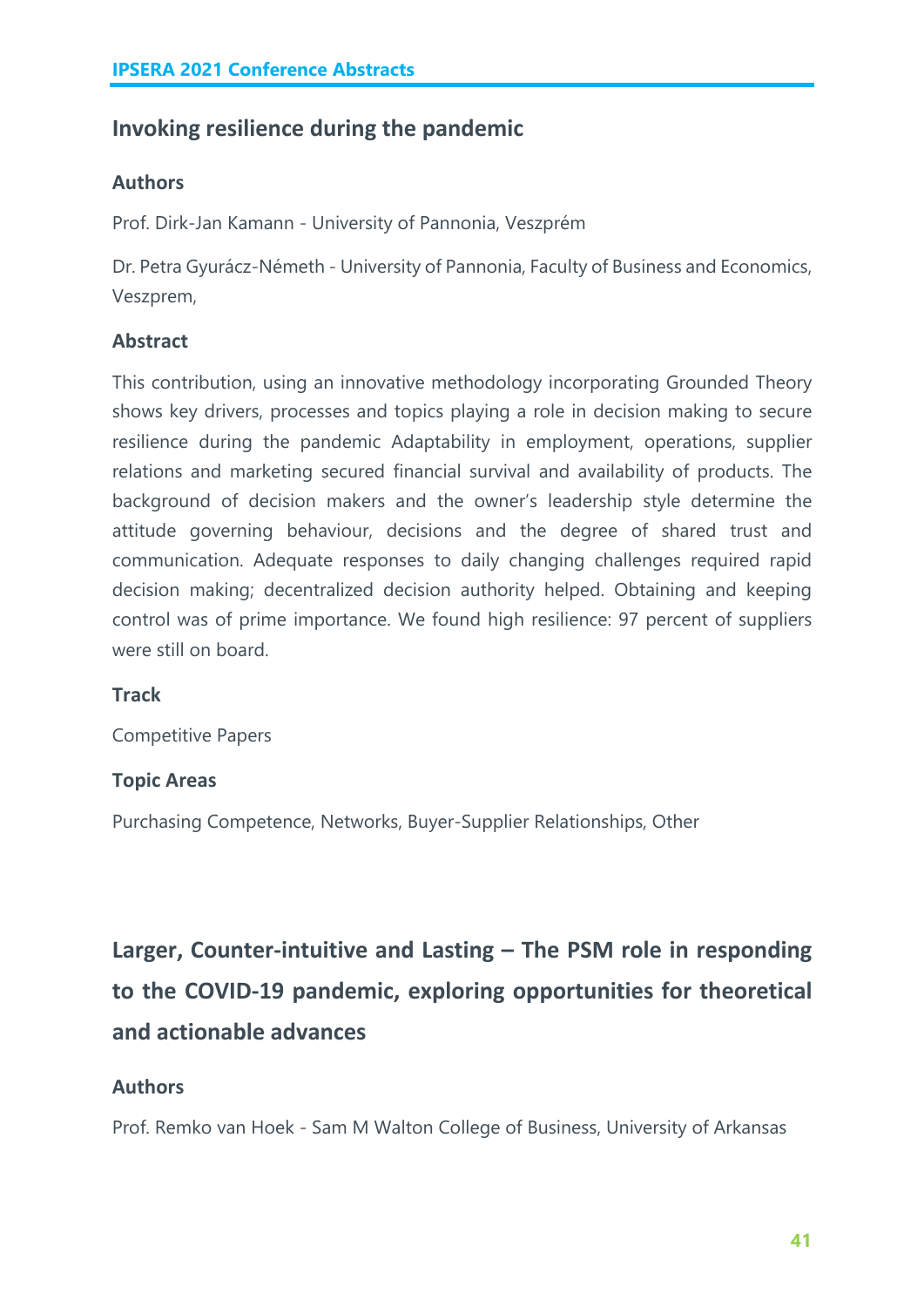## Invoking resilience during the pandemic

### Authors

Prof. Dirk-Jan Kamann - University of Pannonia, Veszprém

Dr. Petra Gyurácz-Németh - University of Pannonia, Faculty of Business and Economics, Veszprem,

### Abstract

This contribution, using an innovative methodology incorporating Grounded Theory shows key drivers, processes and topics playing a role in decision making to secure resilience during the pandemic Adaptability in employment, operations, supplier relations and marketing secured financial survival and availability of products. The background of decision makers and the owner's leadership style determine the attitude governing behaviour, decisions and the degree of shared trust and communication. Adequate responses to daily changing challenges required rapid decision making; decentralized decision authority helped. Obtaining and keeping control was of prime importance. We found high resilience: 97 percent of suppliers were still on board.

### Track

Competitive Papers

### Topic Areas

Purchasing Competence, Networks, Buyer-Supplier Relationships, Other

## Larger, Counter-intuitive and Lasting – The PSM role in responding to the COVID-19 pandemic, exploring opportunities for theoretical and actionable advances

### Authors

Prof. Remko van Hoek - Sam M Walton College of Business, University of Arkansas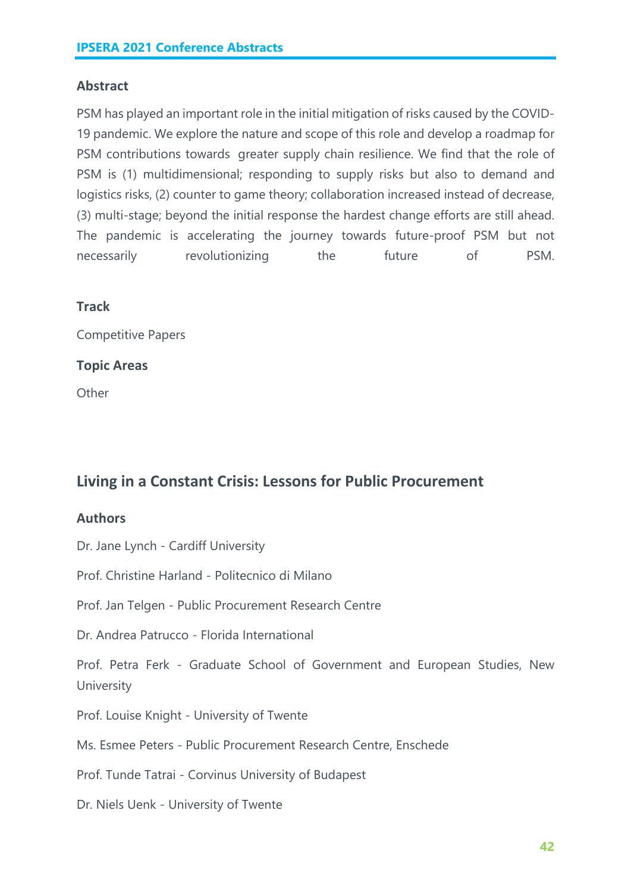### Abstract

PSM has played an important role in the initial mitigation of risks caused by the COVID-19 pandemic. We explore the nature and scope of this role and develop a roadmap for PSM contributions towards greater supply chain resilience. We find that the role of PSM is (1) multidimensional; responding to supply risks but also to demand and logistics risks, (2) counter to game theory; collaboration increased instead of decrease, (3) multi-stage; beyond the initial response the hardest change efforts are still ahead. The pandemic is accelerating the journey towards future-proof PSM but not necessarily revolutionizing the future of PSM.

### Track

Competitive Papers

### Topic Areas

Other

## Living in a Constant Crisis: Lessons for Public Procurement

### Authors

Dr. Jane Lynch - Cardiff University

Prof. Christine Harland - Politecnico di Milano

Prof. Jan Telgen - Public Procurement Research Centre

Dr. Andrea Patrucco - Florida International

Prof. Petra Ferk - Graduate School of Government and European Studies, New University

Prof. Louise Knight - University of Twente

Ms. Esmee Peters - Public Procurement Research Centre, Enschede

Prof. Tunde Tatrai - Corvinus University of Budapest

Dr. Niels Uenk - University of Twente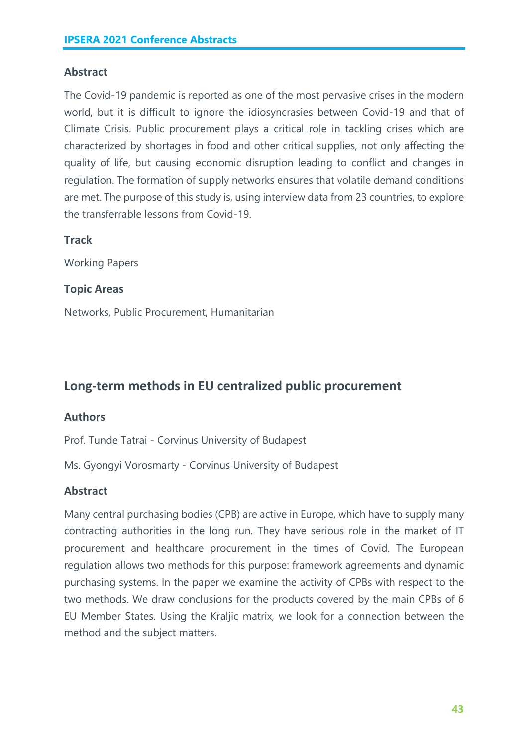### Abstract

The Covid-19 pandemic is reported as one of the most pervasive crises in the modern world, but it is difficult to ignore the idiosyncrasies between Covid-19 and that of Climate Crisis. Public procurement plays a critical role in tackling crises which are characterized by shortages in food and other critical supplies, not only affecting the quality of life, but causing economic disruption leading to conflict and changes in regulation. The formation of supply networks ensures that volatile demand conditions are met. The purpose of this study is, using interview data from 23 countries, to explore the transferrable lessons from Covid-19.

### Track

Working Papers

### Topic Areas

Networks, Public Procurement, Humanitarian

## Long-term methods in EU centralized public procurement

### Authors

Prof. Tunde Tatrai - Corvinus University of Budapest

Ms. Gyongyi Vorosmarty - Corvinus University of Budapest

### Abstract

Many central purchasing bodies (CPB) are active in Europe, which have to supply many contracting authorities in the long run. They have serious role in the market of IT procurement and healthcare procurement in the times of Covid. The European regulation allows two methods for this purpose: framework agreements and dynamic purchasing systems. In the paper we examine the activity of CPBs with respect to the two methods. We draw conclusions for the products covered by the main CPBs of 6 EU Member States. Using the Kraljic matrix, we look for a connection between the method and the subject matters.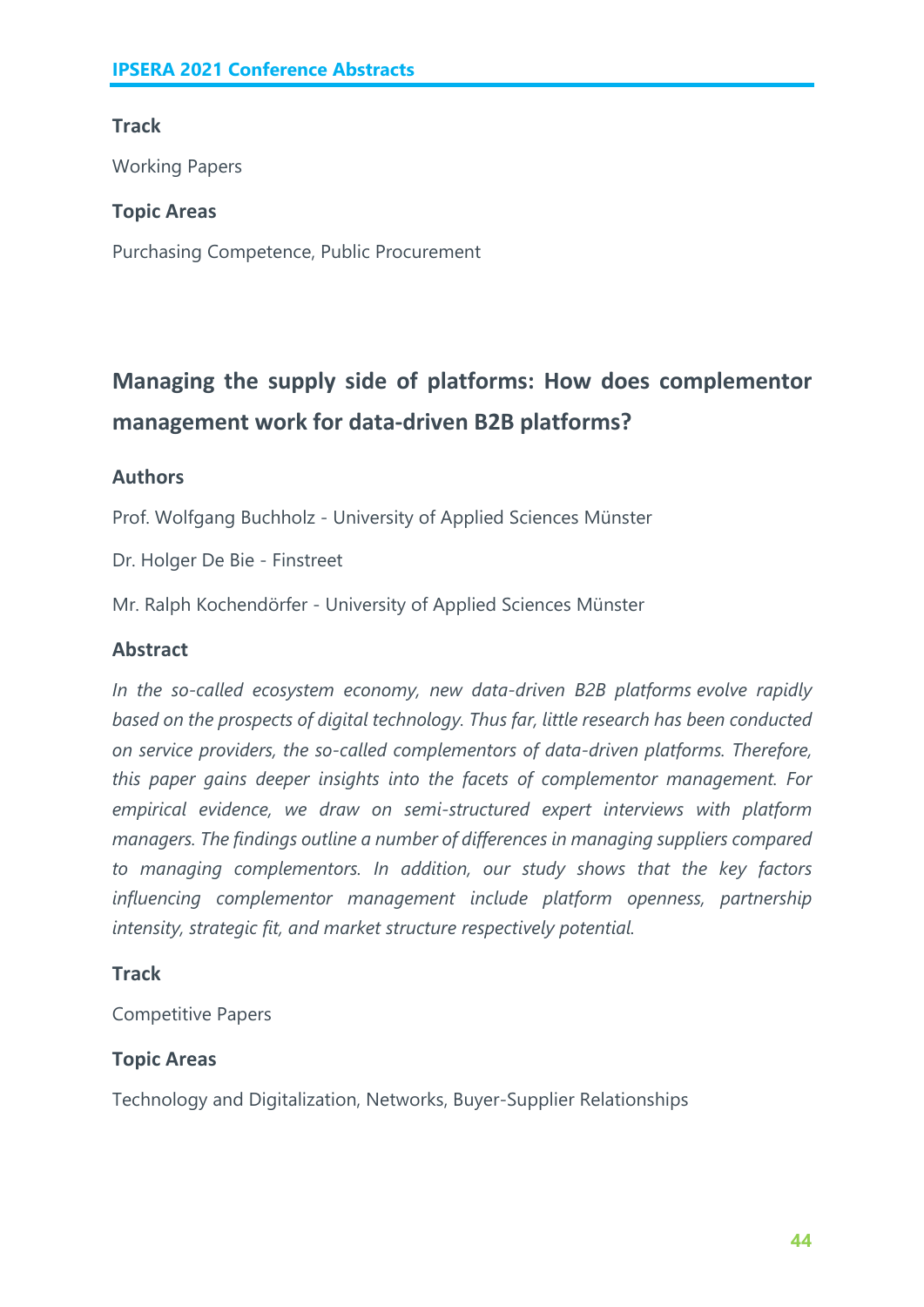**Track**

Working Papers

**Topic Areas**

Purchasing Competence, Public Procurement

## Managing the supply side of platforms: How does complementor management work for data-driven B2B platforms?

**Authors**

Prof. Wolfgang Buchholz - University of Applied Sciences Münster

Dr. Holger De Bie - Finstreet

Mr. Ralph Kochendörfer - University of Applied Sciences Münster

**Abstract**

*In the so-called ecosystem economy, new data-driven B2B platforms evolve rapidly based on the prospects of digital technology. Thus far, little research has been conducted on service providers, the so-called complementors of data-driven platforms. Therefore, this paper gains deeper insights into the facets of complementor management. For empirical evidence, we draw on semi-structured expert interviews with platform managers. The findings outline a number of differences in managing suppliers compared to managing complementors. In addition, our study shows that the key factors influencing complementor management include platform openness, partnership intensity, strategic fit, and market structure respectively potential.*

**Track**

Competitive Papers

**Topic Areas**

Technology and Digitalization, Networks, Buyer-Supplier Relationships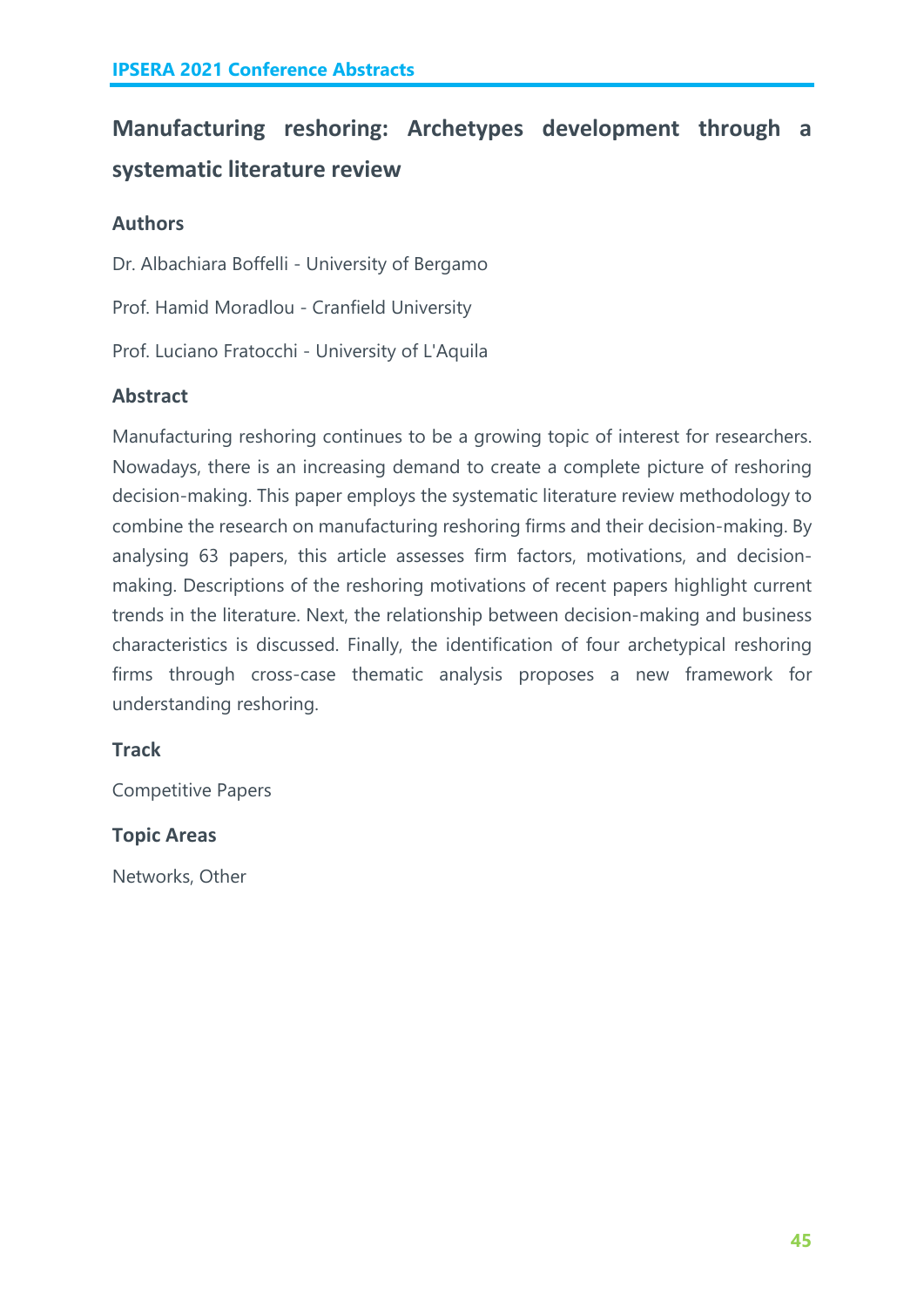# Manufacturing reshoring: Archetypes development through a systematic literature review

## Authors

Dr. Albachiara Boffelli - University of Bergamo

Prof. Hamid Moradlou - Cranfield University

Prof. Luciano Fratocchi - University of L'Aquila

## Abstract

Manufacturing reshoring continues to be a growing topic of interest for researchers. Nowadays, there is an increasing demand to create a complete picture of reshoring decision-making. This paper employs the systematic literature review methodology to combine the research on manufacturing reshoring firms and their decision-making. By analysing 63 papers, this article assesses firm factors, motivations, and decision-making. Descriptions of the reshoring motivations of recent papers highlight current trends in the literature. Next, the relationship between decision-making and business characteristics is discussed. Finally, the identification of four archetypical reshoring firms through cross-case thematic analysis proposes a new framework for understanding reshoring.

## Track

Competitive Papers

## Topic Areas

Networks, Other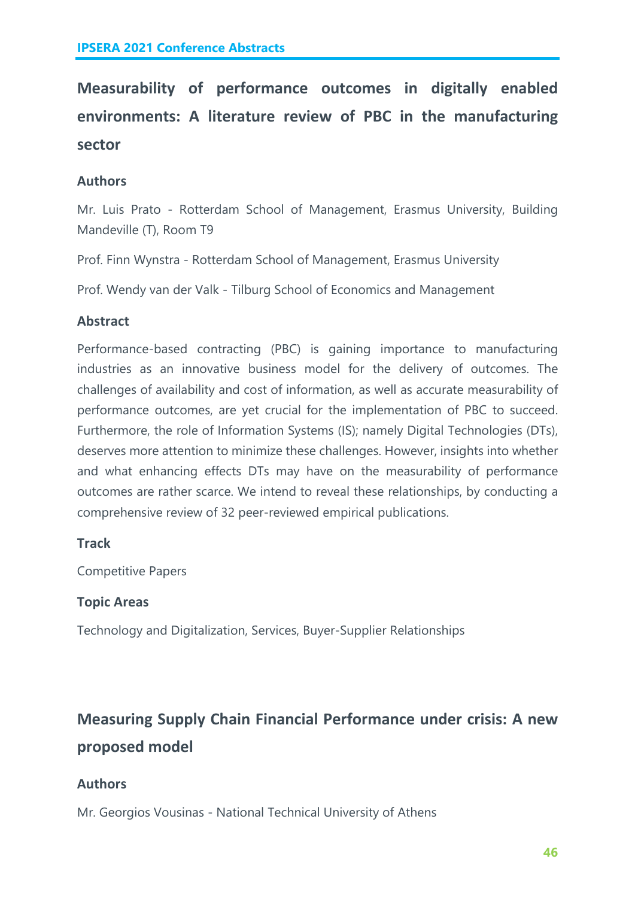## Measurability of performance outcomes in digitally enabled environments: A literature review of PBC in the manufacturing sector

### Authors

Mr. Luis Prato - Rotterdam School of Management, Erasmus University, Building Mandeville (T), Room T9

Prof. Finn Wynstra - Rotterdam School of Management, Erasmus University

Prof. Wendy van der Valk - Tilburg School of Economics and Management

### Abstract

Performance-based contracting (PBC) is gaining importance to manufacturing industries as an innovative business model for the delivery of outcomes. The challenges of availability and cost of information, as well as accurate measurability of performance outcomes, are yet crucial for the implementation of PBC to succeed. Furthermore, the role of Information Systems (IS); namely Digital Technologies (DTs), deserves more attention to minimize these challenges. However, insights into whether and what enhancing effects DTs may have on the measurability of performance outcomes are rather scarce. We intend to reveal these relationships, by conducting a comprehensive review of 32 peer-reviewed empirical publications.

### Track

Competitive Papers

### Topic Areas

Technology and Digitalization, Services, Buyer-Supplier Relationships

## Measuring Supply Chain Financial Performance under crisis: A new proposed model

### Authors

Mr. Georgios Vousinas - National Technical University of Athens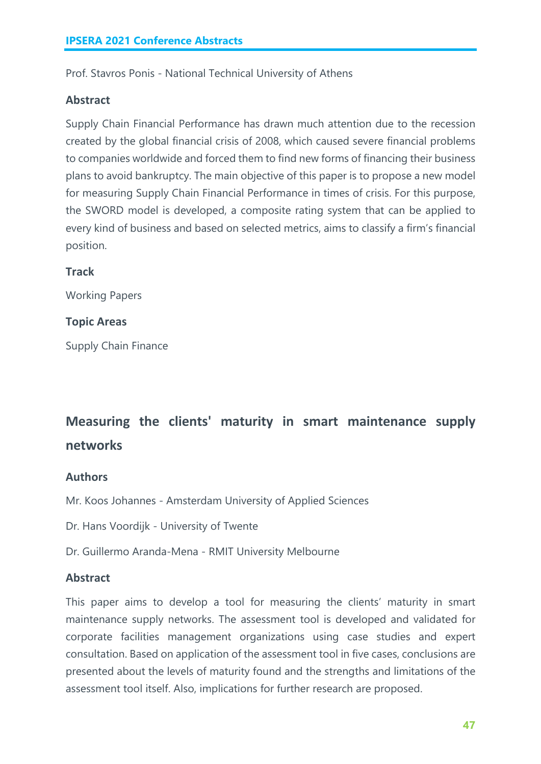Prof. Stavros Ponis - National Technical University of Athens

### Abstract

Supply Chain Financial Performance has drawn much attention due to the recession created by the global financial crisis of 2008, which caused severe financial problems to companies worldwide and forced them to find new forms of financing their business plans to avoid bankruptcy. The main objective of this paper is to propose a new model for measuring Supply Chain Financial Performance in times of crisis. For this purpose, the SWORD model is developed, a composite rating system that can be applied to every kind of business and based on selected metrics, aims to classify a firm's financial position.

### Track

Working Papers

### Topic Areas

Supply Chain Finance

## Measuring the clients' maturity in smart maintenance supply networks

### Authors

Mr. Koos Johannes - Amsterdam University of Applied Sciences

Dr. Hans Voordijk - University of Twente

Dr. Guillermo Aranda-Mena - RMIT University Melbourne

### Abstract

This paper aims to develop a tool for measuring the clients' maturity in smart maintenance supply networks. The assessment tool is developed and validated for corporate facilities management organizations using case studies and expert consultation. Based on application of the assessment tool in five cases, conclusions are presented about the levels of maturity found and the strengths and limitations of the assessment tool itself. Also, implications for further research are proposed.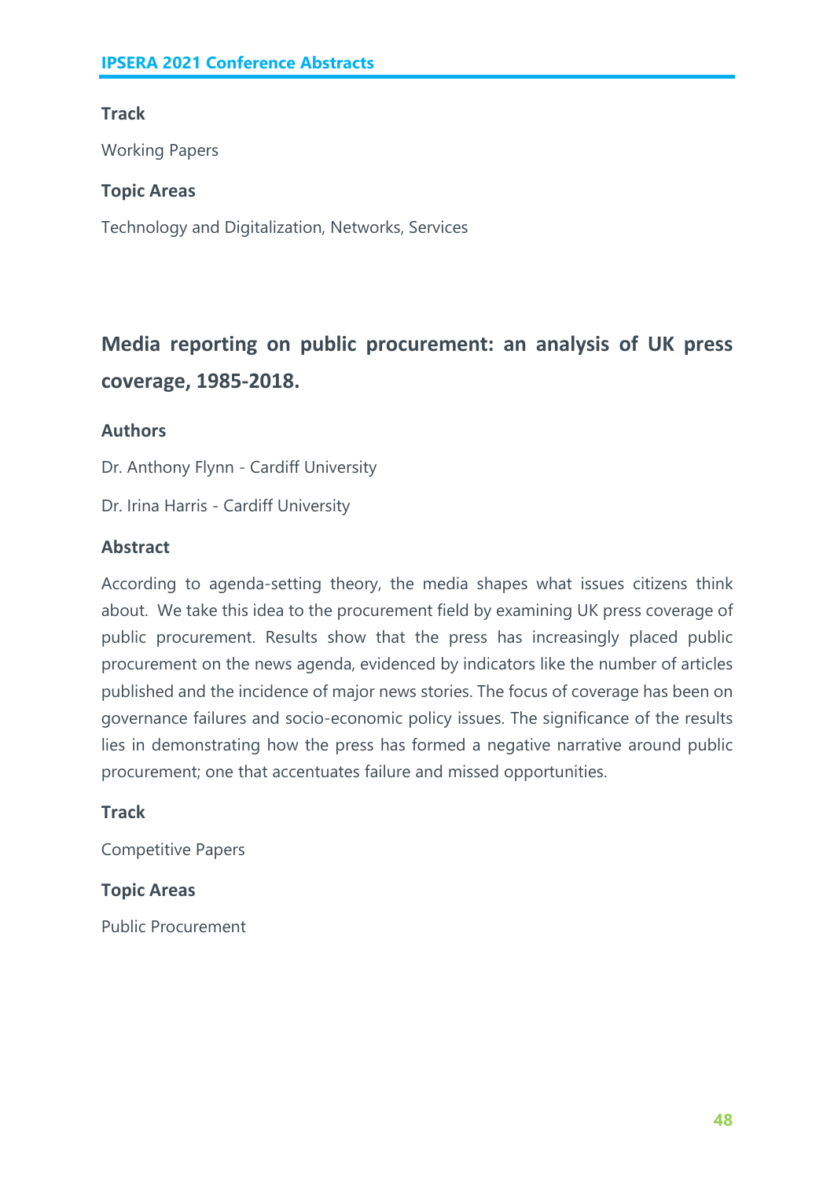**Track**

Working Papers

**Topic Areas**

Technology and Digitalization, Networks, Services

## Media reporting on public procurement: an analysis of UK press coverage, 1985-2018.

**Authors**

Dr. Anthony Flynn - Cardiff University

Dr. Irina Harris - Cardiff University

**Abstract**

According to agenda-setting theory, the media shapes what issues citizens think about. We take this idea to the procurement field by examining UK press coverage of public procurement. Results show that the press has increasingly placed public procurement on the news agenda, evidenced by indicators like the number of articles published and the incidence of major news stories. The focus of coverage has been on governance failures and socio-economic policy issues. The significance of the results lies in demonstrating how the press has formed a negative narrative around public procurement; one that accentuates failure and missed opportunities.

**Track**

Competitive Papers

**Topic Areas**

Public Procurement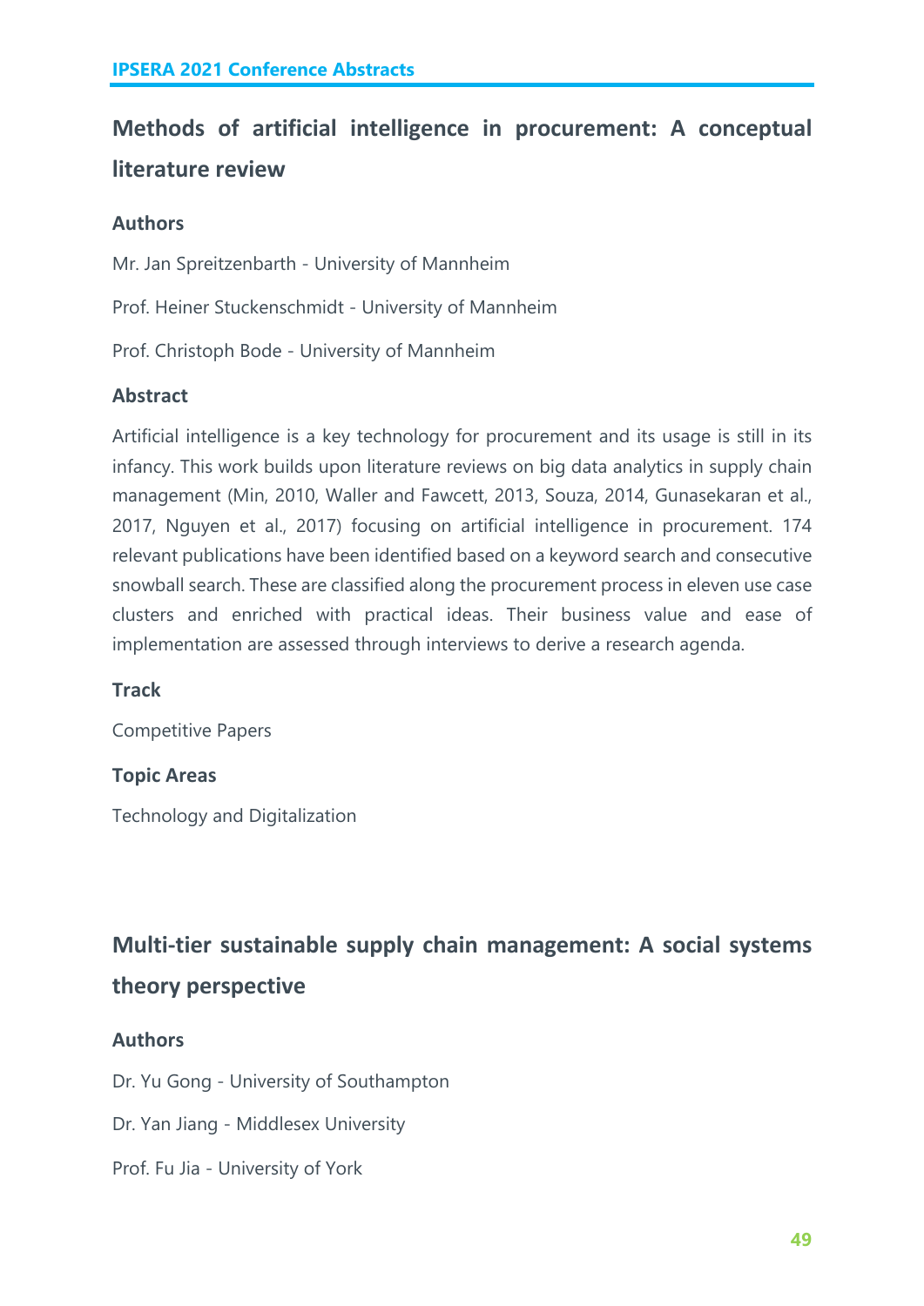## Methods of artificial intelligence in procurement: A conceptual literature review

### Authors

Mr. Jan Spreitzenbarth - University of Mannheim

Prof. Heiner Stuckenschmidt - University of Mannheim

Prof. Christoph Bode - University of Mannheim

### Abstract

Artificial intelligence is a key technology for procurement and its usage is still in its infancy. This work builds upon literature reviews on big data analytics in supply chain management (Min, 2010, Waller and Fawcett, 2013, Souza, 2014, Gunasekaran et al., 2017, Nguyen et al., 2017) focusing on artificial intelligence in procurement. 174 relevant publications have been identified based on a keyword search and consecutive snowball search. These are classified along the procurement process in eleven use case clusters and enriched with practical ideas. Their business value and ease of implementation are assessed through interviews to derive a research agenda.

### Track

Competitive Papers

### Topic Areas

Technology and Digitalization

## Multi-tier sustainable supply chain management: A social systems theory perspective

### Authors

Dr. Yu Gong - University of Southampton

Dr. Yan Jiang - Middlesex University

Prof. Fu Jia - University of York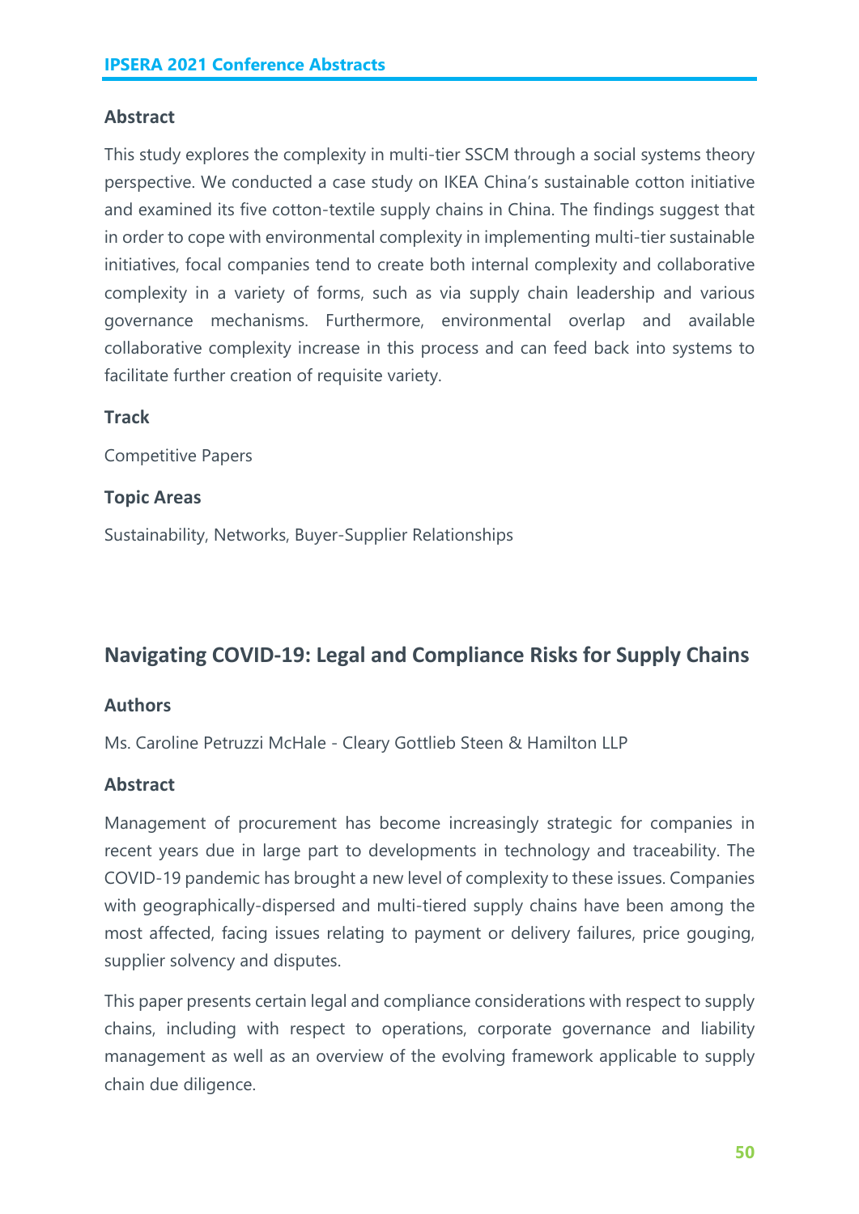### Abstract

This study explores the complexity in multi-tier SSCM through a social systems theory perspective. We conducted a case study on IKEA China's sustainable cotton initiative and examined its five cotton-textile supply chains in China. The findings suggest that in order to cope with environmental complexity in implementing multi-tier sustainable initiatives, focal companies tend to create both internal complexity and collaborative complexity in a variety of forms, such as via supply chain leadership and various governance mechanisms. Furthermore, environmental overlap and available collaborative complexity increase in this process and can feed back into systems to facilitate further creation of requisite variety.

### Track

Competitive Papers

### Topic Areas

Sustainability, Networks, Buyer-Supplier Relationships

## Navigating COVID-19: Legal and Compliance Risks for Supply Chains

### Authors

Ms. Caroline Petruzzi McHale - Cleary Gottlieb Steen & Hamilton LLP

### Abstract

Management of procurement has become increasingly strategic for companies in recent years due in large part to developments in technology and traceability. The COVID-19 pandemic has brought a new level of complexity to these issues. Companies with geographically-dispersed and multi-tiered supply chains have been among the most affected, facing issues relating to payment or delivery failures, price gouging, supplier solvency and disputes.

This paper presents certain legal and compliance considerations with respect to supply chains, including with respect to operations, corporate governance and liability management as well as an overview of the evolving framework applicable to supply chain due diligence.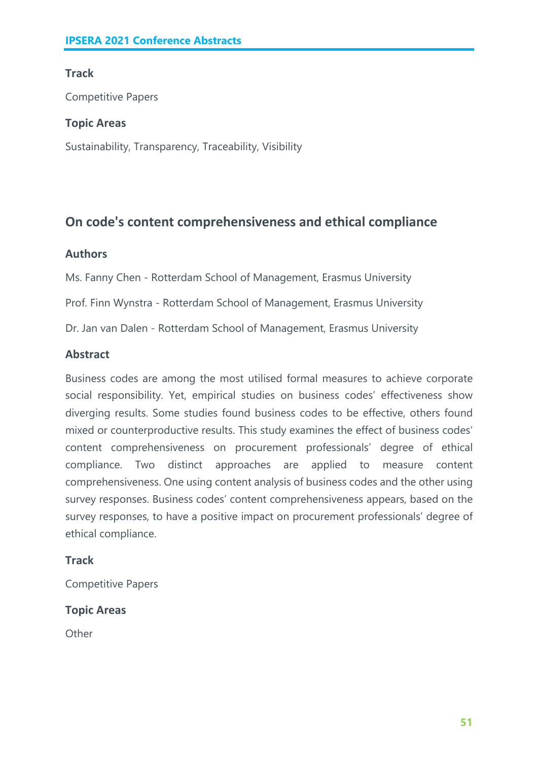### Track

Competitive Papers

### Topic Areas

Sustainability, Transparency, Traceability, Visibility

## On code's content comprehensiveness and ethical compliance

### Authors

Ms. Fanny Chen - Rotterdam School of Management, Erasmus University

Prof. Finn Wynstra - Rotterdam School of Management, Erasmus University

Dr. Jan van Dalen - Rotterdam School of Management, Erasmus University

### Abstract

Business codes are among the most utilised formal measures to achieve corporate social responsibility. Yet, empirical studies on business codes' effectiveness show diverging results. Some studies found business codes to be effective, others found mixed or counterproductive results. This study examines the effect of business codes' content comprehensiveness on procurement professionals' degree of ethical compliance. Two distinct approaches are applied to measure content comprehensiveness. One using content analysis of business codes and the other using survey responses. Business codes' content comprehensiveness appears, based on the survey responses, to have a positive impact on procurement professionals' degree of ethical compliance.

### Track

Competitive Papers

### Topic Areas

Other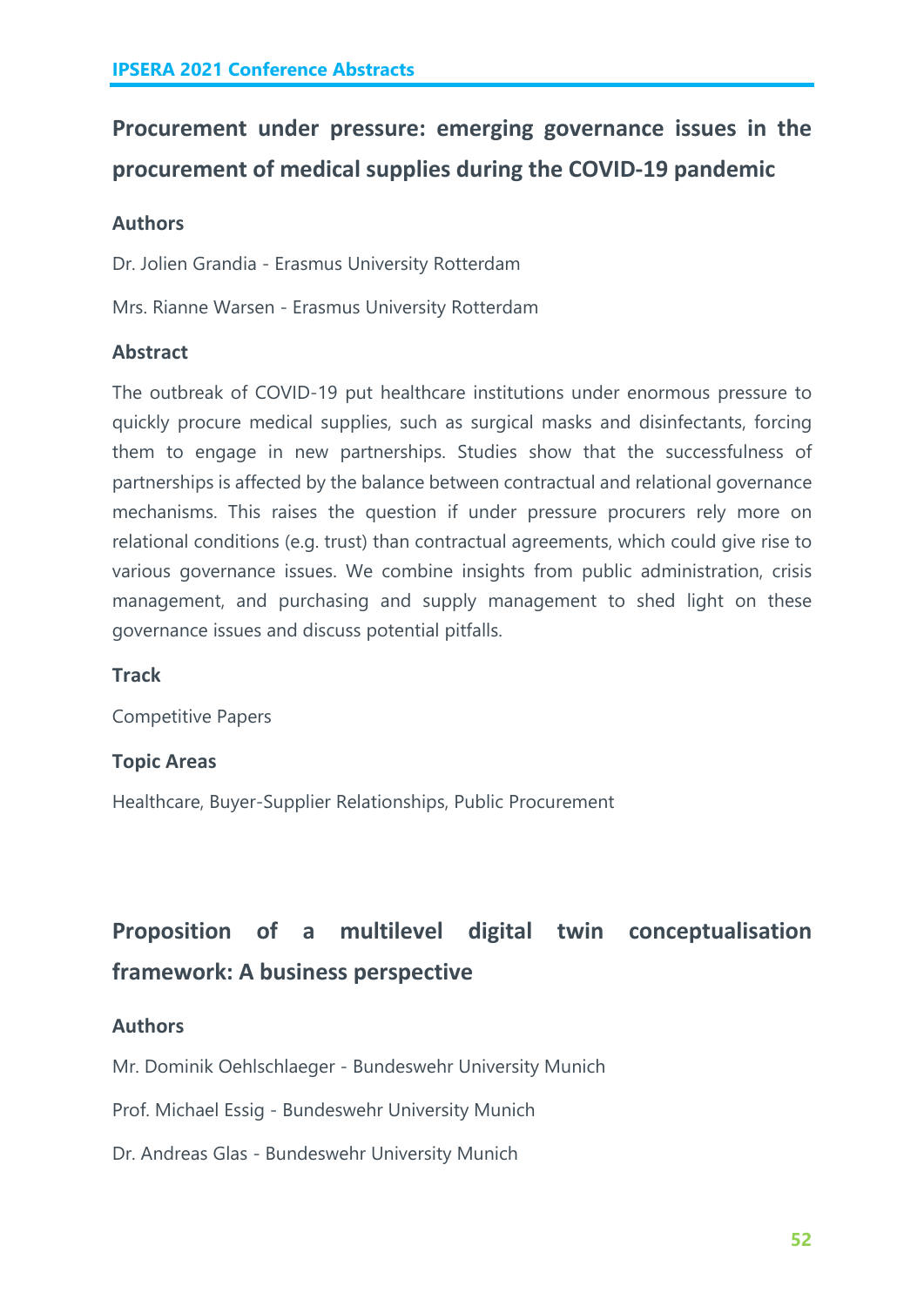## Procurement under pressure: emerging governance issues in the procurement of medical supplies during the COVID-19 pandemic

### Authors

Dr. Jolien Grandia - Erasmus University Rotterdam

Mrs. Rianne Warsen - Erasmus University Rotterdam

### Abstract

The outbreak of COVID-19 put healthcare institutions under enormous pressure to quickly procure medical supplies, such as surgical masks and disinfectants, forcing them to engage in new partnerships. Studies show that the successfulness of partnerships is affected by the balance between contractual and relational governance mechanisms. This raises the question if under pressure procurers rely more on relational conditions (e.g. trust) than contractual agreements, which could give rise to various governance issues. We combine insights from public administration, crisis management, and purchasing and supply management to shed light on these governance issues and discuss potential pitfalls.

### Track

Competitive Papers

### Topic Areas

Healthcare, Buyer-Supplier Relationships, Public Procurement

## Proposition of a multilevel digital twin conceptualisation framework: A business perspective

### Authors

Mr. Dominik Oehlschlaeger - Bundeswehr University Munich

Prof. Michael Essig - Bundeswehr University Munich

Dr. Andreas Glas - Bundeswehr University Munich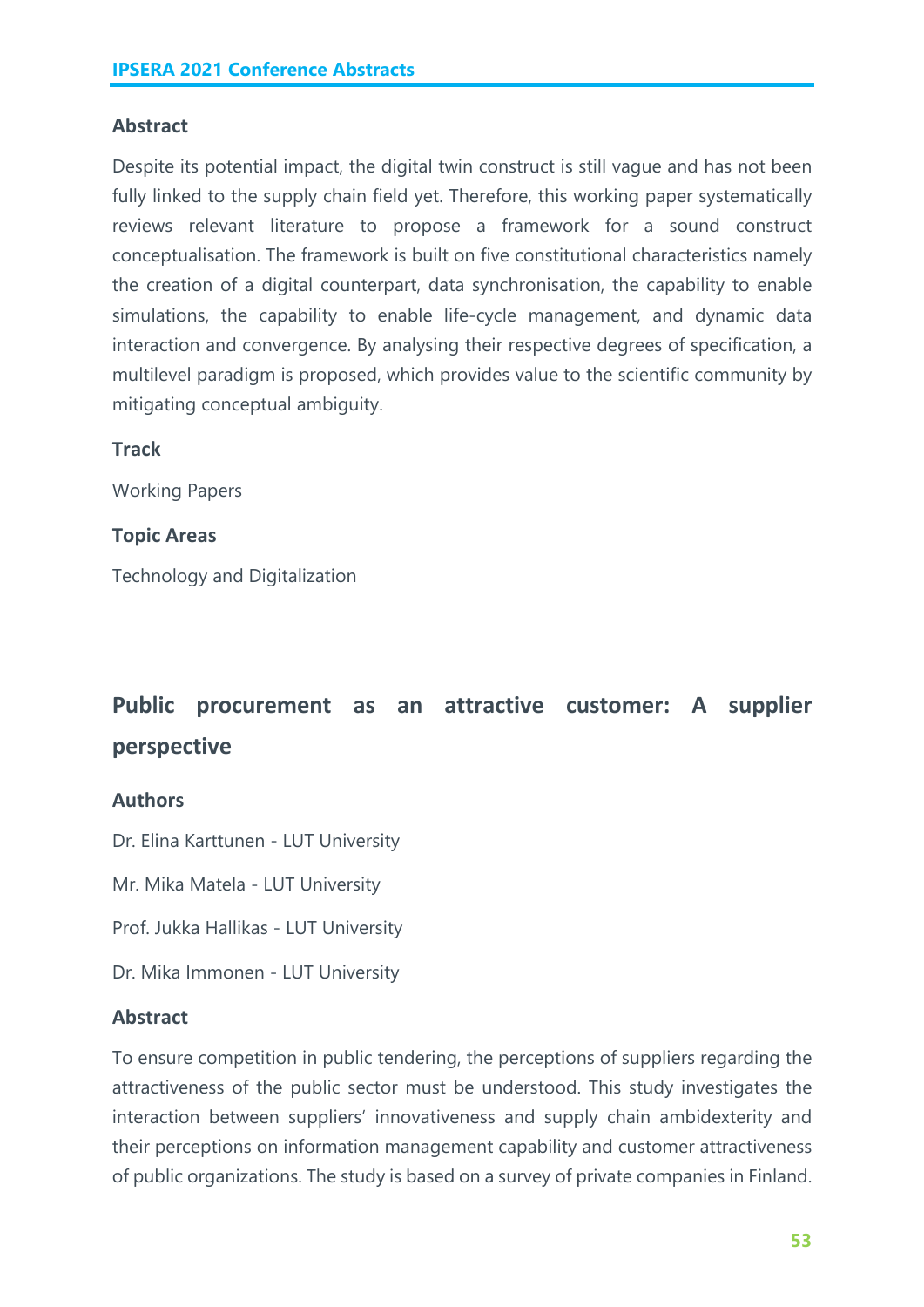### Abstract

Despite its potential impact, the digital twin construct is still vague and has not been fully linked to the supply chain field yet. Therefore, this working paper systematically reviews relevant literature to propose a framework for a sound construct conceptualisation. The framework is built on five constitutional characteristics namely the creation of a digital counterpart, data synchronisation, the capability to enable simulations, the capability to enable life-cycle management, and dynamic data interaction and convergence. By analysing their respective degrees of specification, a multilevel paradigm is proposed, which provides value to the scientific community by mitigating conceptual ambiguity.

### Track

Working Papers

### Topic Areas

Technology and Digitalization

## Public procurement as an attractive customer: A supplier perspective

### Authors

Dr. Elina Karttunen - LUT University

Mr. Mika Matela - LUT University

Prof. Jukka Hallikas - LUT University

Dr. Mika Immonen - LUT University

### Abstract

To ensure competition in public tendering, the perceptions of suppliers regarding the attractiveness of the public sector must be understood. This study investigates the interaction between suppliers' innovativeness and supply chain ambidexterity and their perceptions on information management capability and customer attractiveness of public organizations. The study is based on a survey of private companies in Finland.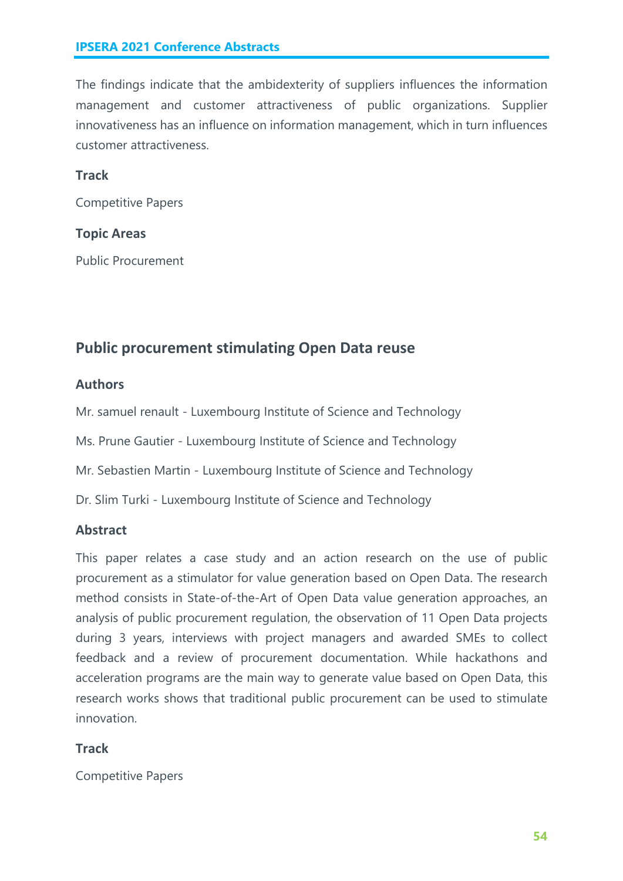The findings indicate that the ambidexterity of suppliers influences the information management and customer attractiveness of public organizations. Supplier innovativeness has an influence on information management, which in turn influences customer attractiveness.

### Track

Competitive Papers

### Topic Areas

Public Procurement

## Public procurement stimulating Open Data reuse

### Authors

Mr. samuel renault - Luxembourg Institute of Science and Technology

Ms. Prune Gautier - Luxembourg Institute of Science and Technology

Mr. Sebastien Martin - Luxembourg Institute of Science and Technology

Dr. Slim Turki - Luxembourg Institute of Science and Technology

### Abstract

This paper relates a case study and an action research on the use of public procurement as a stimulator for value generation based on Open Data. The research method consists in State-of-the-Art of Open Data value generation approaches, an analysis of public procurement regulation, the observation of 11 Open Data projects during 3 years, interviews with project managers and awarded SMEs to collect feedback and a review of procurement documentation. While hackathons and acceleration programs are the main way to generate value based on Open Data, this research works shows that traditional public procurement can be used to stimulate innovation.

### Track

Competitive Papers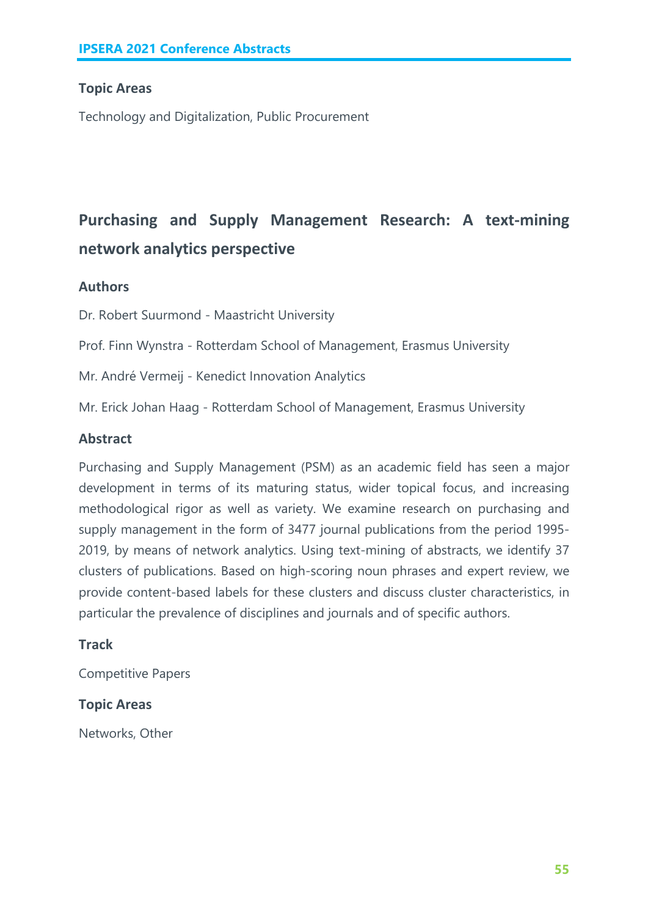### Topic Areas

Technology and Digitalization, Public Procurement

## Purchasing and Supply Management Research: A text-mining network analytics perspective

### Authors

Dr. Robert Suurmond - Maastricht University

Prof. Finn Wynstra - Rotterdam School of Management, Erasmus University

Mr. André Vermeij - Kenedict Innovation Analytics

Mr. Erick Johan Haag - Rotterdam School of Management, Erasmus University

### Abstract

Purchasing and Supply Management (PSM) as an academic field has seen a major development in terms of its maturing status, wider topical focus, and increasing methodological rigor as well as variety. We examine research on purchasing and supply management in the form of 3477 journal publications from the period 1995-2019, by means of network analytics. Using text-mining of abstracts, we identify 37 clusters of publications. Based on high-scoring noun phrases and expert review, we provide content-based labels for these clusters and discuss cluster characteristics, in particular the prevalence of disciplines and journals and of specific authors.

### Track

Competitive Papers

### Topic Areas

Networks, Other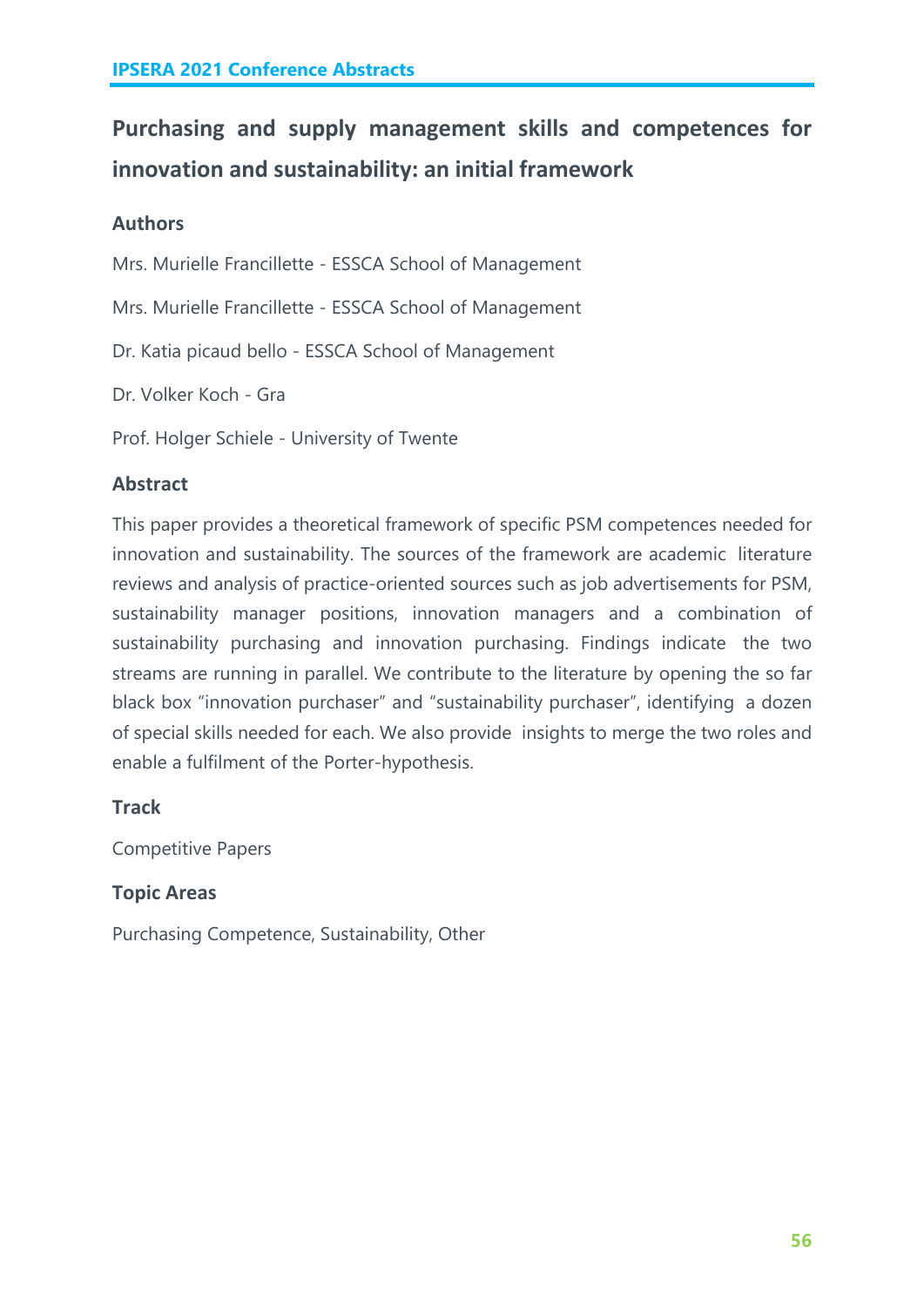# Purchasing and supply management skills and competences for innovation and sustainability: an initial framework

### Authors

Mrs. Murielle Francillette - ESSCA School of Management

Mrs. Murielle Francillette - ESSCA School of Management

Dr. Katia picaud bello - ESSCA School of Management

Dr. Volker Koch - Gra

Prof. Holger Schiele - University of Twente

### Abstract

This paper provides a theoretical framework of specific PSM competences needed for innovation and sustainability. The sources of the framework are academic literature reviews and analysis of practice-oriented sources such as job advertisements for PSM, sustainability manager positions, innovation managers and a combination of sustainability purchasing and innovation purchasing. Findings indicate the two streams are running in parallel. We contribute to the literature by opening the so far black box "innovation purchaser" and "sustainability purchaser", identifying a dozen of special skills needed for each. We also provide insights to merge the two roles and enable a fulfilment of the Porter-hypothesis.

### Track

Competitive Papers

### Topic Areas

Purchasing Competence, Sustainability, Other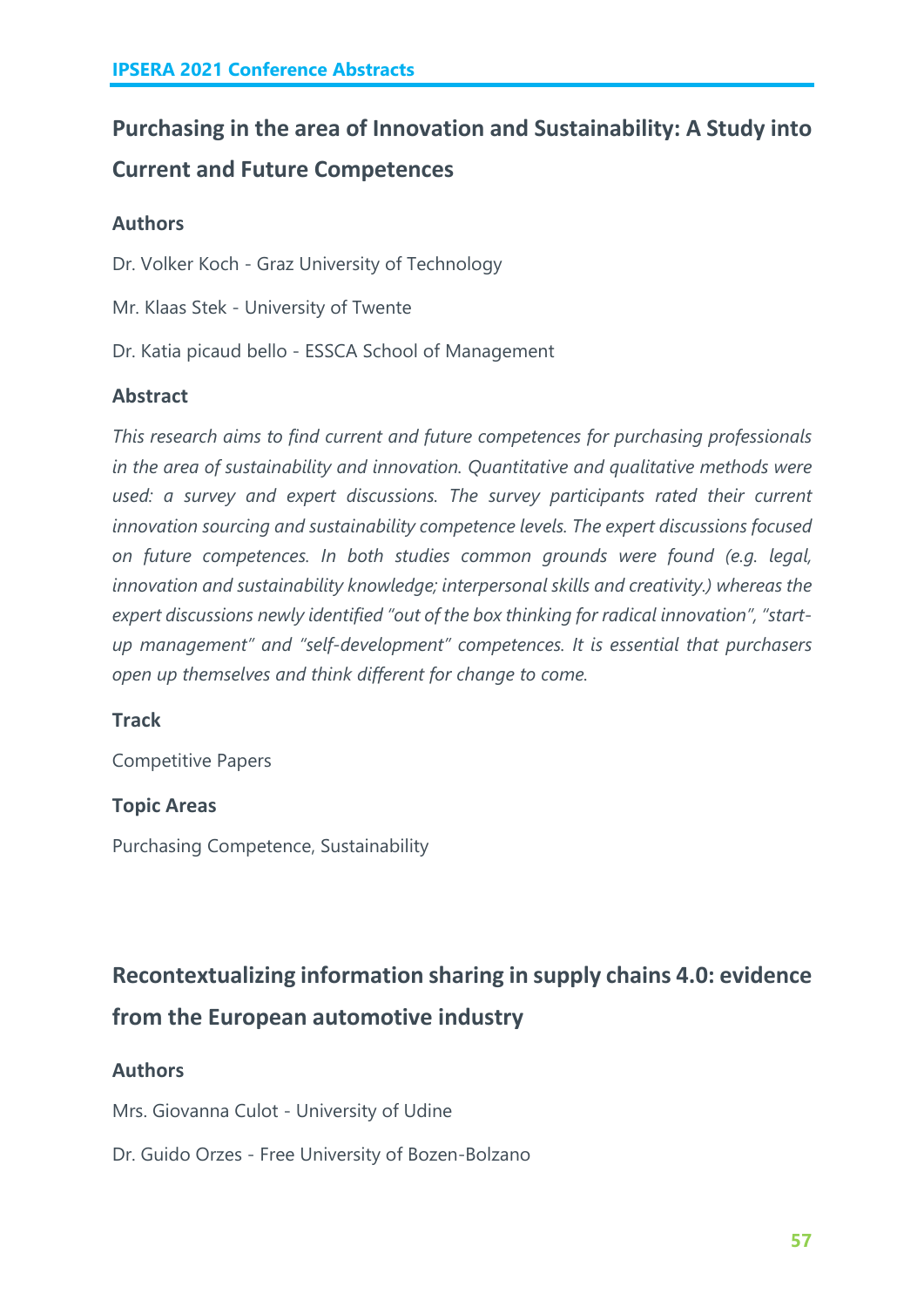## Purchasing in the area of Innovation and Sustainability: A Study into Current and Future Competences

### Authors

Dr. Volker Koch - Graz University of Technology

Mr. Klaas Stek - University of Twente

Dr. Katia picaud bello - ESSCA School of Management

### Abstract

*This research aims to find current and future competences for purchasing professionals in the area of sustainability and innovation. Quantitative and qualitative methods were used: a survey and expert discussions. The survey participants rated their current innovation sourcing and sustainability competence levels. The expert discussions focused on future competences. In both studies common grounds were found (e.g. legal, innovation and sustainability knowledge; interpersonal skills and creativity.) whereas the expert discussions newly identified "out of the box thinking for radical innovation", "start-up management" and "self-development" competences. It is essential that purchasers open up themselves and think different for change to come.*

### Track

Competitive Papers

### Topic Areas

Purchasing Competence, Sustainability

## Recontextualizing information sharing in supply chains 4.0: evidence from the European automotive industry

### Authors

Mrs. Giovanna Culot - University of Udine

Dr. Guido Orzes - Free University of Bozen-Bolzano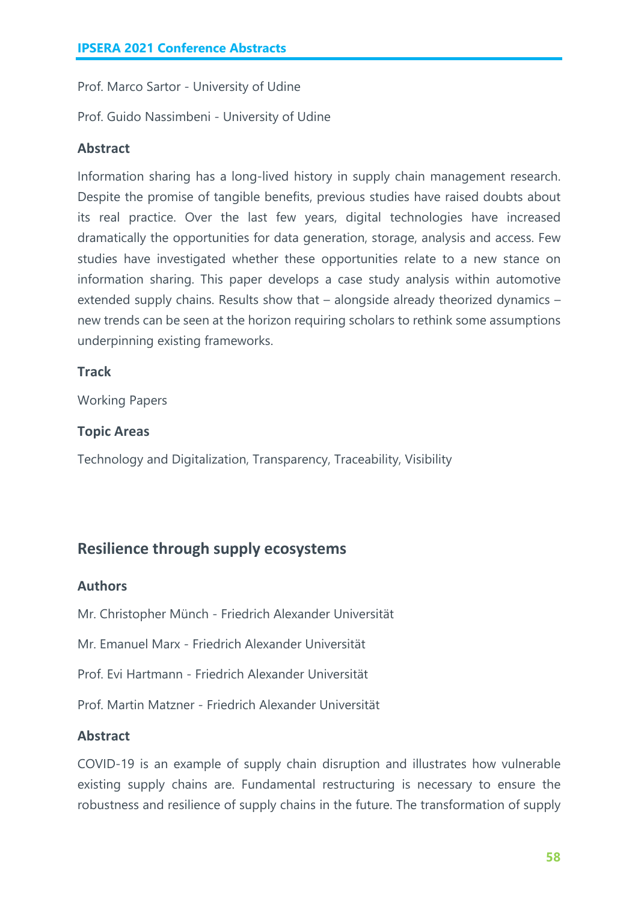Prof. Marco Sartor - University of Udine

Prof. Guido Nassimbeni - University of Udine

### Abstract

Information sharing has a long-lived history in supply chain management research. Despite the promise of tangible benefits, previous studies have raised doubts about its real practice. Over the last few years, digital technologies have increased dramatically the opportunities for data generation, storage, analysis and access. Few studies have investigated whether these opportunities relate to a new stance on information sharing. This paper develops a case study analysis within automotive extended supply chains. Results show that – alongside already theorized dynamics – new trends can be seen at the horizon requiring scholars to rethink some assumptions underpinning existing frameworks.

### Track

Working Papers

### Topic Areas

Technology and Digitalization, Transparency, Traceability, Visibility

## Resilience through supply ecosystems

### Authors

Mr. Christopher Münch - Friedrich Alexander Universität

Mr. Emanuel Marx - Friedrich Alexander Universität

Prof. Evi Hartmann - Friedrich Alexander Universität

Prof. Martin Matzner - Friedrich Alexander Universität

### Abstract

COVID-19 is an example of supply chain disruption and illustrates how vulnerable existing supply chains are. Fundamental restructuring is necessary to ensure the robustness and resilience of supply chains in the future. The transformation of supply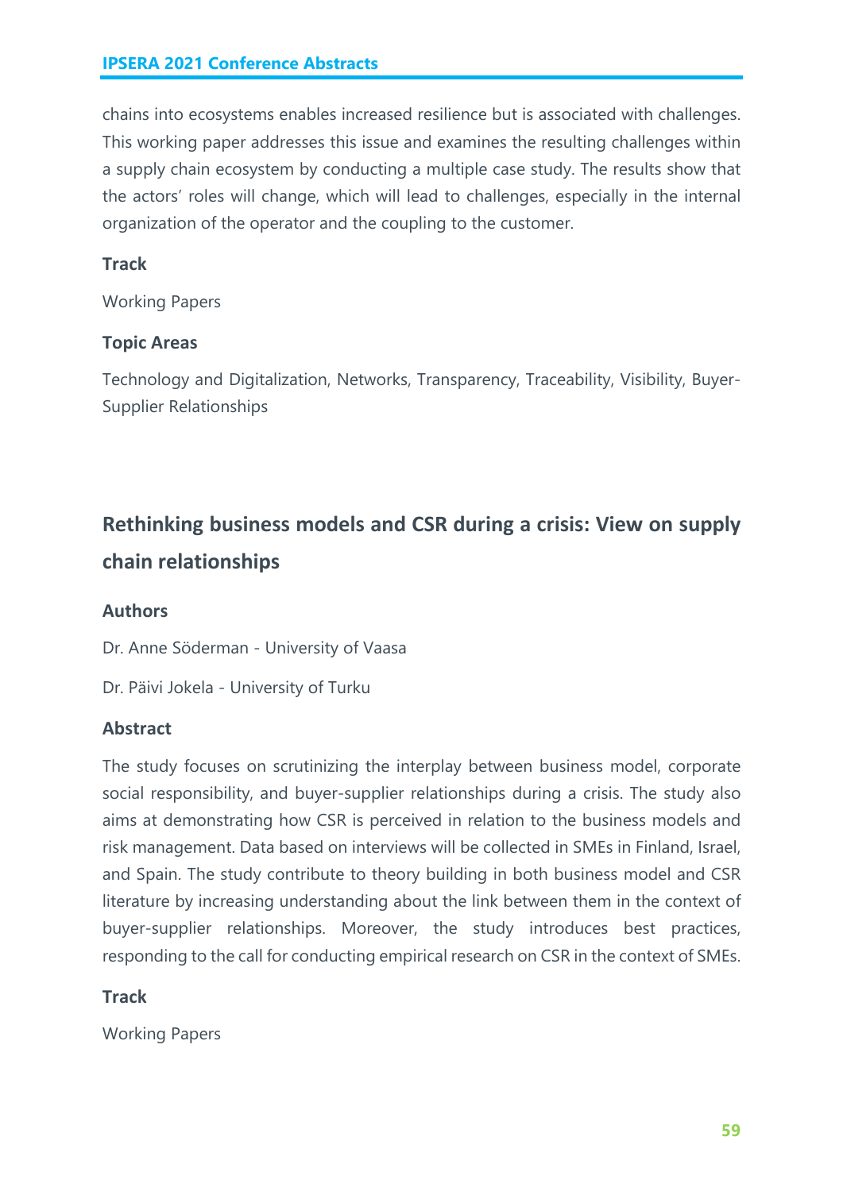chains into ecosystems enables increased resilience but is associated with challenges. This working paper addresses this issue and examines the resulting challenges within a supply chain ecosystem by conducting a multiple case study. The results show that the actors' roles will change, which will lead to challenges, especially in the internal organization of the operator and the coupling to the customer.

### Track

Working Papers

### Topic Areas

Technology and Digitalization, Networks, Transparency, Traceability, Visibility, Buyer-Supplier Relationships

## Rethinking business models and CSR during a crisis: View on supply chain relationships

### Authors

Dr. Anne Söderman - University of Vaasa

Dr. Päivi Jokela - University of Turku

### Abstract

The study focuses on scrutinizing the interplay between business model, corporate social responsibility, and buyer-supplier relationships during a crisis. The study also aims at demonstrating how CSR is perceived in relation to the business models and risk management. Data based on interviews will be collected in SMEs in Finland, Israel, and Spain. The study contribute to theory building in both business model and CSR literature by increasing understanding about the link between them in the context of buyer-supplier relationships. Moreover, the study introduces best practices, responding to the call for conducting empirical research on CSR in the context of SMEs.

### Track

Working Papers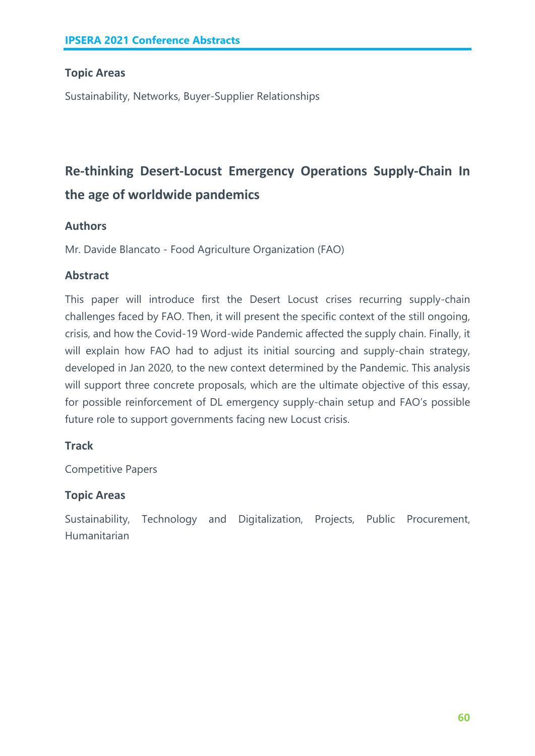### Topic Areas

Sustainability, Networks, Buyer-Supplier Relationships

## Re-thinking Desert-Locust Emergency Operations Supply-Chain In the age of worldwide pandemics

### Authors

Mr. Davide Blancato - Food Agriculture Organization (FAO)

### Abstract

This paper will introduce first the Desert Locust crises recurring supply-chain challenges faced by FAO. Then, it will present the specific context of the still ongoing, crisis, and how the Covid-19 Word-wide Pandemic affected the supply chain. Finally, it will explain how FAO had to adjust its initial sourcing and supply-chain strategy, developed in Jan 2020, to the new context determined by the Pandemic. This analysis will support three concrete proposals, which are the ultimate objective of this essay, for possible reinforcement of DL emergency supply-chain setup and FAO's possible future role to support governments facing new Locust crisis.

### Track

Competitive Papers

### Topic Areas

Sustainability, Technology and Digitalization, Projects, Public Procurement, Humanitarian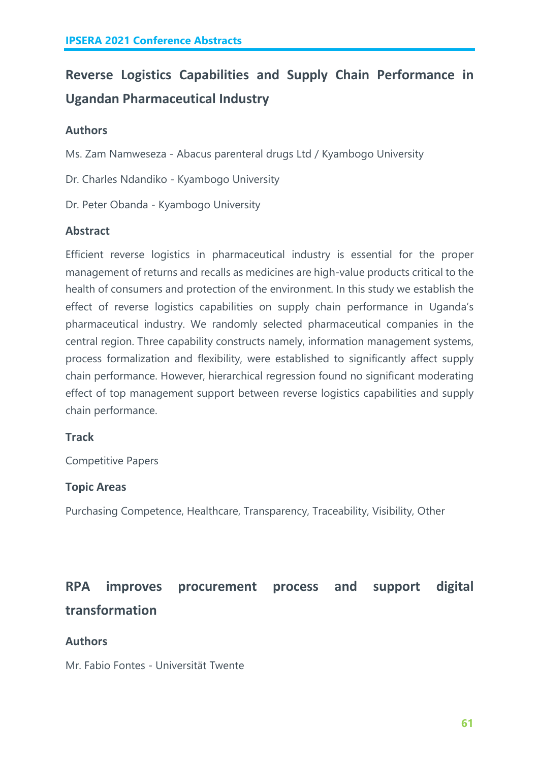## Reverse Logistics Capabilities and Supply Chain Performance in Ugandan Pharmaceutical Industry

### Authors

Ms. Zam Namweseza - Abacus parenteral drugs Ltd / Kyambogo University

Dr. Charles Ndandiko - Kyambogo University

Dr. Peter Obanda - Kyambogo University

### Abstract

Efficient reverse logistics in pharmaceutical industry is essential for the proper management of returns and recalls as medicines are high-value products critical to the health of consumers and protection of the environment. In this study we establish the effect of reverse logistics capabilities on supply chain performance in Uganda's pharmaceutical industry. We randomly selected pharmaceutical companies in the central region. Three capability constructs namely, information management systems, process formalization and flexibility, were established to significantly affect supply chain performance. However, hierarchical regression found no significant moderating effect of top management support between reverse logistics capabilities and supply chain performance.

### Track

Competitive Papers

### Topic Areas

Purchasing Competence, Healthcare, Transparency, Traceability, Visibility, Other

## RPA improves procurement process and support digital transformation

### Authors

Mr. Fabio Fontes - Universität Twente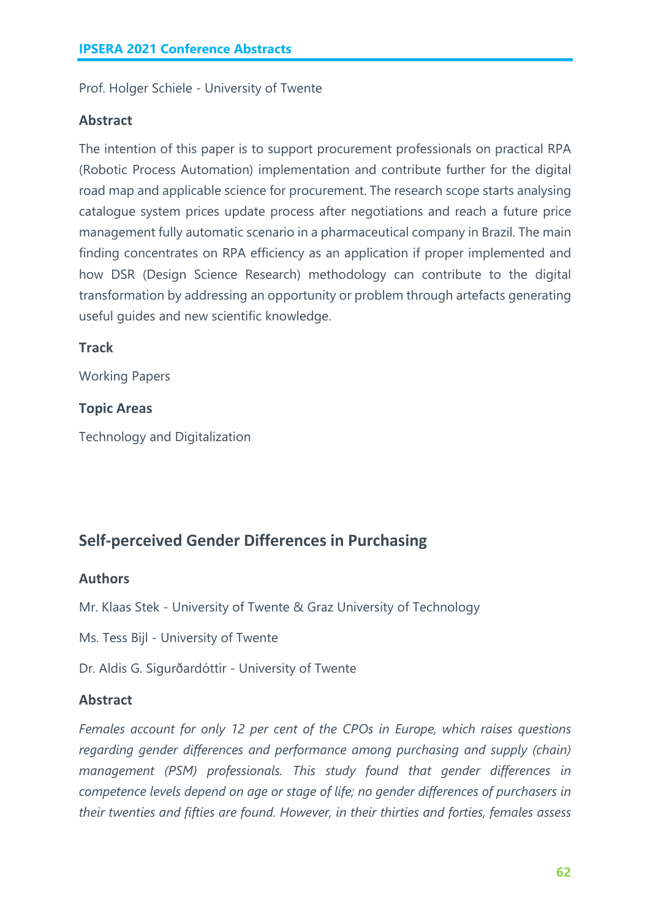Prof. Holger Schiele - University of Twente

### Abstract

The intention of this paper is to support procurement professionals on practical RPA (Robotic Process Automation) implementation and contribute further for the digital road map and applicable science for procurement. The research scope starts analysing catalogue system prices update process after negotiations and reach a future price management fully automatic scenario in a pharmaceutical company in Brazil. The main finding concentrates on RPA efficiency as an application if proper implemented and how DSR (Design Science Research) methodology can contribute to the digital transformation by addressing an opportunity or problem through artefacts generating useful guides and new scientific knowledge.

### Track

Working Papers

### Topic Areas

Technology and Digitalization

## Self-perceived Gender Differences in Purchasing

### Authors

Mr. Klaas Stek - University of Twente & Graz University of Technology

Ms. Tess Bijl - University of Twente

Dr. Aldis G. Sigurðardóttir - University of Twente

### Abstract

*Females account for only 12 per cent of the CPOs in Europe, which raises questions regarding gender differences and performance among purchasing and supply (chain) management (PSM) professionals. This study found that gender differences in competence levels depend on age or stage of life; no gender differences of purchasers in their twenties and fifties are found. However, in their thirties and forties, females assess*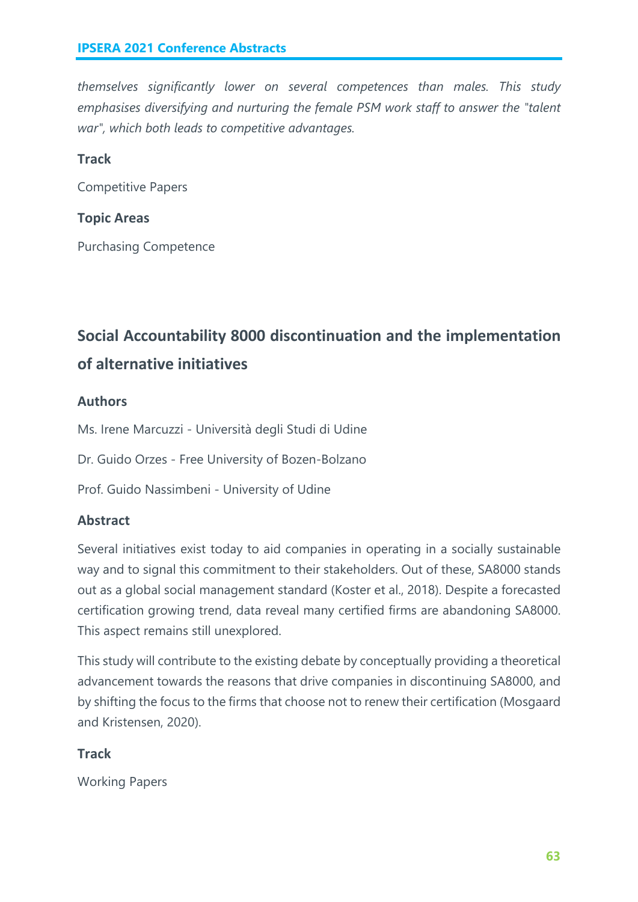*themselves significantly lower on several competences than males. This study emphasises diversifying and nurturing the female PSM work staff to answer the "talent war", which both leads to competitive advantages.*

### Track

Competitive Papers

### Topic Areas

Purchasing Competence

## Social Accountability 8000 discontinuation and the implementation of alternative initiatives

### Authors

Ms. Irene Marcuzzi - Università degli Studi di Udine

Dr. Guido Orzes - Free University of Bozen-Bolzano

Prof. Guido Nassimbeni - University of Udine

### Abstract

Several initiatives exist today to aid companies in operating in a socially sustainable way and to signal this commitment to their stakeholders. Out of these, SA8000 stands out as a global social management standard (Koster et al., 2018). Despite a forecasted certification growing trend, data reveal many certified firms are abandoning SA8000. This aspect remains still unexplored.

This study will contribute to the existing debate by conceptually providing a theoretical advancement towards the reasons that drive companies in discontinuing SA8000, and by shifting the focus to the firms that choose not to renew their certification (Mosgaard and Kristensen, 2020).

### Track

Working Papers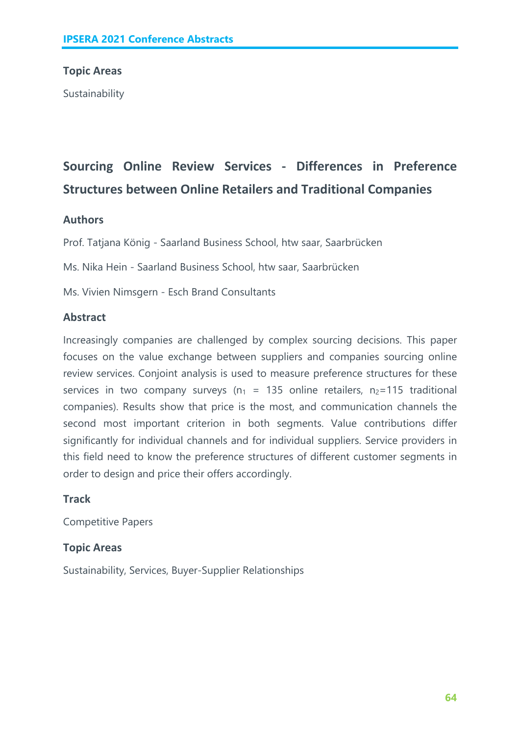### Topic Areas

Sustainability

## Sourcing Online Review Services - Differences in Preference Structures between Online Retailers and Traditional Companies

### Authors

Prof. Tatjana König - Saarland Business School, htw saar, Saarbrücken

Ms. Nika Hein - Saarland Business School, htw saar, Saarbrücken

Ms. Vivien Nimsgern - Esch Brand Consultants

### Abstract

Increasingly companies are challenged by complex sourcing decisions. This paper focuses on the value exchange between suppliers and companies sourcing online review services. Conjoint analysis is used to measure preference structures for these services in two company surveys ($n_1$ = 135 online retailers, $n_2$=115 traditional companies). Results show that price is the most, and communication channels the second most important criterion in both segments. Value contributions differ significantly for individual channels and for individual suppliers. Service providers in this field need to know the preference structures of different customer segments in order to design and price their offers accordingly.

### Track

Competitive Papers

### Topic Areas

Sustainability, Services, Buyer-Supplier Relationships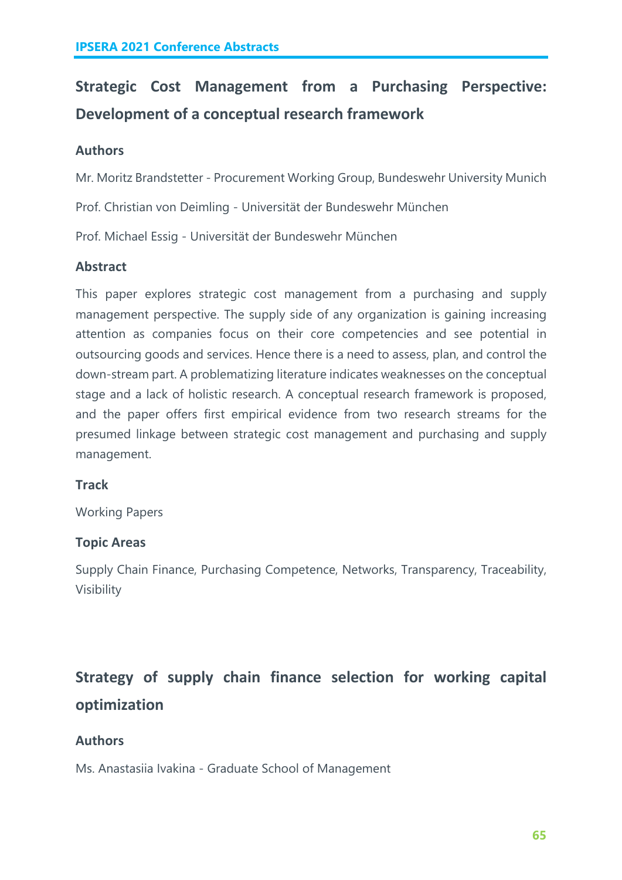## Strategic Cost Management from a Purchasing Perspective: Development of a conceptual research framework

### Authors

Mr. Moritz Brandstetter - Procurement Working Group, Bundeswehr University Munich

Prof. Christian von Deimling - Universität der Bundeswehr München

Prof. Michael Essig - Universität der Bundeswehr München

### Abstract

This paper explores strategic cost management from a purchasing and supply management perspective. The supply side of any organization is gaining increasing attention as companies focus on their core competencies and see potential in outsourcing goods and services. Hence there is a need to assess, plan, and control the down-stream part. A problematizing literature indicates weaknesses on the conceptual stage and a lack of holistic research. A conceptual research framework is proposed, and the paper offers first empirical evidence from two research streams for the presumed linkage between strategic cost management and purchasing and supply management.

### Track

Working Papers

### Topic Areas

Supply Chain Finance, Purchasing Competence, Networks, Transparency, Traceability, Visibility

## Strategy of supply chain finance selection for working capital optimization

### Authors

Ms. Anastasiia Ivakina - Graduate School of Management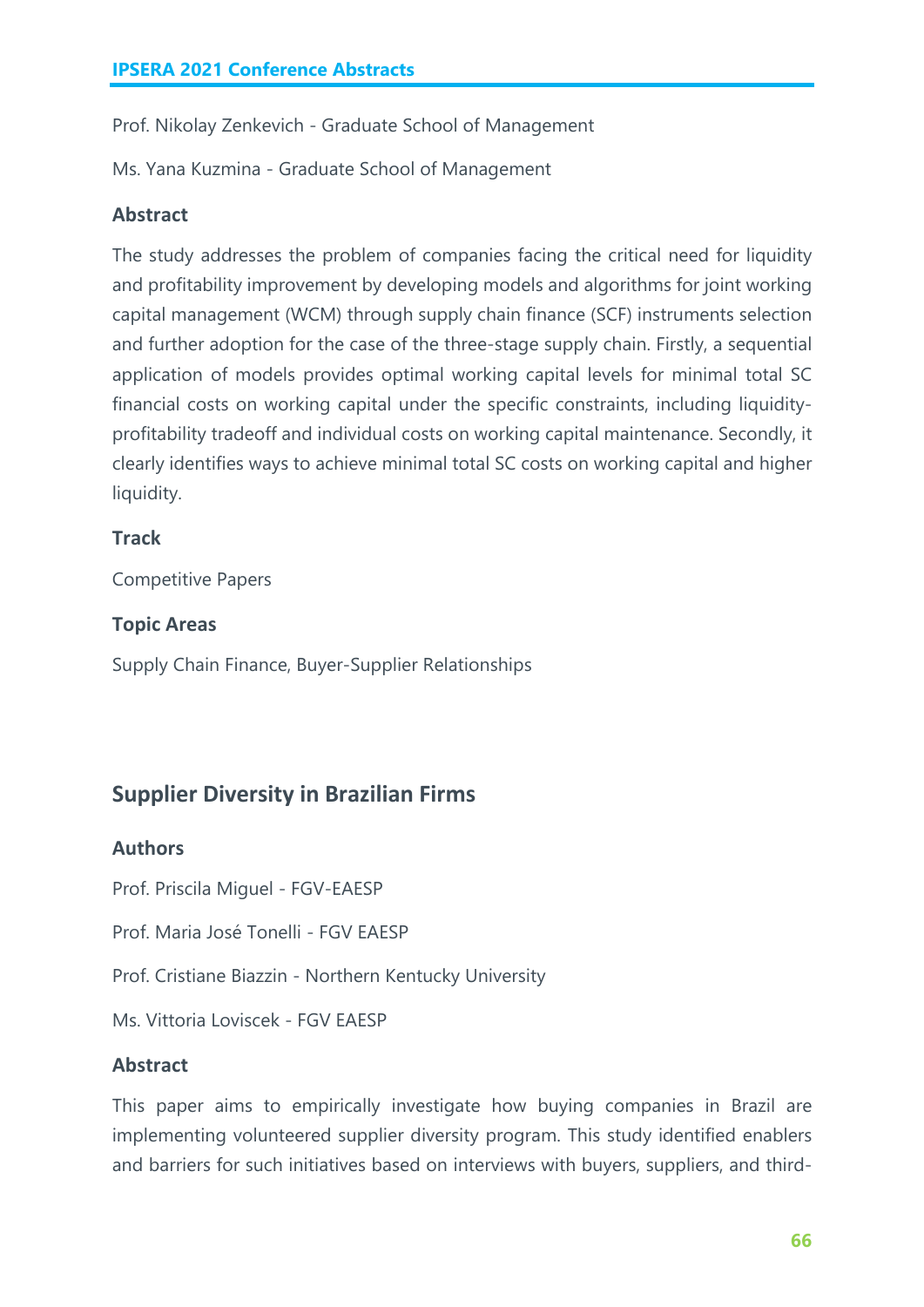Prof. Nikolay Zenkevich - Graduate School of Management

Ms. Yana Kuzmina - Graduate School of Management

### Abstract

The study addresses the problem of companies facing the critical need for liquidity and profitability improvement by developing models and algorithms for joint working capital management (WCM) through supply chain finance (SCF) instruments selection and further adoption for the case of the three-stage supply chain. Firstly, a sequential application of models provides optimal working capital levels for minimal total SC financial costs on working capital under the specific constraints, including liquidity-profitability tradeoff and individual costs on working capital maintenance. Secondly, it clearly identifies ways to achieve minimal total SC costs on working capital and higher liquidity.

### Track

Competitive Papers

### Topic Areas

Supply Chain Finance, Buyer-Supplier Relationships

## Supplier Diversity in Brazilian Firms

### Authors

Prof. Priscila Miguel - FGV-EAESP

Prof. Maria José Tonelli - FGV EAESP

Prof. Cristiane Biazzin - Northern Kentucky University

Ms. Vittoria Loviscek - FGV EAESP

### Abstract

This paper aims to empirically investigate how buying companies in Brazil are implementing volunteered supplier diversity program. This study identified enablers and barriers for such initiatives based on interviews with buyers, suppliers, and third-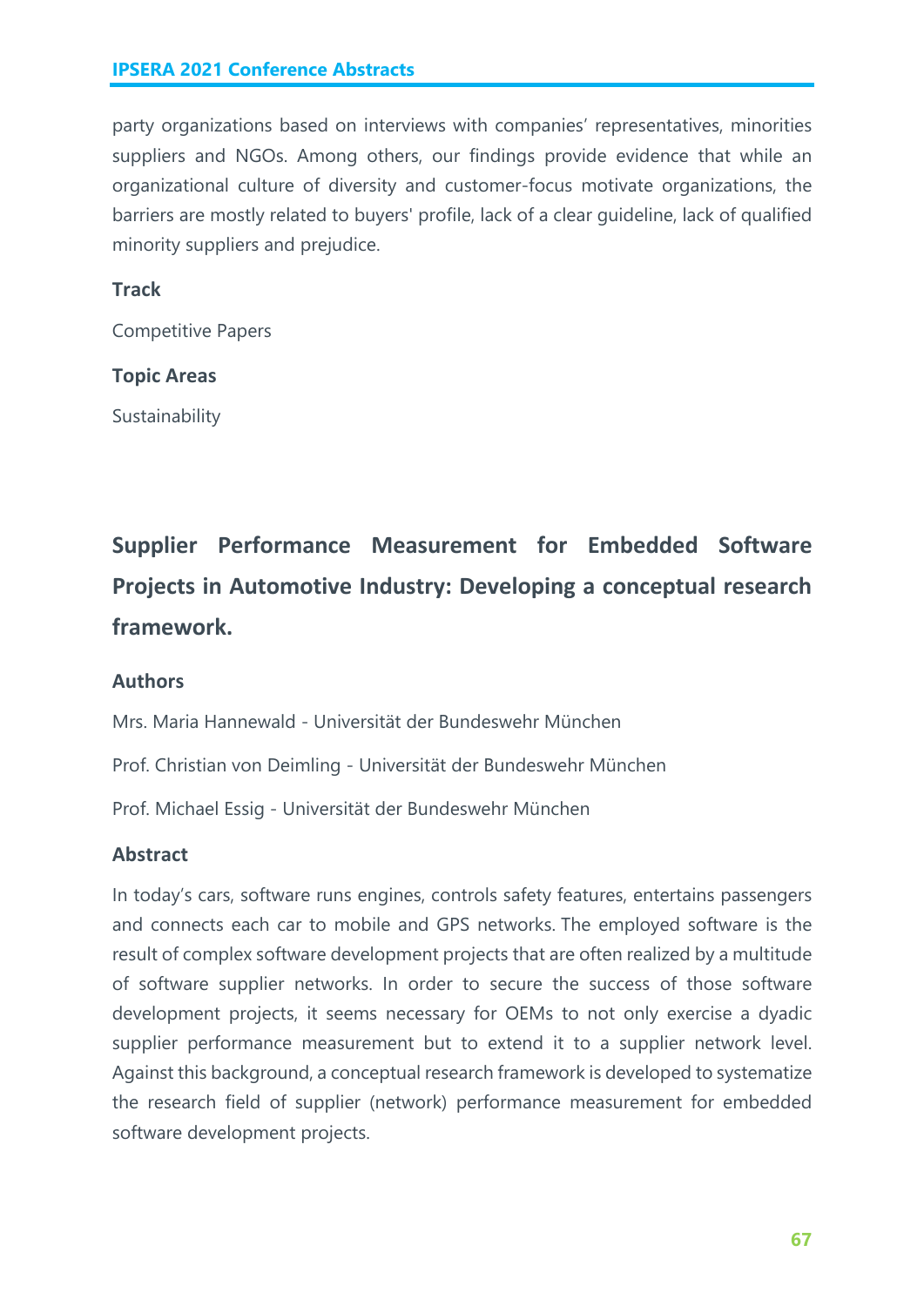party organizations based on interviews with companies' representatives, minorities suppliers and NGOs. Among others, our findings provide evidence that while an organizational culture of diversity and customer-focus motivate organizations, the barriers are mostly related to buyers' profile, lack of a clear guideline, lack of qualified minority suppliers and prejudice.

### Track

Competitive Papers

### Topic Areas

Sustainability

## Supplier Performance Measurement for Embedded Software Projects in Automotive Industry: Developing a conceptual research framework.

### Authors

Mrs. Maria Hannewald - Universität der Bundeswehr München

Prof. Christian von Deimling - Universität der Bundeswehr München

Prof. Michael Essig - Universität der Bundeswehr München

### Abstract

In today's cars, software runs engines, controls safety features, entertains passengers and connects each car to mobile and GPS networks. The employed software is the result of complex software development projects that are often realized by a multitude of software supplier networks. In order to secure the success of those software development projects, it seems necessary for OEMs to not only exercise a dyadic supplier performance measurement but to extend it to a supplier network level. Against this background, a conceptual research framework is developed to systematize the research field of supplier (network) performance measurement for embedded software development projects.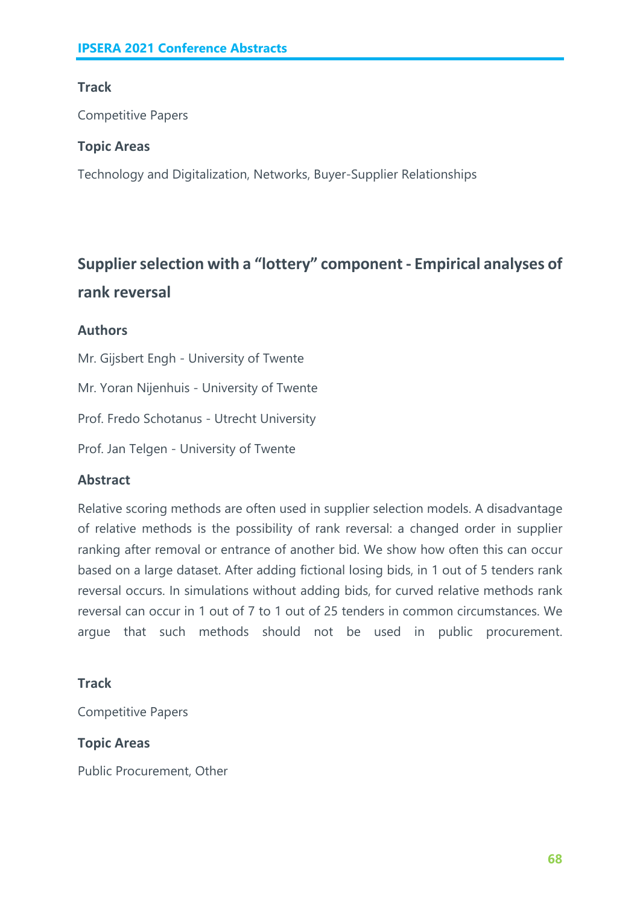**Track**

Competitive Papers

**Topic Areas**

Technology and Digitalization, Networks, Buyer-Supplier Relationships

## Supplier selection with a "lottery" component - Empirical analyses of rank reversal

**Authors**

Mr. Gijsbert Engh - University of Twente

Mr. Yoran Nijenhuis - University of Twente

Prof. Fredo Schotanus - Utrecht University

Prof. Jan Telgen - University of Twente

**Abstract**

Relative scoring methods are often used in supplier selection models. A disadvantage of relative methods is the possibility of rank reversal: a changed order in supplier ranking after removal or entrance of another bid. We show how often this can occur based on a large dataset. After adding fictional losing bids, in 1 out of 5 tenders rank reversal occurs. In simulations without adding bids, for curved relative methods rank reversal can occur in 1 out of 7 to 1 out of 25 tenders in common circumstances. We argue that such methods should not be used in public procurement.

**Track**

Competitive Papers

**Topic Areas**

Public Procurement, Other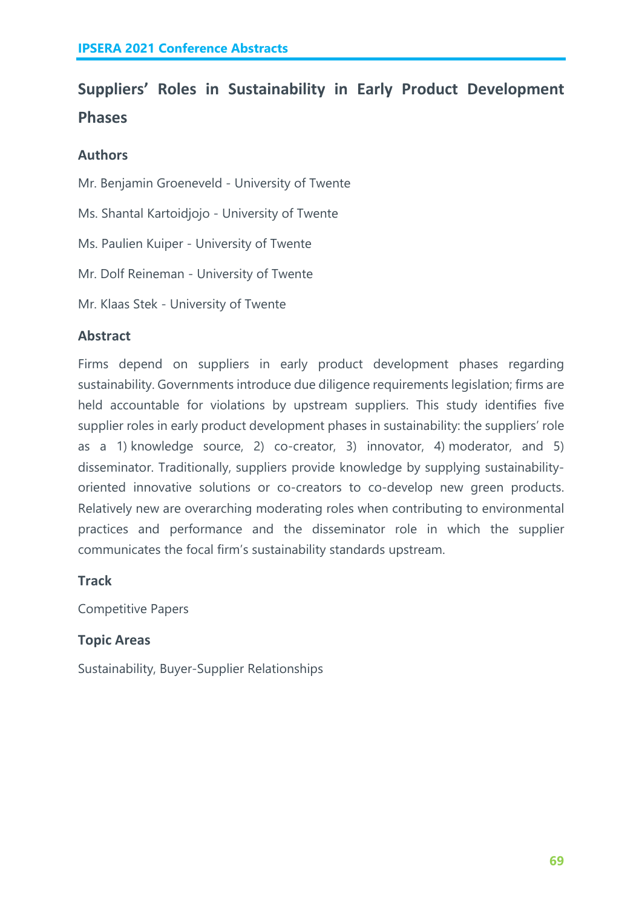## Suppliers' Roles in Sustainability in Early Product Development Phases

### Authors

Mr. Benjamin Groeneveld - University of Twente

Ms. Shantal Kartoidjojo - University of Twente

Ms. Paulien Kuiper - University of Twente

Mr. Dolf Reineman - University of Twente

Mr. Klaas Stek - University of Twente

### Abstract

Firms depend on suppliers in early product development phases regarding sustainability. Governments introduce due diligence requirements legislation; firms are held accountable for violations by upstream suppliers. This study identifies five supplier roles in early product development phases in sustainability: the suppliers' role as a 1) knowledge source, 2) co-creator, 3) innovator, 4) moderator, and 5) disseminator. Traditionally, suppliers provide knowledge by supplying sustainability-oriented innovative solutions or co-creators to co-develop new green products. Relatively new are overarching moderating roles when contributing to environmental practices and performance and the disseminator role in which the supplier communicates the focal firm's sustainability standards upstream.

### Track

Competitive Papers

### Topic Areas

Sustainability, Buyer-Supplier Relationships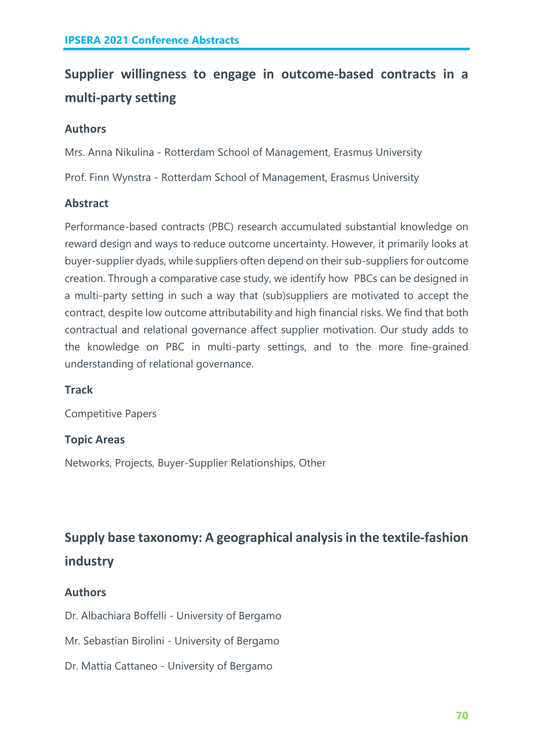## Supplier willingness to engage in outcome-based contracts in a multi-party setting

### Authors

Mrs. Anna Nikulina - Rotterdam School of Management, Erasmus University

Prof. Finn Wynstra - Rotterdam School of Management, Erasmus University

### Abstract

Performance-based contracts (PBC) research accumulated substantial knowledge on reward design and ways to reduce outcome uncertainty. However, it primarily looks at buyer-supplier dyads, while suppliers often depend on their sub-suppliers for outcome creation. Through a comparative case study, we identify how PBCs can be designed in a multi-party setting in such a way that (sub)suppliers are motivated to accept the contract, despite low outcome attributability and high financial risks. We find that both contractual and relational governance affect supplier motivation. Our study adds to the knowledge on PBC in multi-party settings, and to the more fine-grained understanding of relational governance.

### Track

Competitive Papers

### Topic Areas

Networks, Projects, Buyer-Supplier Relationships, Other

## Supply base taxonomy: A geographical analysis in the textile-fashion industry

### Authors

Dr. Albachiara Boffelli - University of Bergamo

Mr. Sebastian Birolini - University of Bergamo

Dr. Mattia Cattaneo - University of Bergamo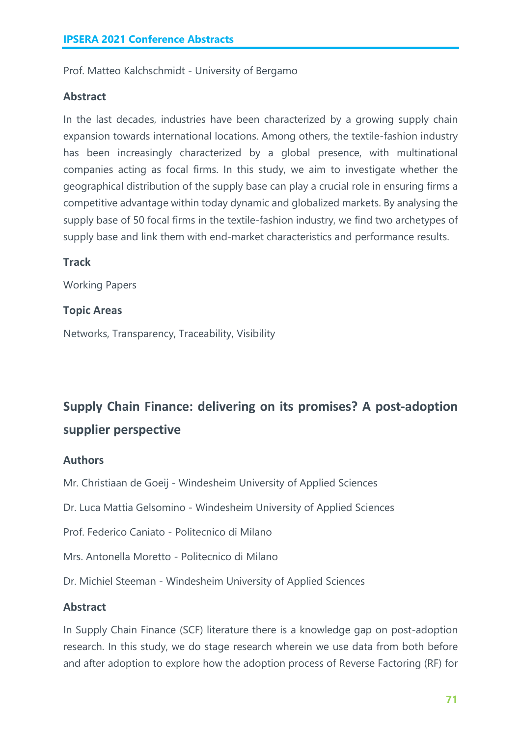Prof. Matteo Kalchschmidt - University of Bergamo

### Abstract

In the last decades, industries have been characterized by a growing supply chain expansion towards international locations. Among others, the textile-fashion industry has been increasingly characterized by a global presence, with multinational companies acting as focal firms. In this study, we aim to investigate whether the geographical distribution of the supply base can play a crucial role in ensuring firms a competitive advantage within today dynamic and globalized markets. By analysing the supply base of 50 focal firms in the textile-fashion industry, we find two archetypes of supply base and link them with end-market characteristics and performance results.

### Track

Working Papers

### Topic Areas

Networks, Transparency, Traceability, Visibility

## Supply Chain Finance: delivering on its promises? A post-adoption supplier perspective

### Authors

Mr. Christiaan de Goeij - Windesheim University of Applied Sciences

Dr. Luca Mattia Gelsomino - Windesheim University of Applied Sciences

Prof. Federico Caniato - Politecnico di Milano

Mrs. Antonella Moretto - Politecnico di Milano

Dr. Michiel Steeman - Windesheim University of Applied Sciences

### Abstract

In Supply Chain Finance (SCF) literature there is a knowledge gap on post-adoption research. In this study, we do stage research wherein we use data from both before and after adoption to explore how the adoption process of Reverse Factoring (RF) for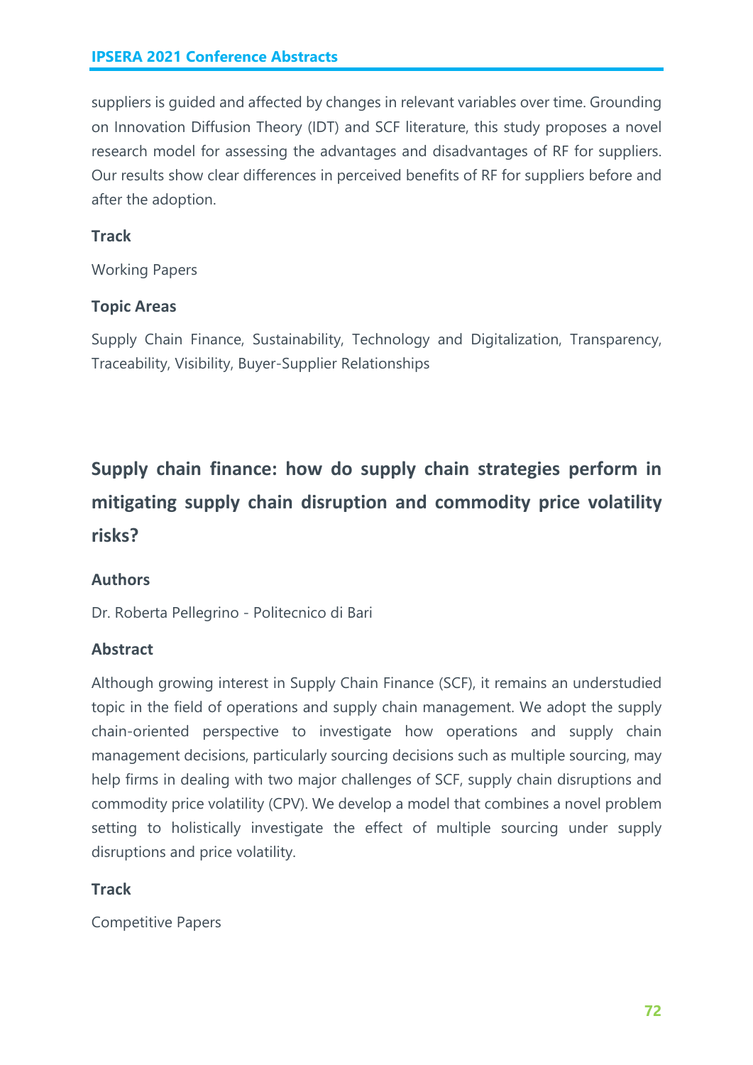suppliers is guided and affected by changes in relevant variables over time. Grounding on Innovation Diffusion Theory (IDT) and SCF literature, this study proposes a novel research model for assessing the advantages and disadvantages of RF for suppliers. Our results show clear differences in perceived benefits of RF for suppliers before and after the adoption.

### Track

Working Papers

### Topic Areas

Supply Chain Finance, Sustainability, Technology and Digitalization, Transparency, Traceability, Visibility, Buyer-Supplier Relationships

## Supply chain finance: how do supply chain strategies perform in mitigating supply chain disruption and commodity price volatility risks?

### Authors

Dr. Roberta Pellegrino - Politecnico di Bari

### Abstract

Although growing interest in Supply Chain Finance (SCF), it remains an understudied topic in the field of operations and supply chain management. We adopt the supply chain-oriented perspective to investigate how operations and supply chain management decisions, particularly sourcing decisions such as multiple sourcing, may help firms in dealing with two major challenges of SCF, supply chain disruptions and commodity price volatility (CPV). We develop a model that combines a novel problem setting to holistically investigate the effect of multiple sourcing under supply disruptions and price volatility.

### Track

Competitive Papers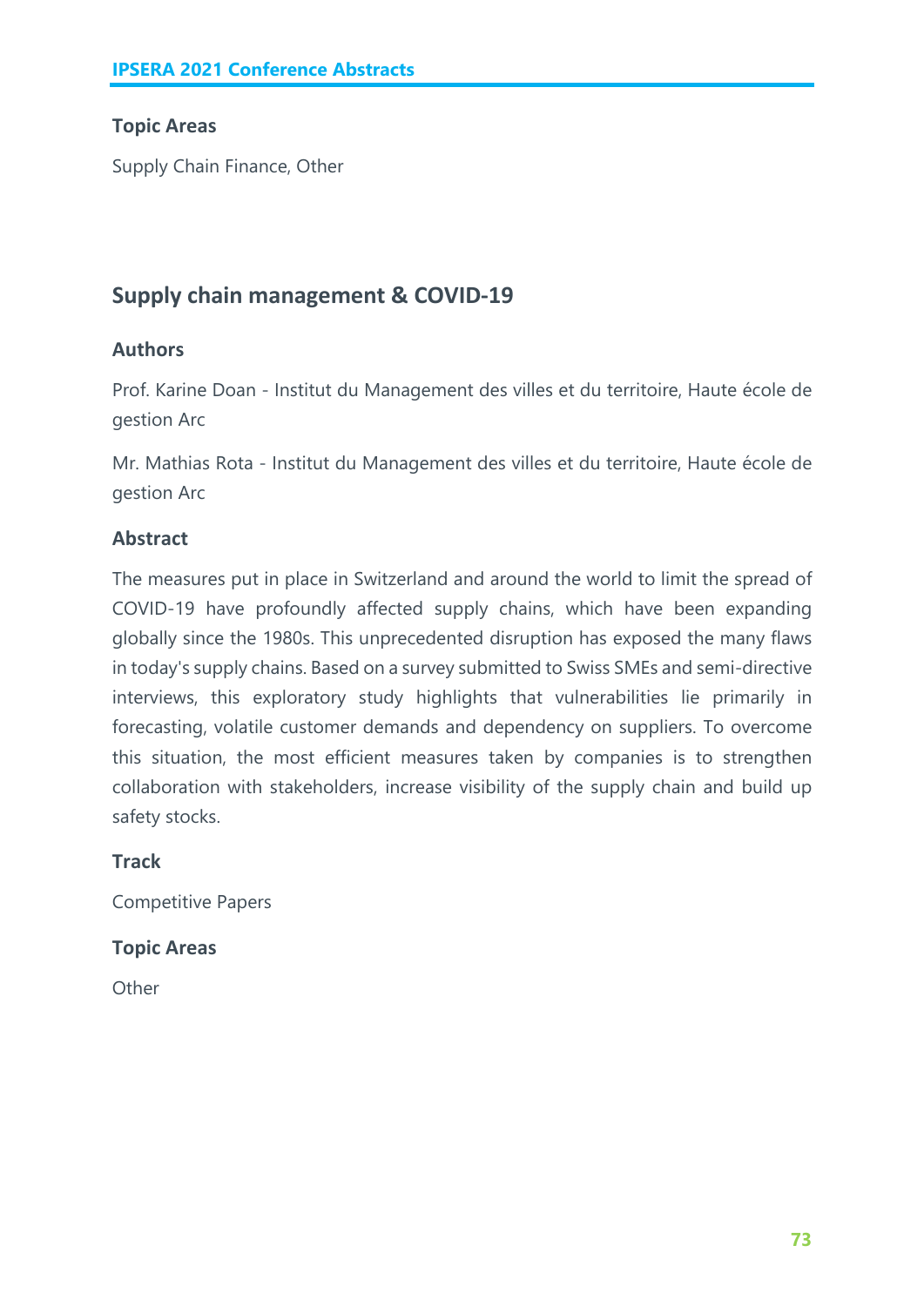### Topic Areas

Supply Chain Finance, Other

## Supply chain management & COVID-19

### Authors

Prof. Karine Doan - Institut du Management des villes et du territoire, Haute école de gestion Arc

Mr. Mathias Rota - Institut du Management des villes et du territoire, Haute école de gestion Arc

### Abstract

The measures put in place in Switzerland and around the world to limit the spread of COVID-19 have profoundly affected supply chains, which have been expanding globally since the 1980s. This unprecedented disruption has exposed the many flaws in today's supply chains. Based on a survey submitted to Swiss SMEs and semi-directive interviews, this exploratory study highlights that vulnerabilities lie primarily in forecasting, volatile customer demands and dependency on suppliers. To overcome this situation, the most efficient measures taken by companies is to strengthen collaboration with stakeholders, increase visibility of the supply chain and build up safety stocks.

### Track

Competitive Papers

### Topic Areas

Other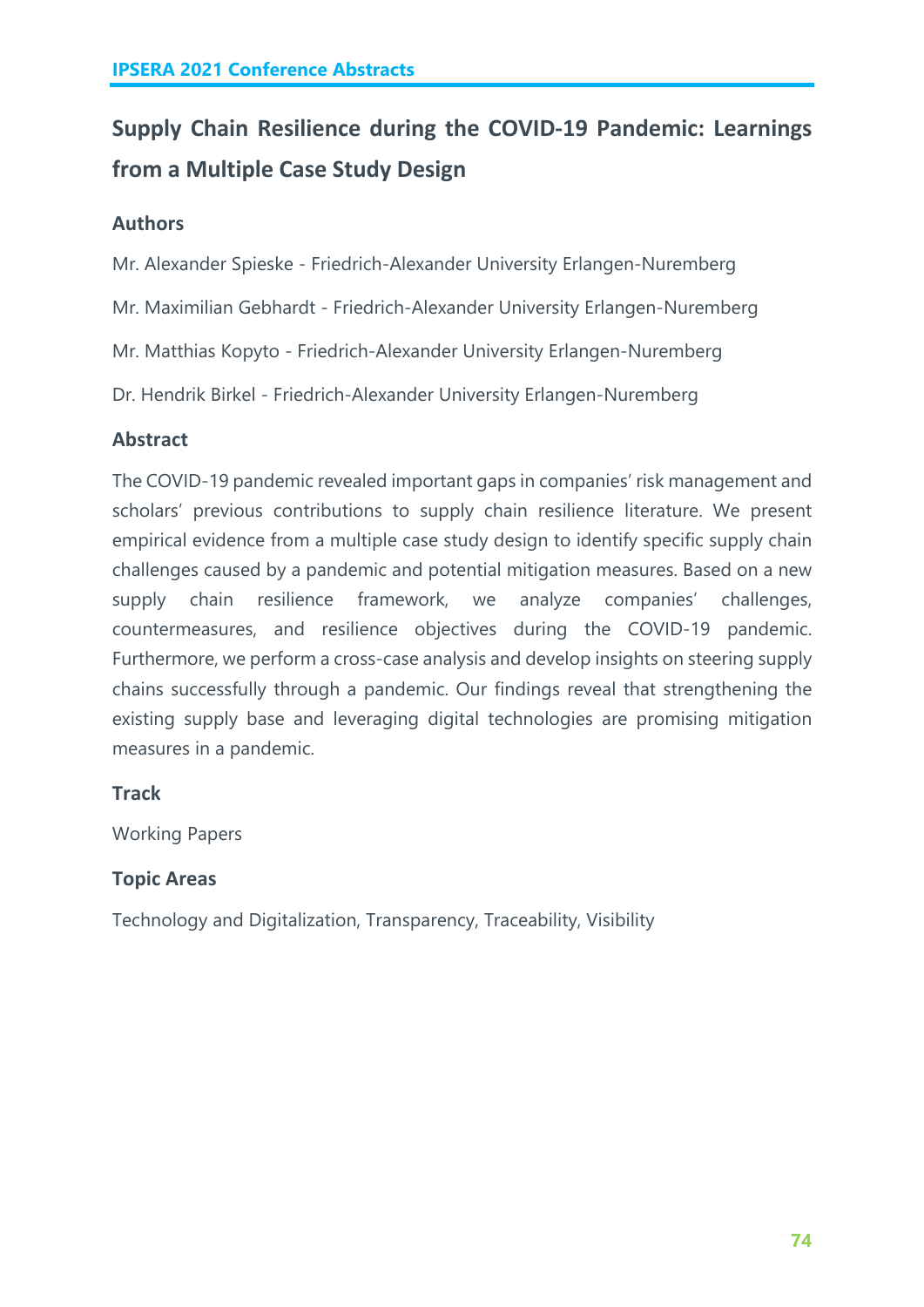## Supply Chain Resilience during the COVID-19 Pandemic: Learnings from a Multiple Case Study Design

### Authors

Mr. Alexander Spieske - Friedrich-Alexander University Erlangen-Nuremberg

Mr. Maximilian Gebhardt - Friedrich-Alexander University Erlangen-Nuremberg

Mr. Matthias Kopyto - Friedrich-Alexander University Erlangen-Nuremberg

Dr. Hendrik Birkel - Friedrich-Alexander University Erlangen-Nuremberg

### Abstract

The COVID-19 pandemic revealed important gaps in companies' risk management and scholars' previous contributions to supply chain resilience literature. We present empirical evidence from a multiple case study design to identify specific supply chain challenges caused by a pandemic and potential mitigation measures. Based on a new supply chain resilience framework, we analyze companies' challenges, countermeasures, and resilience objectives during the COVID-19 pandemic. Furthermore, we perform a cross-case analysis and develop insights on steering supply chains successfully through a pandemic. Our findings reveal that strengthening the existing supply base and leveraging digital technologies are promising mitigation measures in a pandemic.

### Track

Working Papers

### Topic Areas

Technology and Digitalization, Transparency, Traceability, Visibility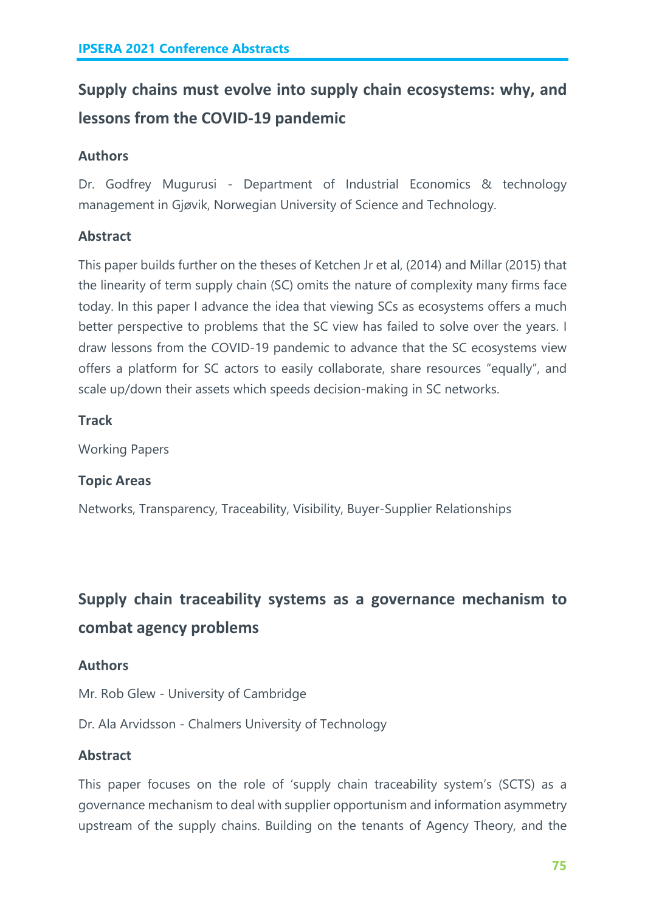## Supply chains must evolve into supply chain ecosystems: why, and lessons from the COVID-19 pandemic

### Authors

Dr. Godfrey Mugurusi - Department of Industrial Economics & technology management in Gjøvik, Norwegian University of Science and Technology.

### Abstract

This paper builds further on the theses of Ketchen Jr et al, (2014) and Millar (2015) that the linearity of term supply chain (SC) omits the nature of complexity many firms face today. In this paper I advance the idea that viewing SCs as ecosystems offers a much better perspective to problems that the SC view has failed to solve over the years. I draw lessons from the COVID-19 pandemic to advance that the SC ecosystems view offers a platform for SC actors to easily collaborate, share resources "equally", and scale up/down their assets which speeds decision-making in SC networks.

### Track

Working Papers

### Topic Areas

Networks, Transparency, Traceability, Visibility, Buyer-Supplier Relationships

## Supply chain traceability systems as a governance mechanism to combat agency problems

### Authors

Mr. Rob Glew - University of Cambridge

Dr. Ala Arvidsson - Chalmers University of Technology

### Abstract

This paper focuses on the role of 'supply chain traceability system's (SCTS) as a governance mechanism to deal with supplier opportunism and information asymmetry upstream of the supply chains. Building on the tenants of Agency Theory, and the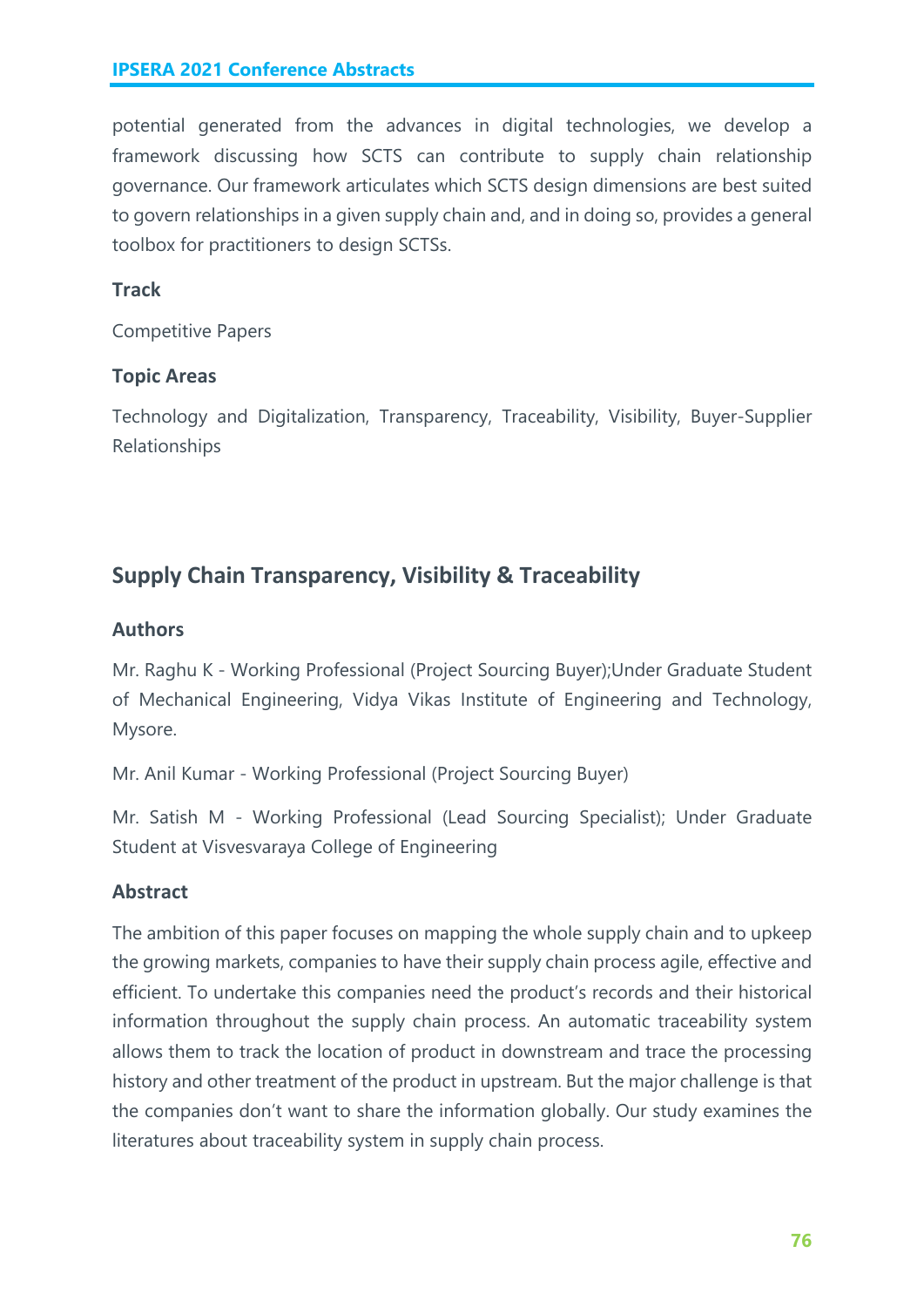potential generated from the advances in digital technologies, we develop a framework discussing how SCTS can contribute to supply chain relationship governance. Our framework articulates which SCTS design dimensions are best suited to govern relationships in a given supply chain and, and in doing so, provides a general toolbox for practitioners to design SCTSs.

### Track

Competitive Papers

### Topic Areas

Technology and Digitalization, Transparency, Traceability, Visibility, Buyer-Supplier Relationships

## Supply Chain Transparency, Visibility & Traceability

### Authors

Mr. Raghu K - Working Professional (Project Sourcing Buyer);Under Graduate Student of Mechanical Engineering, Vidya Vikas Institute of Engineering and Technology, Mysore.

Mr. Anil Kumar - Working Professional (Project Sourcing Buyer)

Mr. Satish M - Working Professional (Lead Sourcing Specialist); Under Graduate Student at Visvesvaraya College of Engineering

### Abstract

The ambition of this paper focuses on mapping the whole supply chain and to upkeep the growing markets, companies to have their supply chain process agile, effective and efficient. To undertake this companies need the product's records and their historical information throughout the supply chain process. An automatic traceability system allows them to track the location of product in downstream and trace the processing history and other treatment of the product in upstream. But the major challenge is that the companies don't want to share the information globally. Our study examines the literatures about traceability system in supply chain process.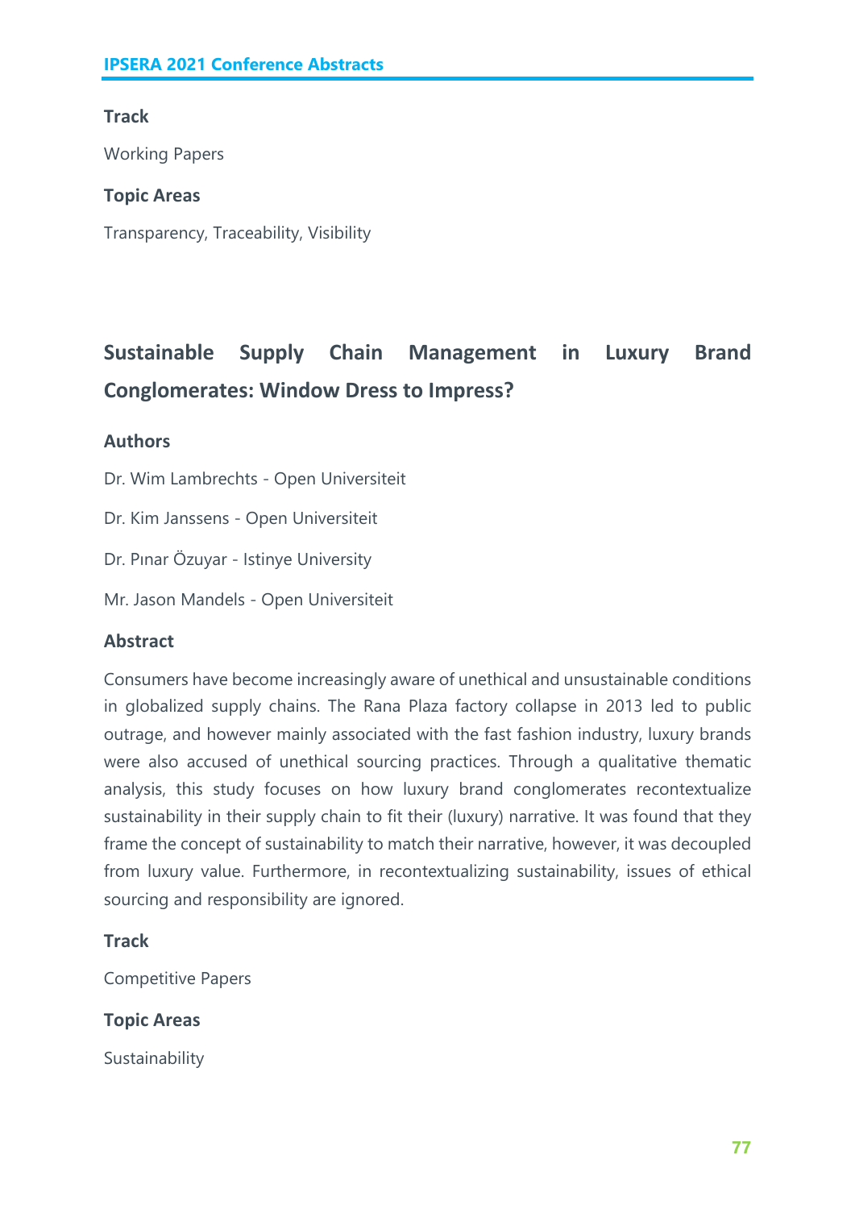### Track

Working Papers

### Topic Areas

Transparency, Traceability, Visibility

## Sustainable Supply Chain Management in Luxury Brand Conglomerates: Window Dress to Impress?

### Authors

Dr. Wim Lambrechts - Open Universiteit

Dr. Kim Janssens - Open Universiteit

Dr. Pınar Özuyar - Istinye University

Mr. Jason Mandels - Open Universiteit

### Abstract

Consumers have become increasingly aware of unethical and unsustainable conditions in globalized supply chains. The Rana Plaza factory collapse in 2013 led to public outrage, and however mainly associated with the fast fashion industry, luxury brands were also accused of unethical sourcing practices. Through a qualitative thematic analysis, this study focuses on how luxury brand conglomerates recontextualize sustainability in their supply chain to fit their (luxury) narrative. It was found that they frame the concept of sustainability to match their narrative, however, it was decoupled from luxury value. Furthermore, in recontextualizing sustainability, issues of ethical sourcing and responsibility are ignored.

### Track

Competitive Papers

### Topic Areas

Sustainability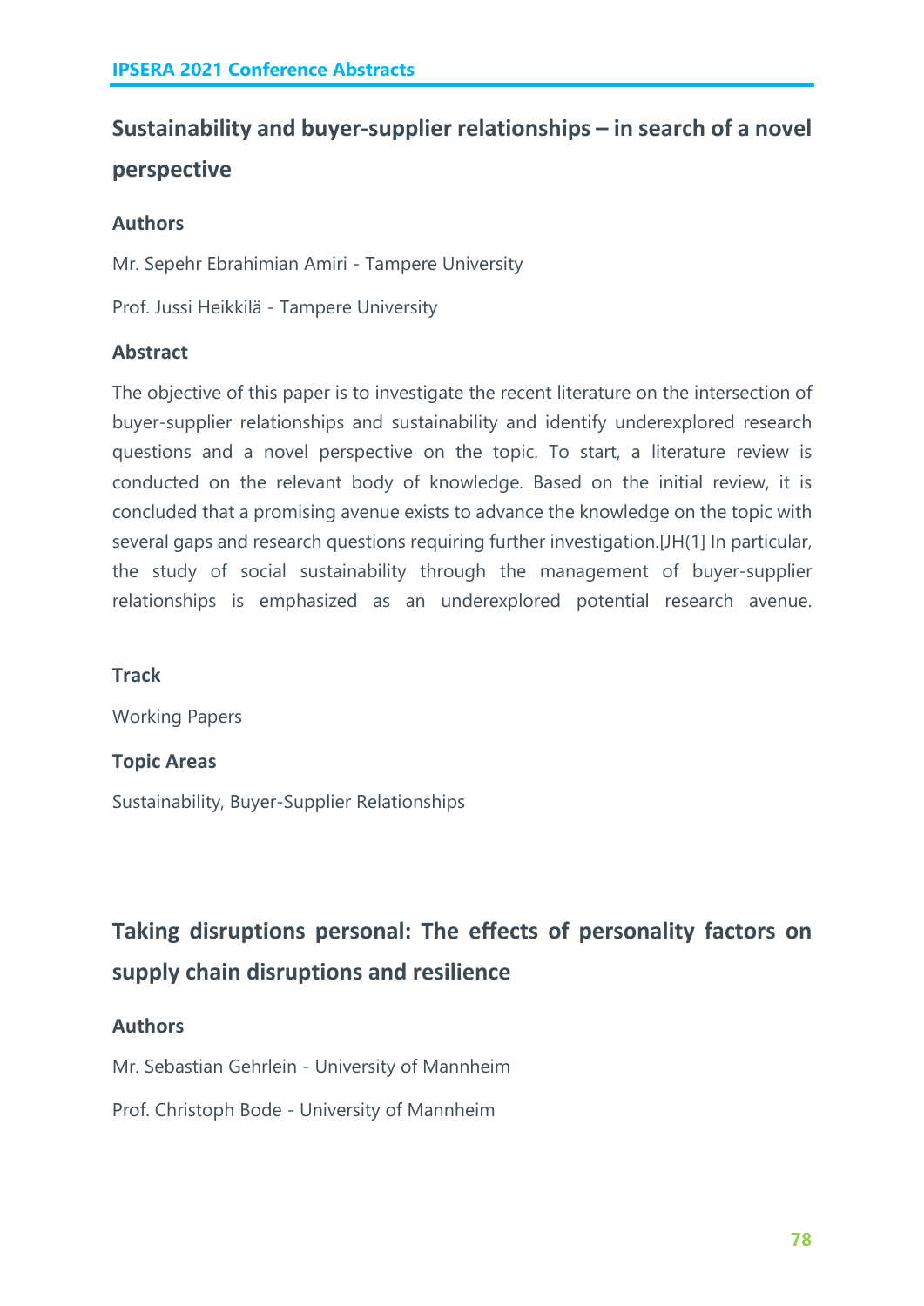## Sustainability and buyer-supplier relationships – in search of a novel perspective

### Authors

Mr. Sepehr Ebrahimian Amiri - Tampere University

Prof. Jussi Heikkilä - Tampere University

### Abstract

The objective of this paper is to investigate the recent literature on the intersection of buyer-supplier relationships and sustainability and identify underexplored research questions and a novel perspective on the topic. To start, a literature review is conducted on the relevant body of knowledge. Based on the initial review, it is concluded that a promising avenue exists to advance the knowledge on the topic with several gaps and research questions requiring further investigation.[JH(1] In particular, the study of social sustainability through the management of buyer-supplier relationships is emphasized as an underexplored potential research avenue.

### Track

Working Papers

### Topic Areas

Sustainability, Buyer-Supplier Relationships

## Taking disruptions personal: The effects of personality factors on supply chain disruptions and resilience

### Authors

Mr. Sebastian Gehrlein - University of Mannheim

Prof. Christoph Bode - University of Mannheim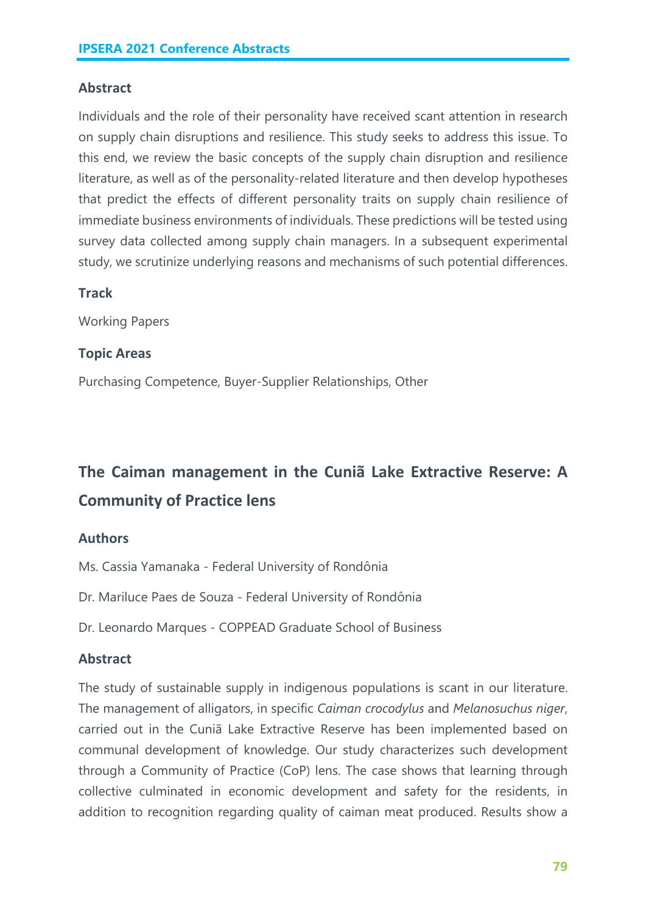### Abstract

Individuals and the role of their personality have received scant attention in research on supply chain disruptions and resilience. This study seeks to address this issue. To this end, we review the basic concepts of the supply chain disruption and resilience literature, as well as of the personality-related literature and then develop hypotheses that predict the effects of different personality traits on supply chain resilience of immediate business environments of individuals. These predictions will be tested using survey data collected among supply chain managers. In a subsequent experimental study, we scrutinize underlying reasons and mechanisms of such potential differences.

### Track

Working Papers

### Topic Areas

Purchasing Competence, Buyer-Supplier Relationships, Other

## The Caiman management in the Cuniã Lake Extractive Reserve: A Community of Practice lens

### Authors

Ms. Cassia Yamanaka - Federal University of Rondônia

Dr. Mariluce Paes de Souza - Federal University of Rondônia

Dr. Leonardo Marques - COPPEAD Graduate School of Business

### Abstract

The study of sustainable supply in indigenous populations is scant in our literature. The management of alligators, in specific *Caiman crocodylus* and *Melanosuchus niger*, carried out in the Cuniã Lake Extractive Reserve has been implemented based on communal development of knowledge. Our study characterizes such development through a Community of Practice (CoP) lens. The case shows that learning through collective culminated in economic development and safety for the residents, in addition to recognition regarding quality of caiman meat produced. Results show a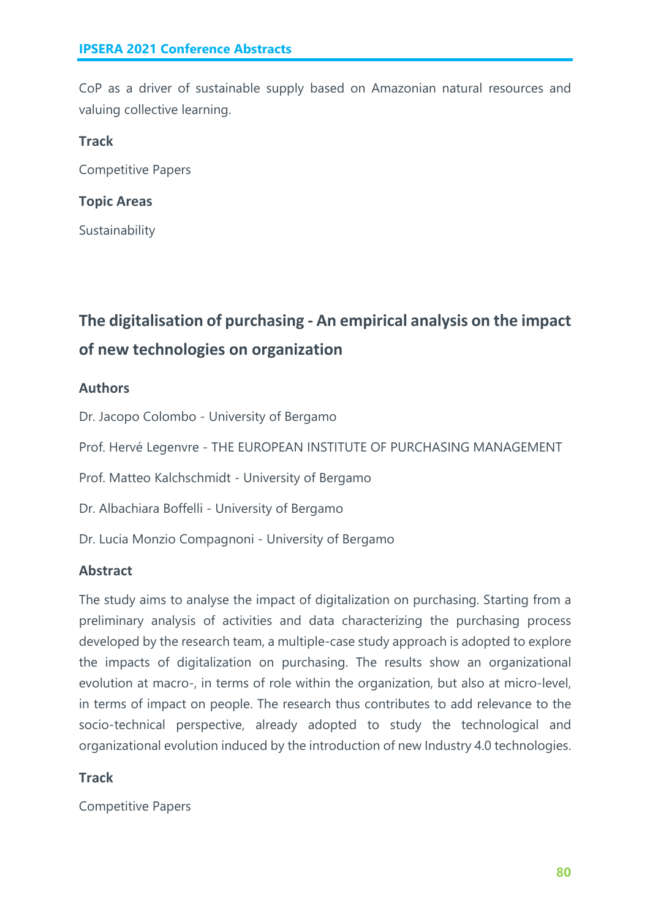CoP as a driver of sustainable supply based on Amazonian natural resources and valuing collective learning.

### Track

Competitive Papers

### Topic Areas

Sustainability

## The digitalisation of purchasing - An empirical analysis on the impact of new technologies on organization

### Authors

Dr. Jacopo Colombo - University of Bergamo

Prof. Hervé Legenvre - THE EUROPEAN INSTITUTE OF PURCHASING MANAGEMENT

Prof. Matteo Kalchschmidt - University of Bergamo

Dr. Albachiara Boffelli - University of Bergamo

Dr. Lucia Monzio Compagnoni - University of Bergamo

### Abstract

The study aims to analyse the impact of digitalization on purchasing. Starting from a preliminary analysis of activities and data characterizing the purchasing process developed by the research team, a multiple-case study approach is adopted to explore the impacts of digitalization on purchasing. The results show an organizational evolution at macro-, in terms of role within the organization, but also at micro-level, in terms of impact on people. The research thus contributes to add relevance to the socio-technical perspective, already adopted to study the technological and organizational evolution induced by the introduction of new Industry 4.0 technologies.

### Track

Competitive Papers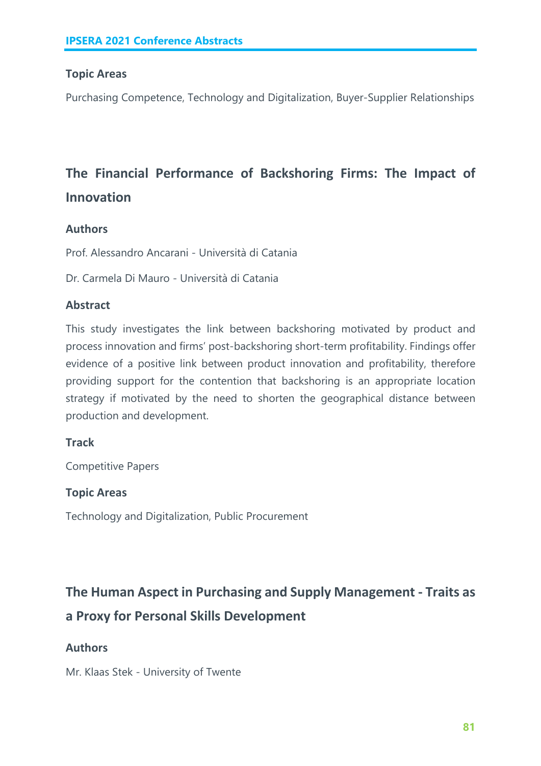### Topic Areas

Purchasing Competence, Technology and Digitalization, Buyer-Supplier Relationships

## The Financial Performance of Backshoring Firms: The Impact of Innovation

### Authors

Prof. Alessandro Ancarani - Università di Catania

Dr. Carmela Di Mauro - Università di Catania

### Abstract

This study investigates the link between backshoring motivated by product and process innovation and firms' post-backshoring short-term profitability. Findings offer evidence of a positive link between product innovation and profitability, therefore providing support for the contention that backshoring is an appropriate location strategy if motivated by the need to shorten the geographical distance between production and development.

### Track

Competitive Papers

### Topic Areas

Technology and Digitalization, Public Procurement

## The Human Aspect in Purchasing and Supply Management - Traits as a Proxy for Personal Skills Development

### Authors

Mr. Klaas Stek - University of Twente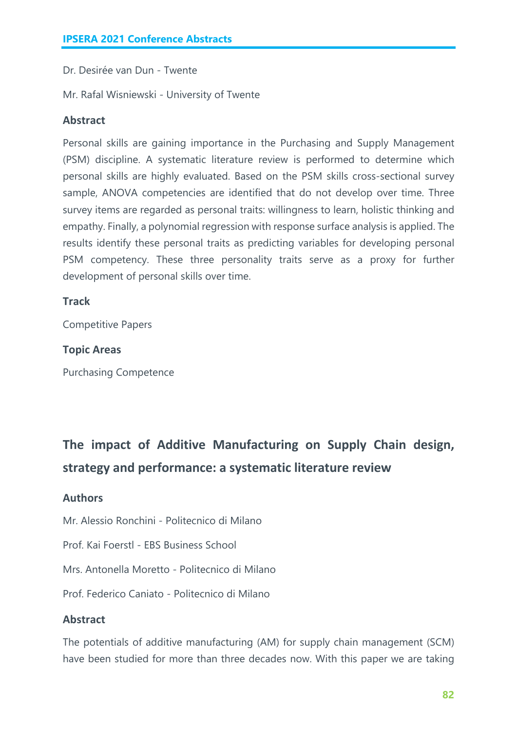Dr. Desirée van Dun - Twente

Mr. Rafal Wisniewski - University of Twente

### Abstract

Personal skills are gaining importance in the Purchasing and Supply Management (PSM) discipline. A systematic literature review is performed to determine which personal skills are highly evaluated. Based on the PSM skills cross-sectional survey sample, ANOVA competencies are identified that do not develop over time. Three survey items are regarded as personal traits: willingness to learn, holistic thinking and empathy. Finally, a polynomial regression with response surface analysis is applied. The results identify these personal traits as predicting variables for developing personal PSM competency. These three personality traits serve as a proxy for further development of personal skills over time.

### Track

Competitive Papers

### Topic Areas

Purchasing Competence

## The impact of Additive Manufacturing on Supply Chain design, strategy and performance: a systematic literature review

### Authors

Mr. Alessio Ronchini - Politecnico di Milano

Prof. Kai Foerstl - EBS Business School

Mrs. Antonella Moretto - Politecnico di Milano

Prof. Federico Caniato - Politecnico di Milano

### Abstract

The potentials of additive manufacturing (AM) for supply chain management (SCM) have been studied for more than three decades now. With this paper we are taking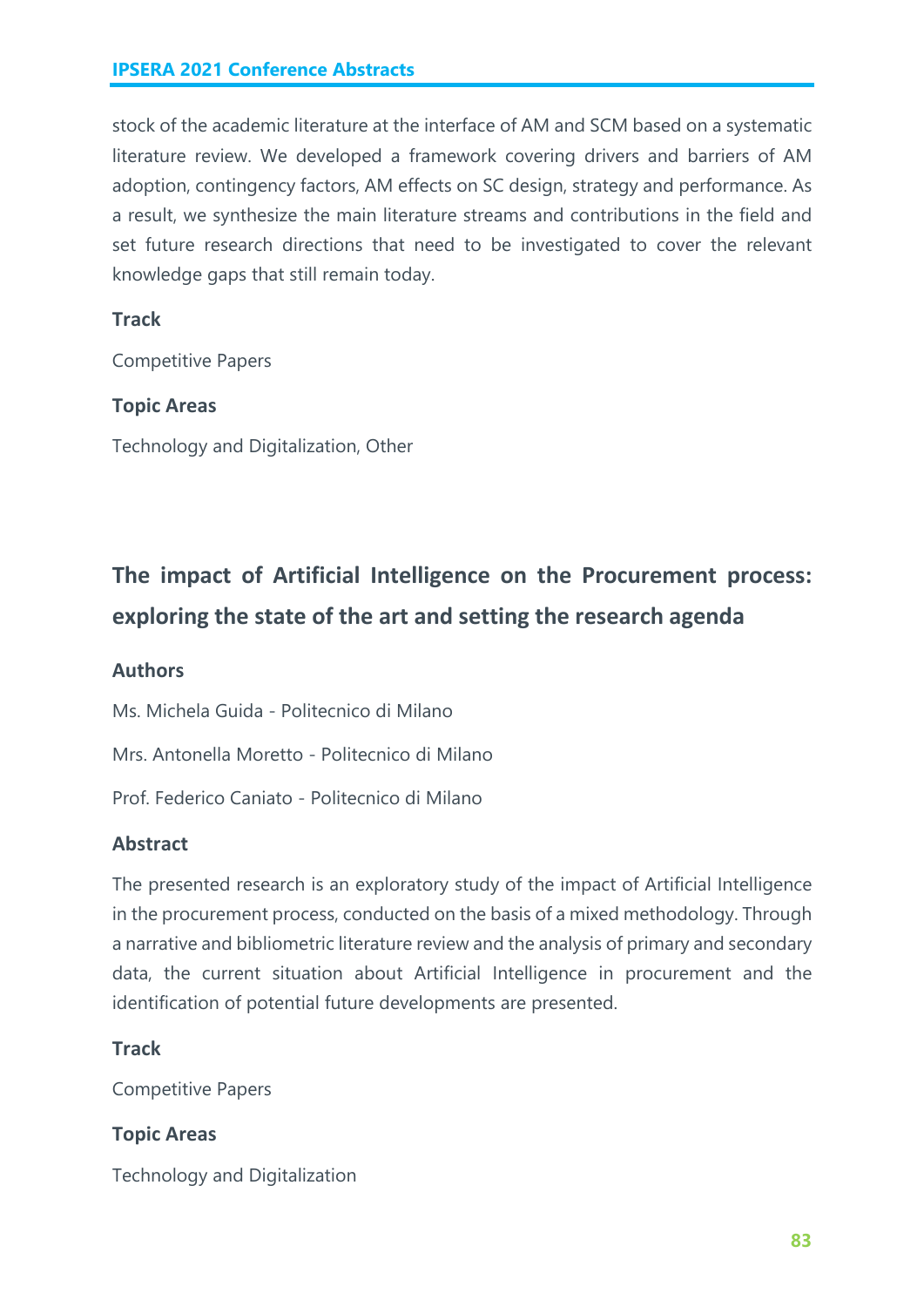stock of the academic literature at the interface of AM and SCM based on a systematic literature review. We developed a framework covering drivers and barriers of AM adoption, contingency factors, AM effects on SC design, strategy and performance. As a result, we synthesize the main literature streams and contributions in the field and set future research directions that need to be investigated to cover the relevant knowledge gaps that still remain today.

### Track

Competitive Papers

### Topic Areas

Technology and Digitalization, Other

## The impact of Artificial Intelligence on the Procurement process: exploring the state of the art and setting the research agenda

### Authors

Ms. Michela Guida - Politecnico di Milano

Mrs. Antonella Moretto - Politecnico di Milano

Prof. Federico Caniato - Politecnico di Milano

### Abstract

The presented research is an exploratory study of the impact of Artificial Intelligence in the procurement process, conducted on the basis of a mixed methodology. Through a narrative and bibliometric literature review and the analysis of primary and secondary data, the current situation about Artificial Intelligence in procurement and the identification of potential future developments are presented.

### Track

Competitive Papers

### Topic Areas

Technology and Digitalization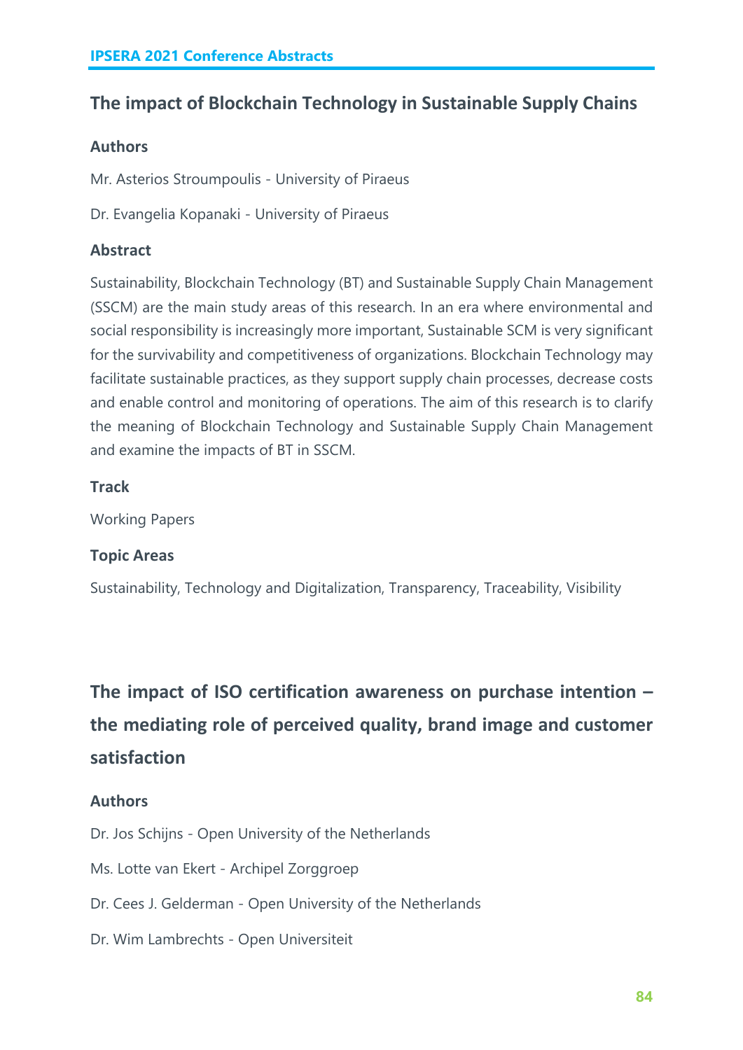## The impact of Blockchain Technology in Sustainable Supply Chains

### Authors

Mr. Asterios Stroumpoulis - University of Piraeus

Dr. Evangelia Kopanaki - University of Piraeus

### Abstract

Sustainability, Blockchain Technology (BT) and Sustainable Supply Chain Management (SSCM) are the main study areas of this research. In an era where environmental and social responsibility is increasingly more important, Sustainable SCM is very significant for the survivability and competitiveness of organizations. Blockchain Technology may facilitate sustainable practices, as they support supply chain processes, decrease costs and enable control and monitoring of operations. The aim of this research is to clarify the meaning of Blockchain Technology and Sustainable Supply Chain Management and examine the impacts of BT in SSCM.

### Track

Working Papers

### Topic Areas

Sustainability, Technology and Digitalization, Transparency, Traceability, Visibility

## The impact of ISO certification awareness on purchase intention – the mediating role of perceived quality, brand image and customer satisfaction

### Authors

Dr. Jos Schijns - Open University of the Netherlands

Ms. Lotte van Ekert - Archipel Zorggroep

Dr. Cees J. Gelderman - Open University of the Netherlands

Dr. Wim Lambrechts - Open Universiteit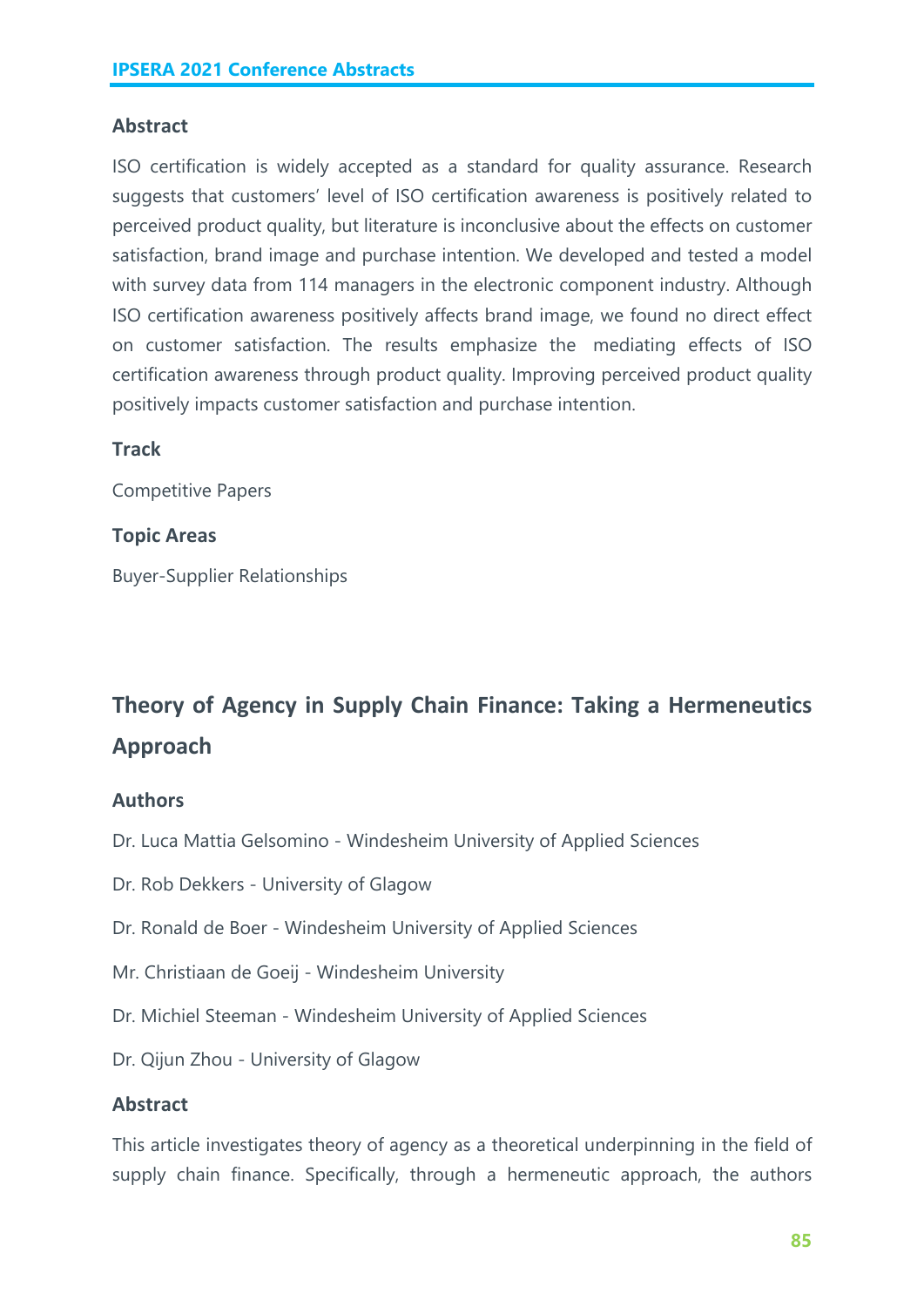### Abstract

ISO certification is widely accepted as a standard for quality assurance. Research suggests that customers' level of ISO certification awareness is positively related to perceived product quality, but literature is inconclusive about the effects on customer satisfaction, brand image and purchase intention. We developed and tested a model with survey data from 114 managers in the electronic component industry. Although ISO certification awareness positively affects brand image, we found no direct effect on customer satisfaction. The results emphasize the mediating effects of ISO certification awareness through product quality. Improving perceived product quality positively impacts customer satisfaction and purchase intention.

### Track

Competitive Papers

### Topic Areas

Buyer-Supplier Relationships

## Theory of Agency in Supply Chain Finance: Taking a Hermeneutics Approach

### Authors

Dr. Luca Mattia Gelsomino - Windesheim University of Applied Sciences

Dr. Rob Dekkers - University of Glagow

Dr. Ronald de Boer - Windesheim University of Applied Sciences

Mr. Christiaan de Goeij - Windesheim University

Dr. Michiel Steeman - Windesheim University of Applied Sciences

Dr. Qijun Zhou - University of Glagow

### Abstract

This article investigates theory of agency as a theoretical underpinning in the field of supply chain finance. Specifically, through a hermeneutic approach, the authors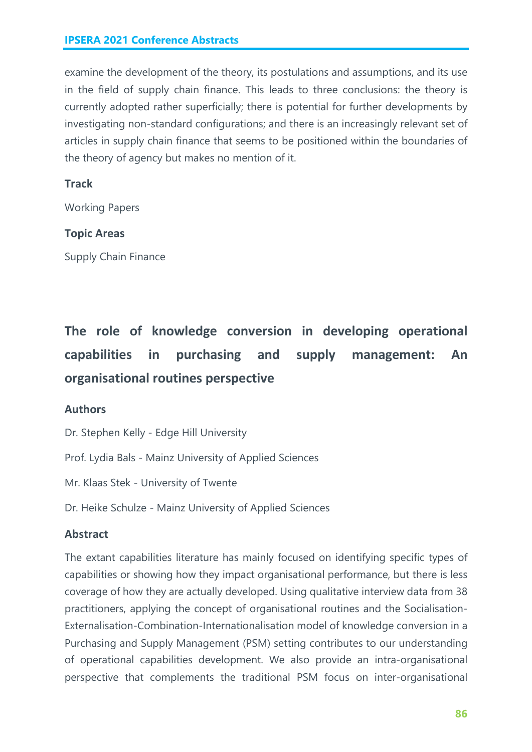examine the development of the theory, its postulations and assumptions, and its use in the field of supply chain finance. This leads to three conclusions: the theory is currently adopted rather superficially; there is potential for further developments by investigating non-standard configurations; and there is an increasingly relevant set of articles in supply chain finance that seems to be positioned within the boundaries of the theory of agency but makes no mention of it.

### Track

Working Papers

### Topic Areas

Supply Chain Finance

## The role of knowledge conversion in developing operational capabilities in purchasing and supply management: An organisational routines perspective

### Authors

Dr. Stephen Kelly - Edge Hill University

Prof. Lydia Bals - Mainz University of Applied Sciences

Mr. Klaas Stek - University of Twente

Dr. Heike Schulze - Mainz University of Applied Sciences

### Abstract

The extant capabilities literature has mainly focused on identifying specific types of capabilities or showing how they impact organisational performance, but there is less coverage of how they are actually developed. Using qualitative interview data from 38 practitioners, applying the concept of organisational routines and the Socialisation-Externalisation-Combination-Internationalisation model of knowledge conversion in a Purchasing and Supply Management (PSM) setting contributes to our understanding of operational capabilities development. We also provide an intra-organisational perspective that complements the traditional PSM focus on inter-organisational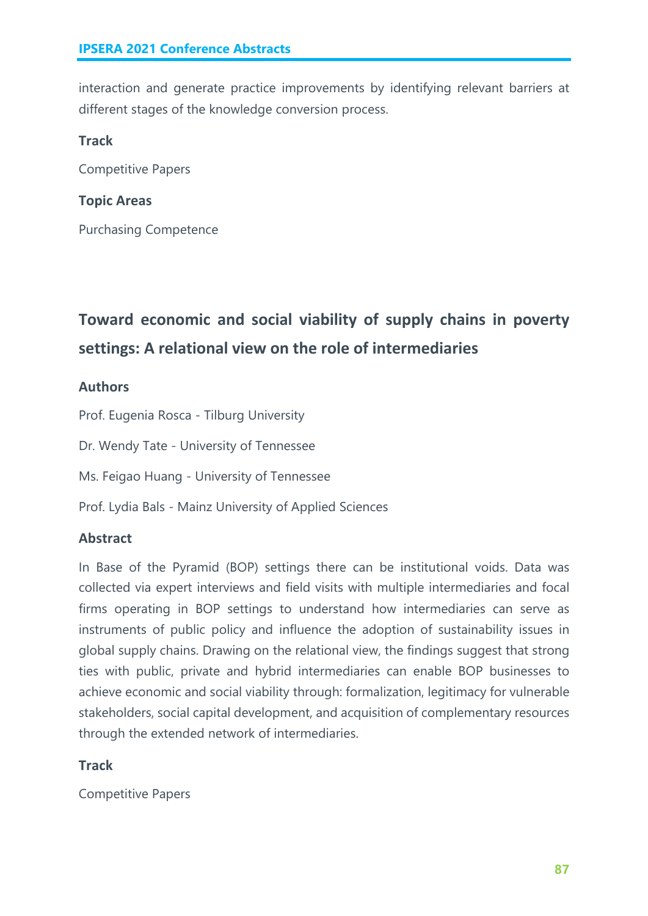interaction and generate practice improvements by identifying relevant barriers at different stages of the knowledge conversion process.

**Track**

Competitive Papers

**Topic Areas**

Purchasing Competence

## Toward economic and social viability of supply chains in poverty settings: A relational view on the role of intermediaries

**Authors**

Prof. Eugenia Rosca - Tilburg University

Dr. Wendy Tate - University of Tennessee

Ms. Feigao Huang - University of Tennessee

Prof. Lydia Bals - Mainz University of Applied Sciences

**Abstract**

In Base of the Pyramid (BOP) settings there can be institutional voids. Data was collected via expert interviews and field visits with multiple intermediaries and focal firms operating in BOP settings to understand how intermediaries can serve as instruments of public policy and influence the adoption of sustainability issues in global supply chains. Drawing on the relational view, the findings suggest that strong ties with public, private and hybrid intermediaries can enable BOP businesses to achieve economic and social viability through: formalization, legitimacy for vulnerable stakeholders, social capital development, and acquisition of complementary resources through the extended network of intermediaries.

**Track**

Competitive Papers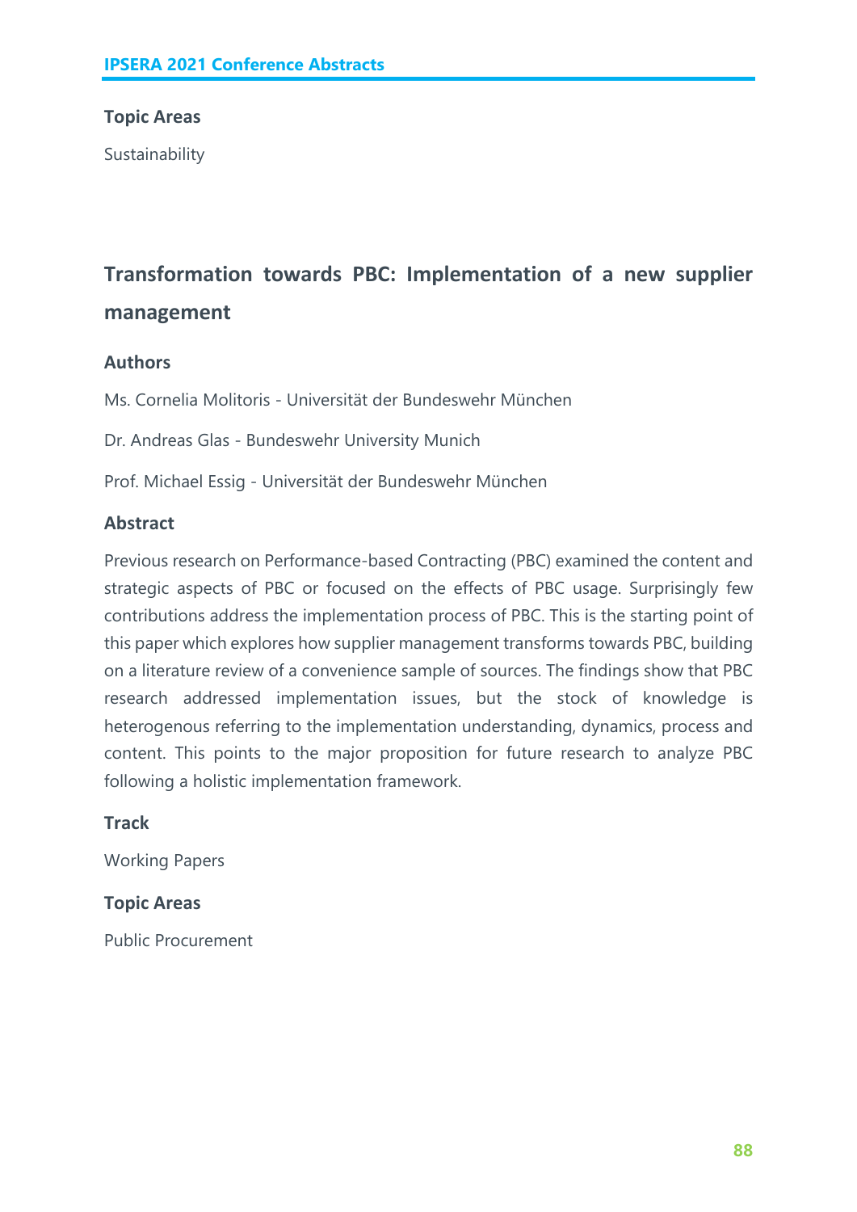### Topic Areas

Sustainability

## Transformation towards PBC: Implementation of a new supplier management

### Authors

Ms. Cornelia Molitoris - Universität der Bundeswehr München

Dr. Andreas Glas - Bundeswehr University Munich

Prof. Michael Essig - Universität der Bundeswehr München

### Abstract

Previous research on Performance-based Contracting (PBC) examined the content and strategic aspects of PBC or focused on the effects of PBC usage. Surprisingly few contributions address the implementation process of PBC. This is the starting point of this paper which explores how supplier management transforms towards PBC, building on a literature review of a convenience sample of sources. The findings show that PBC research addressed implementation issues, but the stock of knowledge is heterogenous referring to the implementation understanding, dynamics, process and content. This points to the major proposition for future research to analyze PBC following a holistic implementation framework.

### Track

Working Papers

### Topic Areas

Public Procurement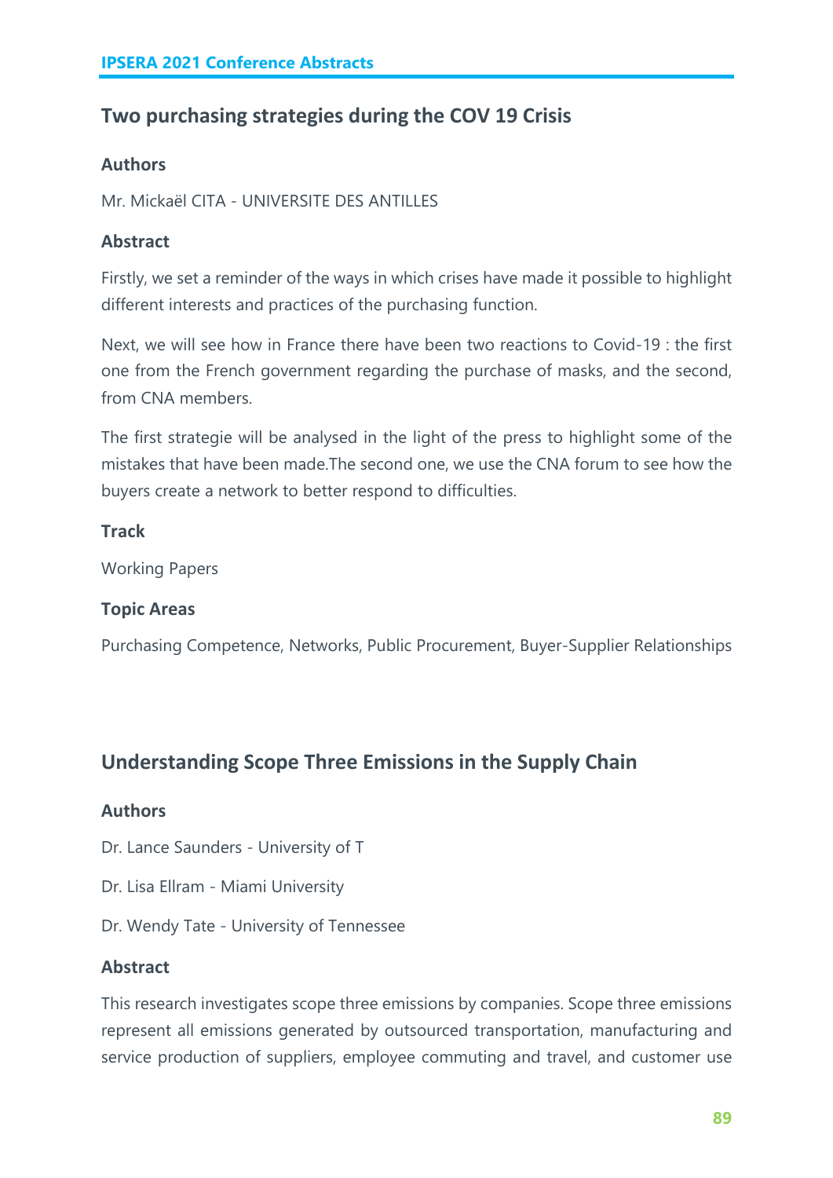## Two purchasing strategies during the COV 19 Crisis

### Authors

Mr. Mickaël CITA - UNIVERSITE DES ANTILLES

### Abstract

Firstly, we set a reminder of the ways in which crises have made it possible to highlight different interests and practices of the purchasing function.

Next, we will see how in France there have been two reactions to Covid-19 : the first one from the French government regarding the purchase of masks, and the second, from CNA members.

The first strategie will be analysed in the light of the press to highlight some of the mistakes that have been made.The second one, we use the CNA forum to see how the buyers create a network to better respond to difficulties.

### Track

Working Papers

### Topic Areas

Purchasing Competence, Networks, Public Procurement, Buyer-Supplier Relationships

## Understanding Scope Three Emissions in the Supply Chain

### Authors

Dr. Lance Saunders - University of T

Dr. Lisa Ellram - Miami University

Dr. Wendy Tate - University of Tennessee

### Abstract

This research investigates scope three emissions by companies. Scope three emissions represent all emissions generated by outsourced transportation, manufacturing and service production of suppliers, employee commuting and travel, and customer use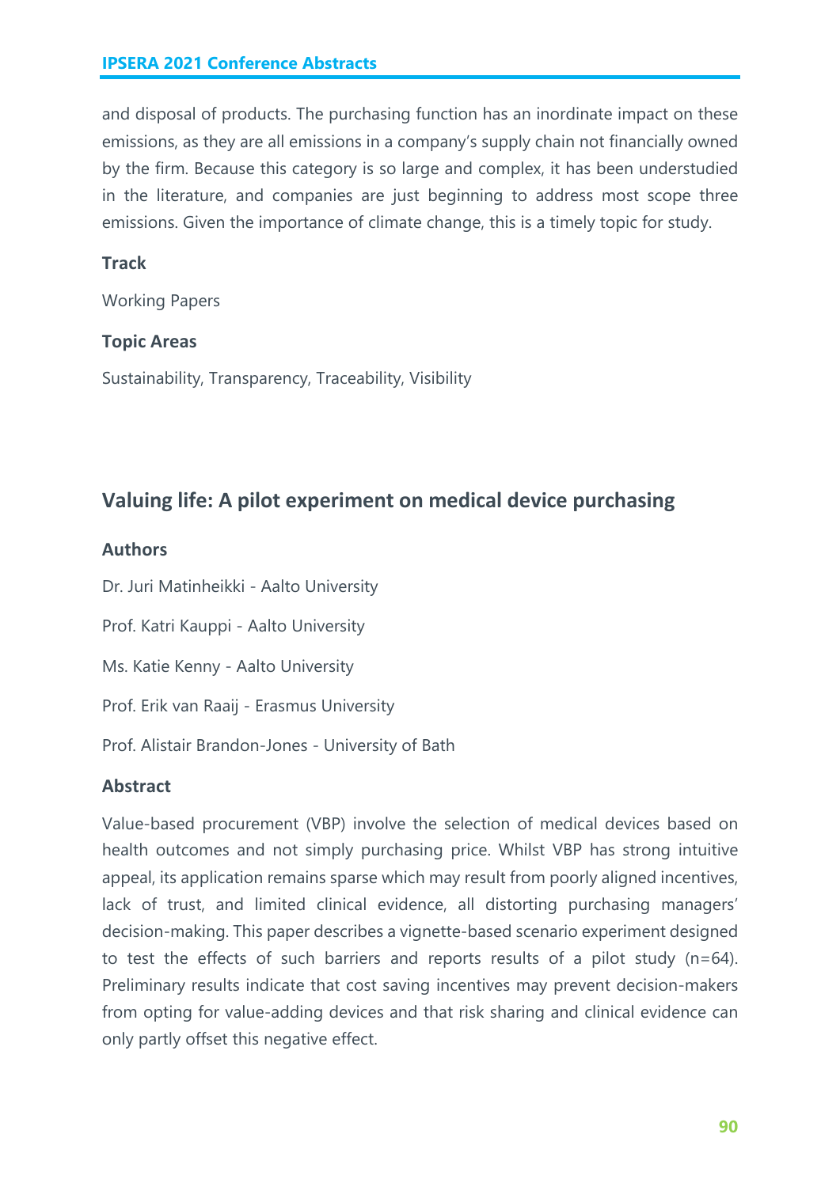and disposal of products. The purchasing function has an inordinate impact on these emissions, as they are all emissions in a company's supply chain not financially owned by the firm. Because this category is so large and complex, it has been understudied in the literature, and companies are just beginning to address most scope three emissions. Given the importance of climate change, this is a timely topic for study.

### Track

Working Papers

### Topic Areas

Sustainability, Transparency, Traceability, Visibility

## Valuing life: A pilot experiment on medical device purchasing

### Authors

Dr. Juri Matinheikki - Aalto University

Prof. Katri Kauppi - Aalto University

Ms. Katie Kenny - Aalto University

Prof. Erik van Raaij - Erasmus University

Prof. Alistair Brandon-Jones - University of Bath

### Abstract

Value-based procurement (VBP) involve the selection of medical devices based on health outcomes and not simply purchasing price. Whilst VBP has strong intuitive appeal, its application remains sparse which may result from poorly aligned incentives, lack of trust, and limited clinical evidence, all distorting purchasing managers' decision-making. This paper describes a vignette-based scenario experiment designed to test the effects of such barriers and reports results of a pilot study (n=64). Preliminary results indicate that cost saving incentives may prevent decision-makers from opting for value-adding devices and that risk sharing and clinical evidence can only partly offset this negative effect.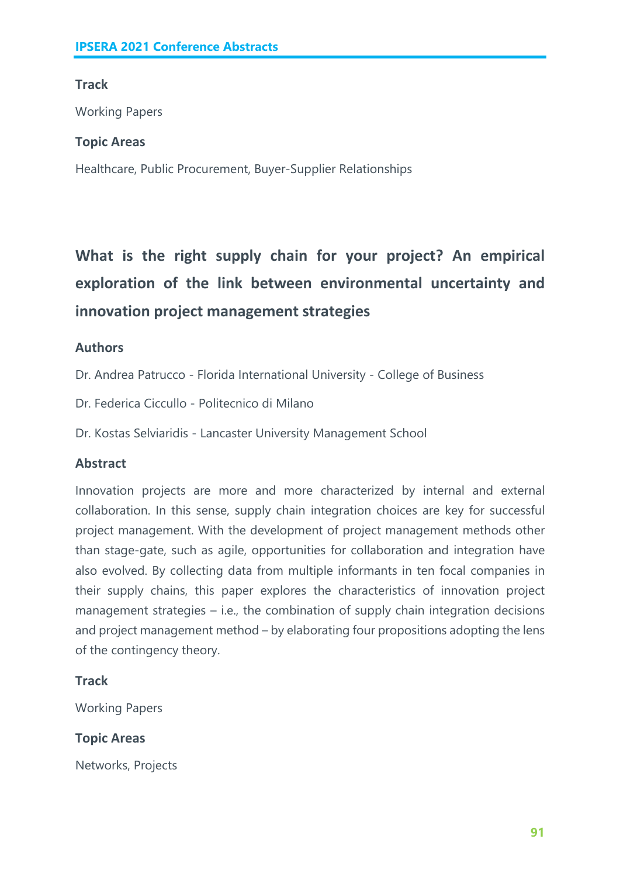### Track

Working Papers

### Topic Areas

Healthcare, Public Procurement, Buyer-Supplier Relationships

## What is the right supply chain for your project? An empirical exploration of the link between environmental uncertainty and innovation project management strategies

### Authors

Dr. Andrea Patrucco - Florida International University - College of Business

Dr. Federica Ciccullo - Politecnico di Milano

Dr. Kostas Selviaridis - Lancaster University Management School

### Abstract

Innovation projects are more and more characterized by internal and external collaboration. In this sense, supply chain integration choices are key for successful project management. With the development of project management methods other than stage-gate, such as agile, opportunities for collaboration and integration have also evolved. By collecting data from multiple informants in ten focal companies in their supply chains, this paper explores the characteristics of innovation project management strategies – i.e., the combination of supply chain integration decisions and project management method – by elaborating four propositions adopting the lens of the contingency theory.

### Track

Working Papers

### Topic Areas

Networks, Projects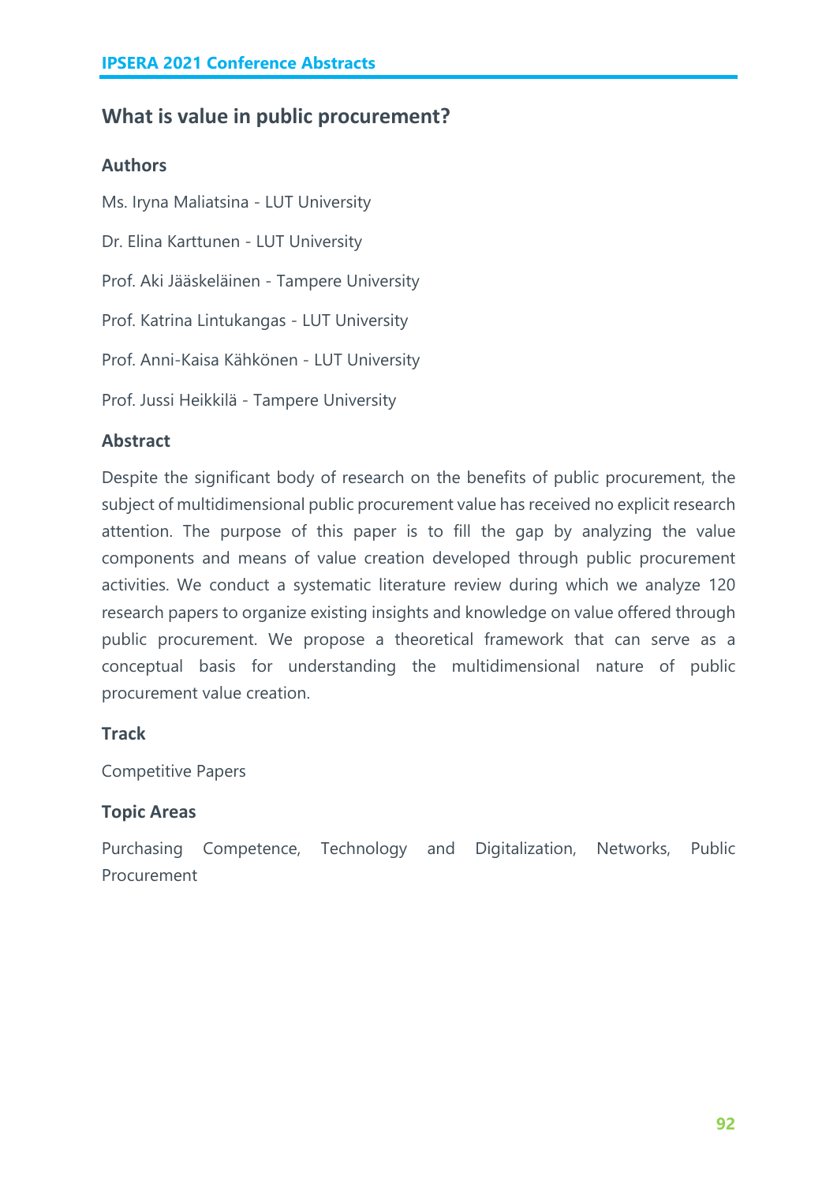## What is value in public procurement?

### Authors

Ms. Iryna Maliatsina - LUT University

Dr. Elina Karttunen - LUT University

Prof. Aki Jääskeläinen - Tampere University

Prof. Katrina Lintukangas - LUT University

Prof. Anni-Kaisa Kähkönen - LUT University

Prof. Jussi Heikkilä - Tampere University

### Abstract

Despite the significant body of research on the benefits of public procurement, the subject of multidimensional public procurement value has received no explicit research attention. The purpose of this paper is to fill the gap by analyzing the value components and means of value creation developed through public procurement activities. We conduct a systematic literature review during which we analyze 120 research papers to organize existing insights and knowledge on value offered through public procurement. We propose a theoretical framework that can serve as a conceptual basis for understanding the multidimensional nature of public procurement value creation.

### Track

Competitive Papers

### Topic Areas

Purchasing Competence, Technology and Digitalization, Networks, Public Procurement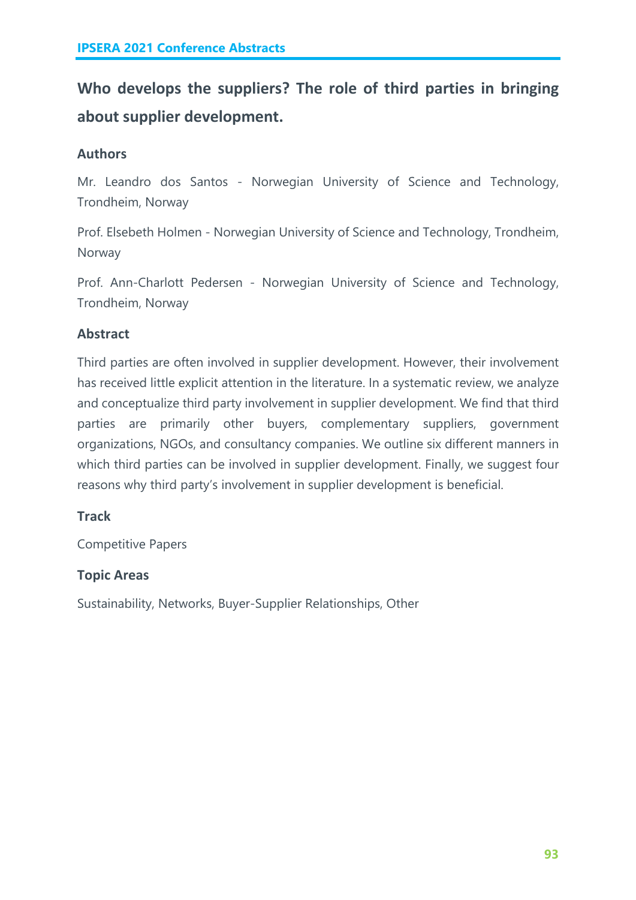# Who develops the suppliers? The role of third parties in bringing about supplier development.

## Authors

Mr. Leandro dos Santos - Norwegian University of Science and Technology, Trondheim, Norway

Prof. Elsebeth Holmen - Norwegian University of Science and Technology, Trondheim, Norway

Prof. Ann-Charlott Pedersen - Norwegian University of Science and Technology, Trondheim, Norway

## Abstract

Third parties are often involved in supplier development. However, their involvement has received little explicit attention in the literature. In a systematic review, we analyze and conceptualize third party involvement in supplier development. We find that third parties are primarily other buyers, complementary suppliers, government organizations, NGOs, and consultancy companies. We outline six different manners in which third parties can be involved in supplier development. Finally, we suggest four reasons why third party's involvement in supplier development is beneficial.

## Track

Competitive Papers

## Topic Areas

Sustainability, Networks, Buyer-Supplier Relationships, Other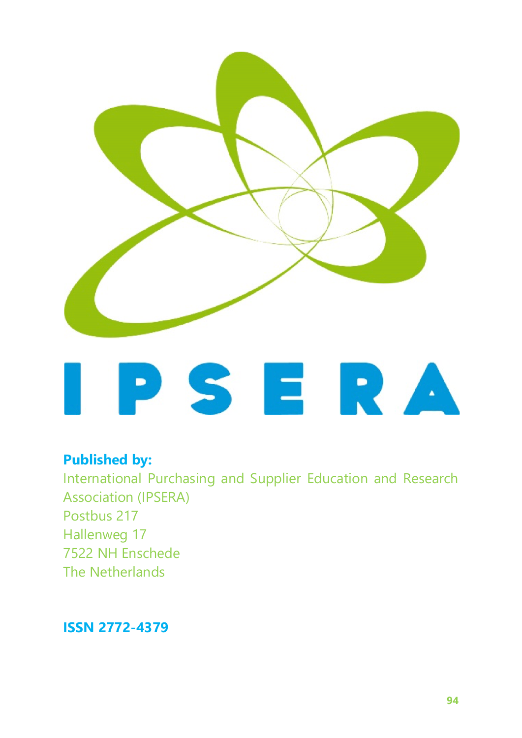IPSERA

**Published by:**

International Purchasing and Supplier Education and Research Association (IPSERA)
Postbus 217
Hallenweg 17
7522 NH Enschede
The Netherlands

**ISSN 2772-4379**